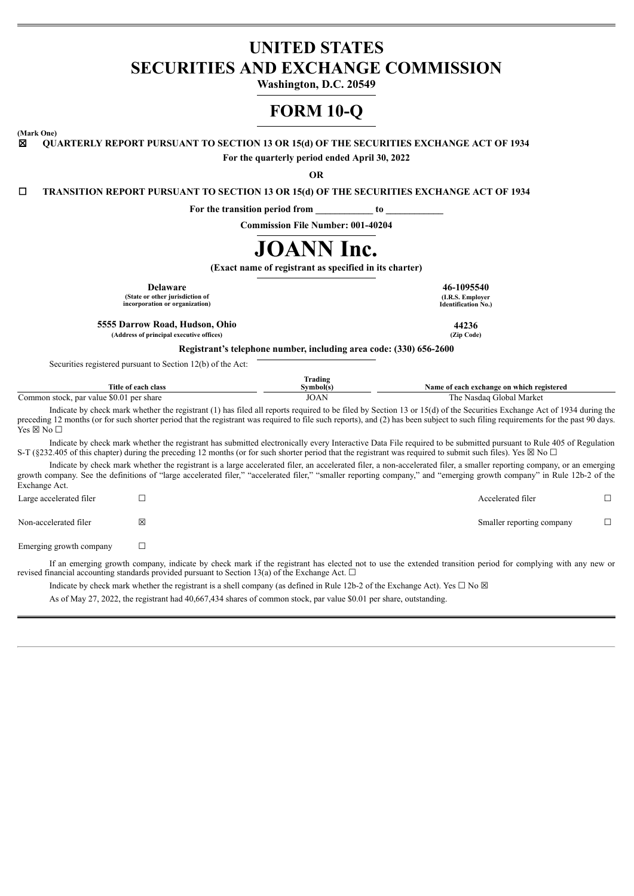# UNITED STATES
# SECURITIES AND EXCHANGE COMMISSION

**Washington, D.C. 20549**

# FORM 10-Q

**(Mark One)**

☒ **QUARTERLY REPORT PURSUANT TO SECTION 13 OR 15(d) OF THE SECURITIES EXCHANGE ACT OF 1934**

**For the quarterly period ended April 30, 2022**

**OR**

☐ **TRANSITION REPORT PURSUANT TO SECTION 13 OR 15(d) OF THE SECURITIES EXCHANGE ACT OF 1934**

**For the transition period from \_\_\_\_\_\_\_\_\_\_\_ to \_\_\_\_\_\_\_\_\_\_\_**

**Commission File Number: 001-40204**

# JOANN Inc.

**(Exact name of registrant as specified in its charter)**

| | |
|---|---|
| **Delaware** | **46-1095540** |
| **(State or other jurisdiction of incorporation or organization)** | **(I.R.S. Employer Identification No.)** |
| **5555 Darrow Road, Hudson, Ohio** | **44236** |
| **(Address of principal executive offices)** | **(Zip Code)** |

**Registrant's telephone number, including area code: (330) 656-2600**

Securities registered pursuant to Section 12(b) of the Act:

| Title of each class | Trading Symbol(s) | Name of each exchange on which registered |
|---|---|---|
| Common stock, par value $0.01 per share | JOAN | The Nasdaq Global Market |

Indicate by check mark whether the registrant (1) has filed all reports required to be filed by Section 13 or 15(d) of the Securities Exchange Act of 1934 during the preceding 12 months (or for such shorter period that the registrant was required to file such reports), and (2) has been subject to such filing requirements for the past 90 days. Yes ☒ No ☐

Indicate by check mark whether the registrant has submitted electronically every Interactive Data File required to be submitted pursuant to Rule 405 of Regulation S-T (§232.405 of this chapter) during the preceding 12 months (or for such shorter period that the registrant was required to submit such files). Yes ☒ No ☐

Indicate by check mark whether the registrant is a large accelerated filer, an accelerated filer, a non-accelerated filer, a smaller reporting company, or an emerging growth company. See the definitions of "large accelerated filer," "accelerated filer," "smaller reporting company," and "emerging growth company" in Rule 12b-2 of the Exchange Act.

| | | | |
|---|---|---|---|
| Large accelerated filer | ☐ | Accelerated filer | ☐ |
| Non-accelerated filer | ☒ | Smaller reporting company | ☐ |
| Emerging growth company | ☐ | | |

If an emerging growth company, indicate by check mark if the registrant has elected not to use the extended transition period for complying with any new or revised financial accounting standards provided pursuant to Section 13(a) of the Exchange Act. ☐

Indicate by check mark whether the registrant is a shell company (as defined in Rule 12b-2 of the Exchange Act). Yes ☐ No ☒

As of May 27, 2022, the registrant had 40,667,434 shares of common stock, par value $0.01 per share, outstanding.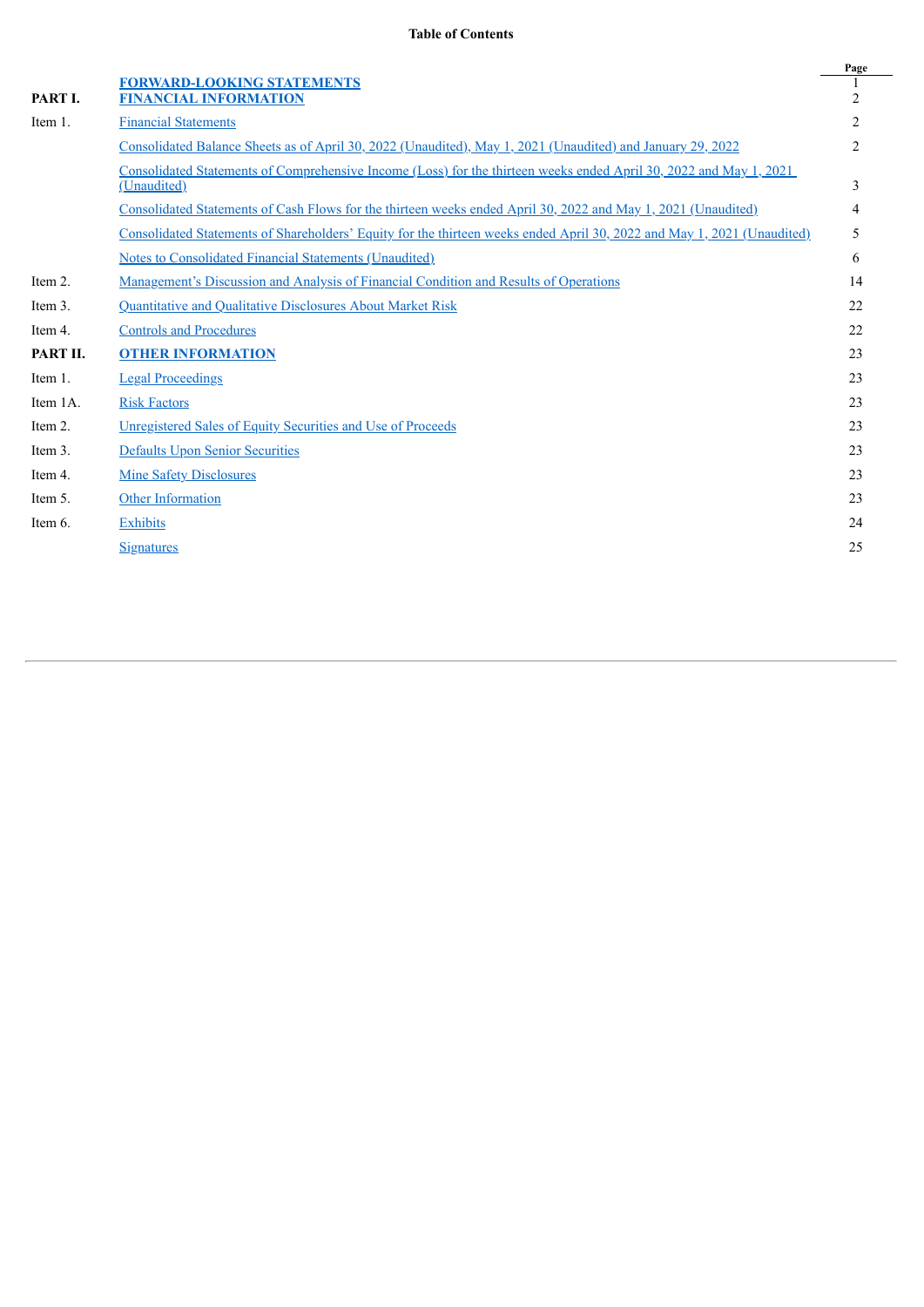# Table of Contents

| | | Page |
|---|---|---|
| | **FORWARD-LOOKING STATEMENTS** | 1 |
| **PART I.** | **FINANCIAL INFORMATION** | 2 |
| Item 1. | Financial Statements | 2 |
| | Consolidated Balance Sheets as of April 30, 2022 (Unaudited), May 1, 2021 (Unaudited) and January 29, 2022 | 2 |
| | Consolidated Statements of Comprehensive Income (Loss) for the thirteen weeks ended April 30, 2022 and May 1, 2021 (Unaudited) | 3 |
| | Consolidated Statements of Cash Flows for the thirteen weeks ended April 30, 2022 and May 1, 2021 (Unaudited) | 4 |
| | Consolidated Statements of Shareholders' Equity for the thirteen weeks ended April 30, 2022 and May 1, 2021 (Unaudited) | 5 |
| | Notes to Consolidated Financial Statements (Unaudited) | 6 |
| Item 2. | Management's Discussion and Analysis of Financial Condition and Results of Operations | 14 |
| Item 3. | Quantitative and Qualitative Disclosures About Market Risk | 22 |
| Item 4. | Controls and Procedures | 22 |
| **PART II.** | **OTHER INFORMATION** | 23 |
| Item 1. | Legal Proceedings | 23 |
| Item 1A. | Risk Factors | 23 |
| Item 2. | Unregistered Sales of Equity Securities and Use of Proceeds | 23 |
| Item 3. | Defaults Upon Senior Securities | 23 |
| Item 4. | Mine Safety Disclosures | 23 |
| Item 5. | Other Information | 23 |
| Item 6. | Exhibits | 24 |
| | Signatures | 25 |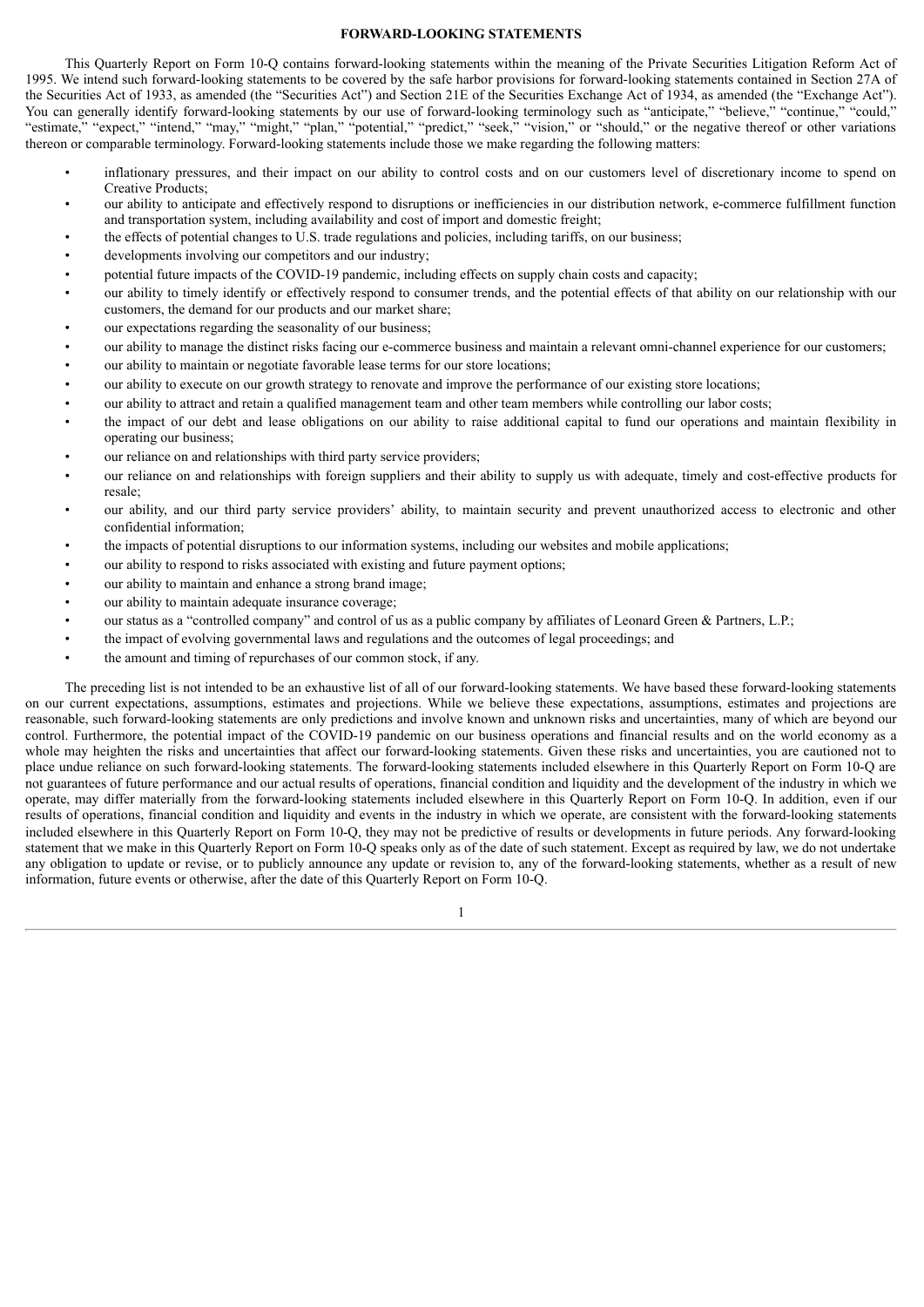## FORWARD-LOOKING STATEMENTS

This Quarterly Report on Form 10-Q contains forward-looking statements within the meaning of the Private Securities Litigation Reform Act of 1995. We intend such forward-looking statements to be covered by the safe harbor provisions for forward-looking statements contained in Section 27A of the Securities Act of 1933, as amended (the "Securities Act") and Section 21E of the Securities Exchange Act of 1934, as amended (the "Exchange Act"). You can generally identify forward-looking statements by our use of forward-looking terminology such as "anticipate," "believe," "continue," "could," "estimate," "expect," "intend," "may," "might," "plan," "potential," "predict," "seek," "vision," or "should," or the negative thereof or other variations thereon or comparable terminology. Forward-looking statements include those we make regarding the following matters:

- inflationary pressures, and their impact on our ability to control costs and on our customers level of discretionary income to spend on Creative Products;
- our ability to anticipate and effectively respond to disruptions or inefficiencies in our distribution network, e-commerce fulfillment function and transportation system, including availability and cost of import and domestic freight;
- the effects of potential changes to U.S. trade regulations and policies, including tariffs, on our business;
- developments involving our competitors and our industry;
- potential future impacts of the COVID-19 pandemic, including effects on supply chain costs and capacity;
- our ability to timely identify or effectively respond to consumer trends, and the potential effects of that ability on our relationship with our customers, the demand for our products and our market share;
- our expectations regarding the seasonality of our business;
- our ability to manage the distinct risks facing our e-commerce business and maintain a relevant omni-channel experience for our customers;
- our ability to maintain or negotiate favorable lease terms for our store locations;
- our ability to execute on our growth strategy to renovate and improve the performance of our existing store locations;
- our ability to attract and retain a qualified management team and other team members while controlling our labor costs;
- the impact of our debt and lease obligations on our ability to raise additional capital to fund our operations and maintain flexibility in operating our business;
- our reliance on and relationships with third party service providers;
- our reliance on and relationships with foreign suppliers and their ability to supply us with adequate, timely and cost-effective products for resale;
- our ability, and our third party service providers' ability, to maintain security and prevent unauthorized access to electronic and other confidential information;
- the impacts of potential disruptions to our information systems, including our websites and mobile applications;
- our ability to respond to risks associated with existing and future payment options;
- our ability to maintain and enhance a strong brand image;
- our ability to maintain adequate insurance coverage;
- our status as a "controlled company" and control of us as a public company by affiliates of Leonard Green & Partners, L.P.;
- the impact of evolving governmental laws and regulations and the outcomes of legal proceedings; and
- the amount and timing of repurchases of our common stock, if any.

The preceding list is not intended to be an exhaustive list of all of our forward-looking statements. We have based these forward-looking statements on our current expectations, assumptions, estimates and projections. While we believe these expectations, assumptions, estimates and projections are reasonable, such forward-looking statements are only predictions and involve known and unknown risks and uncertainties, many of which are beyond our control. Furthermore, the potential impact of the COVID-19 pandemic on our business operations and financial results and on the world economy as a whole may heighten the risks and uncertainties that affect our forward-looking statements. Given these risks and uncertainties, you are cautioned not to place undue reliance on such forward-looking statements. The forward-looking statements included elsewhere in this Quarterly Report on Form 10-Q are not guarantees of future performance and our actual results of operations, financial condition and liquidity and the development of the industry in which we operate, may differ materially from the forward-looking statements included elsewhere in this Quarterly Report on Form 10-Q. In addition, even if our results of operations, financial condition and liquidity and events in the industry in which we operate, are consistent with the forward-looking statements included elsewhere in this Quarterly Report on Form 10-Q, they may not be predictive of results or developments in future periods. Any forward-looking statement that we make in this Quarterly Report on Form 10-Q speaks only as of the date of such statement. Except as required by law, we do not undertake any obligation to update or revise, or to publicly announce any update or revision to, any of the forward-looking statements, whether as a result of new information, future events or otherwise, after the date of this Quarterly Report on Form 10-Q.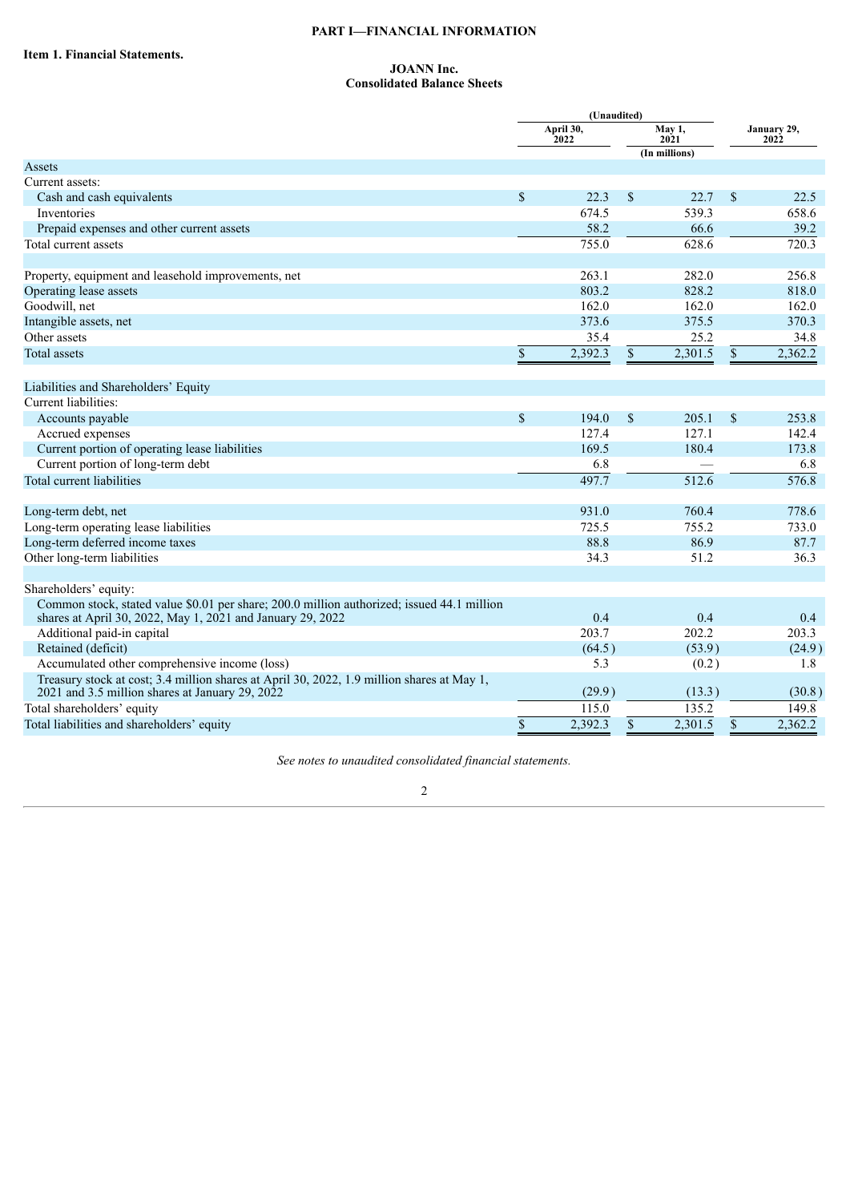# PART I—FINANCIAL INFORMATION

## Item 1. Financial Statements.

### JOANN Inc.
### Consolidated Balance Sheets

| | (Unaudited) April 30, 2022 | (Unaudited) May 1, 2021 | January 29, 2022 |
|---|---|---|---|
| | | (In millions) | |
| Assets | | | |
| Current assets: | | | |
| Cash and cash equivalents | $ 22.3 | $ 22.7 | $ 22.5 |
| Inventories | 674.5 | 539.3 | 658.6 |
| Prepaid expenses and other current assets | 58.2 | 66.6 | 39.2 |
| Total current assets | 755.0 | 628.6 | 720.3 |
| | | | |
| Property, equipment and leasehold improvements, net | 263.1 | 282.0 | 256.8 |
| Operating lease assets | 803.2 | 828.2 | 818.0 |
| Goodwill, net | 162.0 | 162.0 | 162.0 |
| Intangible assets, net | 373.6 | 375.5 | 370.3 |
| Other assets | 35.4 | 25.2 | 34.8 |
| Total assets | $ 2,392.3 | $ 2,301.5 | $ 2,362.2 |
| | | | |
| Liabilities and Shareholders' Equity | | | |
| Current liabilities: | | | |
| Accounts payable | $ 194.0 | $ 205.1 | $ 253.8 |
| Accrued expenses | 127.4 | 127.1 | 142.4 |
| Current portion of operating lease liabilities | 169.5 | 180.4 | 173.8 |
| Current portion of long-term debt | 6.8 | — | 6.8 |
| Total current liabilities | 497.7 | 512.6 | 576.8 |
| | | | |
| Long-term debt, net | 931.0 | 760.4 | 778.6 |
| Long-term operating lease liabilities | 725.5 | 755.2 | 733.0 |
| Long-term deferred income taxes | 88.8 | 86.9 | 87.7 |
| Other long-term liabilities | 34.3 | 51.2 | 36.3 |
| | | | |
| Shareholders' equity: | | | |
| Common stock, stated value $0.01 per share; 200.0 million authorized; issued 44.1 million shares at April 30, 2022, May 1, 2021 and January 29, 2022 | 0.4 | 0.4 | 0.4 |
| Additional paid-in capital | 203.7 | 202.2 | 203.3 |
| Retained (deficit) | (64.5) | (53.9) | (24.9) |
| Accumulated other comprehensive income (loss) | 5.3 | (0.2) | 1.8 |
| Treasury stock at cost; 3.4 million shares at April 30, 2022, 1.9 million shares at May 1, 2021 and 3.5 million shares at January 29, 2022 | (29.9) | (13.3) | (30.8) |
| Total shareholders' equity | 115.0 | 135.2 | 149.8 |
| Total liabilities and shareholders' equity | $ 2,392.3 | $ 2,301.5 | $ 2,362.2 |

*See notes to unaudited consolidated financial statements.*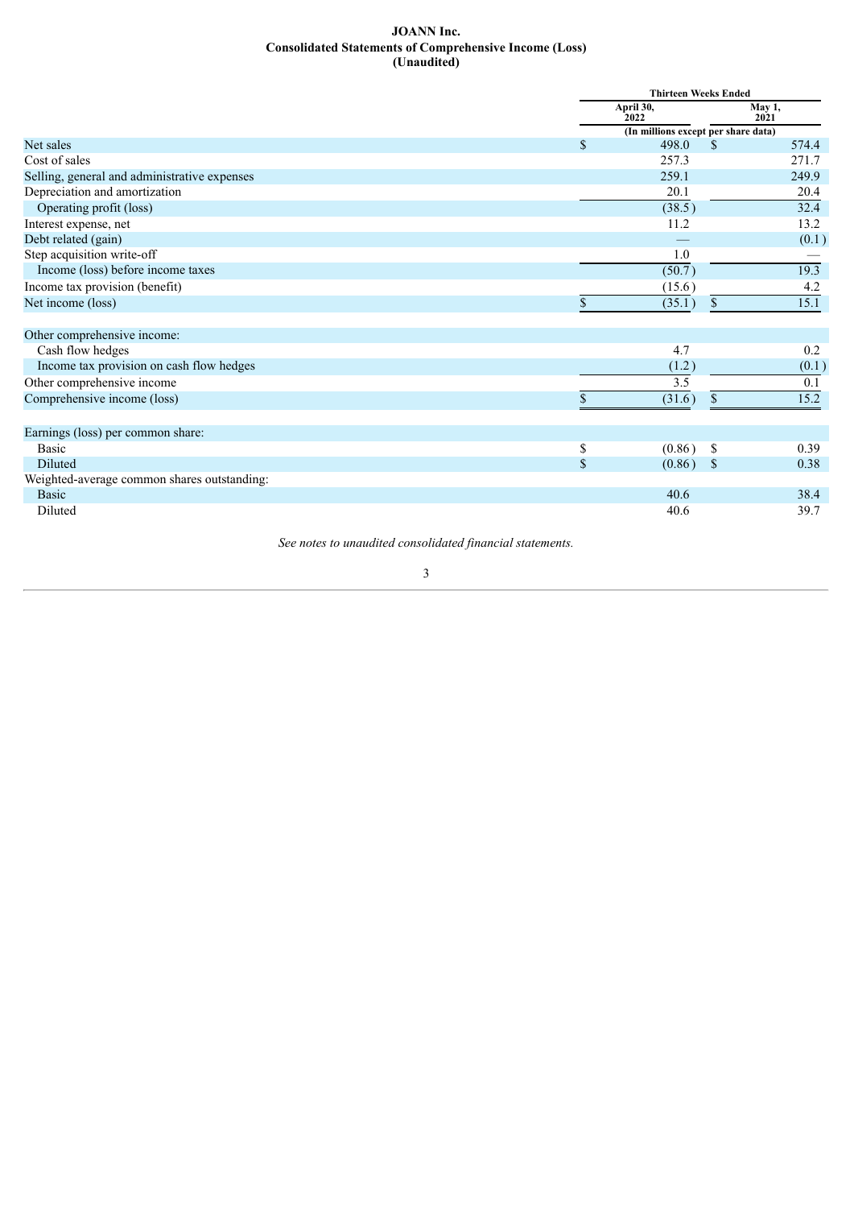**JOANN Inc.**
**Consolidated Statements of Comprehensive Income (Loss)**
**(Unaudited)**

| | Thirteen Weeks Ended | |
|---|---|---|
| | April 30, 2022 | May 1, 2021 |
| | (In millions except per share data) | |
| Net sales | $ 498.0 | $ 574.4 |
| Cost of sales | 257.3 | 271.7 |
| Selling, general and administrative expenses | 259.1 | 249.9 |
| Depreciation and amortization | 20.1 | 20.4 |
| Operating profit (loss) | (38.5) | 32.4 |
| Interest expense, net | 11.2 | 13.2 |
| Debt related (gain) | — | (0.1) |
| Step acquisition write-off | 1.0 | — |
| Income (loss) before income taxes | (50.7) | 19.3 |
| Income tax provision (benefit) | (15.6) | 4.2 |
| Net income (loss) | $ (35.1) | $ 15.1 |
| | | |
| Other comprehensive income: | | |
| Cash flow hedges | 4.7 | 0.2 |
| Income tax provision on cash flow hedges | (1.2) | (0.1) |
| Other comprehensive income | 3.5 | 0.1 |
| Comprehensive income (loss) | $ (31.6) | $ 15.2 |
| | | |
| Earnings (loss) per common share: | | |
| Basic | $ (0.86) | $ 0.39 |
| Diluted | $ (0.86) | $ 0.38 |
| Weighted-average common shares outstanding: | | |
| Basic | 40.6 | 38.4 |
| Diluted | 40.6 | 39.7 |

*See notes to unaudited consolidated financial statements.*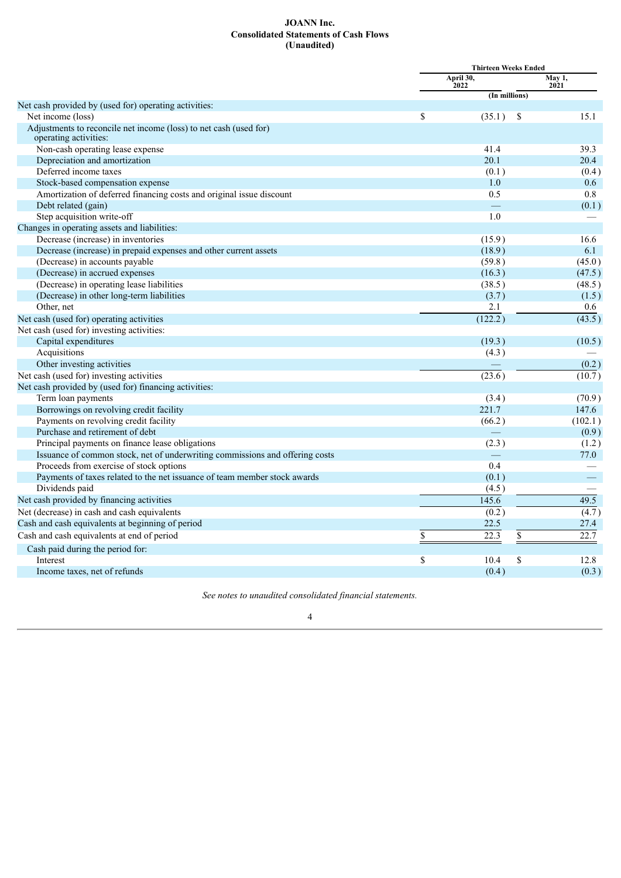# JOANN Inc.
## Consolidated Statements of Cash Flows
### (Unaudited)

| | Thirteen Weeks Ended | |
|---|---|---|
| | April 30, 2022 | May 1, 2021 |
| | (In millions) | |
| Net cash provided by (used for) operating activities: | | |
| Net income (loss) | $ (35.1) | $ 15.1 |
| Adjustments to reconcile net income (loss) to net cash (used for) operating activities: | | |
| Non-cash operating lease expense | 41.4 | 39.3 |
| Depreciation and amortization | 20.1 | 20.4 |
| Deferred income taxes | (0.1) | (0.4) |
| Stock-based compensation expense | 1.0 | 0.6 |
| Amortization of deferred financing costs and original issue discount | 0.5 | 0.8 |
| Debt related (gain) | — | (0.1) |
| Step acquisition write-off | 1.0 | — |
| Changes in operating assets and liabilities: | | |
| Decrease (increase) in inventories | (15.9) | 16.6 |
| Decrease (increase) in prepaid expenses and other current assets | (18.9) | 6.1 |
| (Decrease) in accounts payable | (59.8) | (45.0) |
| (Decrease) in accrued expenses | (16.3) | (47.5) |
| (Decrease) in operating lease liabilities | (38.5) | (48.5) |
| (Decrease) in other long-term liabilities | (3.7) | (1.5) |
| Other, net | 2.1 | 0.6 |
| Net cash (used for) operating activities | (122.2) | (43.5) |
| Net cash (used for) investing activities: | | |
| Capital expenditures | (19.3) | (10.5) |
| Acquisitions | (4.3) | — |
| Other investing activities | — | (0.2) |
| Net cash (used for) investing activities | (23.6) | (10.7) |
| Net cash provided by (used for) financing activities: | | |
| Term loan payments | (3.4) | (70.9) |
| Borrowings on revolving credit facility | 221.7 | 147.6 |
| Payments on revolving credit facility | (66.2) | (102.1) |
| Purchase and retirement of debt | — | (0.9) |
| Principal payments on finance lease obligations | (2.3) | (1.2) |
| Issuance of common stock, net of underwriting commissions and offering costs | — | 77.0 |
| Proceeds from exercise of stock options | 0.4 | — |
| Payments of taxes related to the net issuance of team member stock awards | (0.1) | — |
| Dividends paid | (4.5) | — |
| Net cash provided by financing activities | 145.6 | 49.5 |
| Net (decrease) in cash and cash equivalents | (0.2) | (4.7) |
| Cash and cash equivalents at beginning of period | 22.5 | 27.4 |
| Cash and cash equivalents at end of period | $ 22.3 | $ 22.7 |
| Cash paid during the period for: | | |
| Interest | $ 10.4 | $ 12.8 |
| Income taxes, net of refunds | (0.4) | (0.3) |

*See notes to unaudited consolidated financial statements.*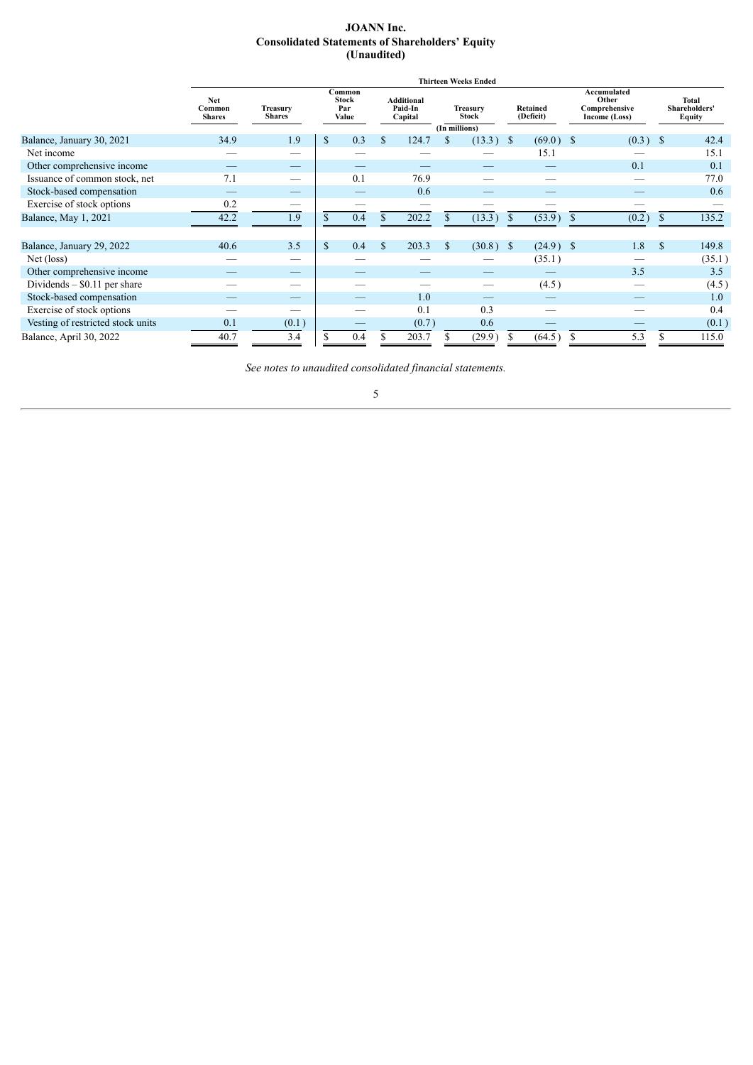# JOANN Inc.
## Consolidated Statements of Shareholders' Equity
## (Unaudited)

| | Thirteen Weeks Ended | | | | | | | |
|---|---|---|---|---|---|---|---|---|
| | Net Common Shares | Treasury Shares | Common Stock Par Value | Additional Paid-In Capital | Treasury Stock | Retained (Deficit) | Accumulated Other Comprehensive Income (Loss) | Total Shareholders' Equity |
| | (In millions) | | | | | | | |
| Balance, January 30, 2021 | 34.9 | 1.9 | $ 0.3 | $ 124.7 | $ (13.3) | $ (69.0) | $ (0.3) | $ 42.4 |
| Net income | — | — | — | — | — | 15.1 | — | 15.1 |
| Other comprehensive income | — | — | — | — | — | — | 0.1 | 0.1 |
| Issuance of common stock, net | 7.1 | — | 0.1 | 76.9 | — | — | — | 77.0 |
| Stock-based compensation | — | — | — | 0.6 | — | — | — | 0.6 |
| Exercise of stock options | 0.2 | — | — | — | — | — | — | — |
| Balance, May 1, 2021 | 42.2 | 1.9 | $ 0.4 | $ 202.2 | $ (13.3) | $ (53.9) | $ (0.2) | $ 135.2 |
| | | | | | | | | |
| Balance, January 29, 2022 | 40.6 | 3.5 | $ 0.4 | $ 203.3 | $ (30.8) | $ (24.9) | $ 1.8 | $ 149.8 |
| Net (loss) | — | — | — | — | — | (35.1) | — | (35.1) |
| Other comprehensive income | — | — | — | — | — | — | 3.5 | 3.5 |
| Dividends – $0.11 per share | — | — | — | — | — | (4.5) | — | (4.5) |
| Stock-based compensation | — | — | — | 1.0 | — | — | — | 1.0 |
| Exercise of stock options | — | — | — | 0.1 | 0.3 | — | — | 0.4 |
| Vesting of restricted stock units | 0.1 | (0.1) | — | (0.7) | 0.6 | — | — | (0.1) |
| Balance, April 30, 2022 | 40.7 | 3.4 | $ 0.4 | $ 203.7 | $ (29.9) | $ (64.5) | $ 5.3 | $ 115.0 |

*See notes to unaudited consolidated financial statements.*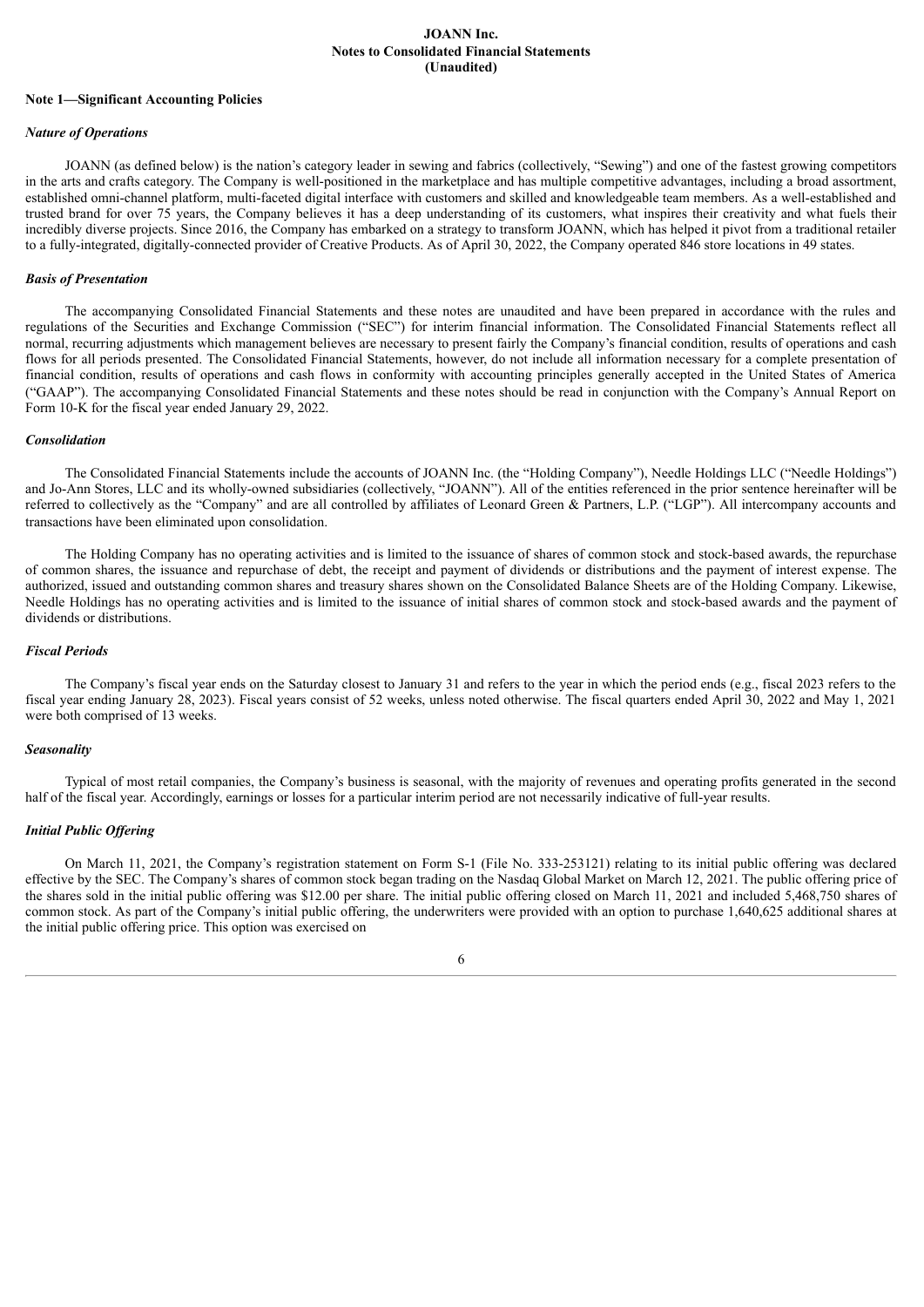# JOANN Inc.
## Notes to Consolidated Financial Statements
## (Unaudited)

### Note 1—Significant Accounting Policies

#### *Nature of Operations*

JOANN (as defined below) is the nation's category leader in sewing and fabrics (collectively, "Sewing") and one of the fastest growing competitors in the arts and crafts category. The Company is well-positioned in the marketplace and has multiple competitive advantages, including a broad assortment, established omni-channel platform, multi-faceted digital interface with customers and skilled and knowledgeable team members. As a well-established and trusted brand for over 75 years, the Company believes it has a deep understanding of its customers, what inspires their creativity and what fuels their incredibly diverse projects. Since 2016, the Company has embarked on a strategy to transform JOANN, which has helped it pivot from a traditional retailer to a fully-integrated, digitally-connected provider of Creative Products. As of April 30, 2022, the Company operated 846 store locations in 49 states.

#### *Basis of Presentation*

The accompanying Consolidated Financial Statements and these notes are unaudited and have been prepared in accordance with the rules and regulations of the Securities and Exchange Commission ("SEC") for interim financial information. The Consolidated Financial Statements reflect all normal, recurring adjustments which management believes are necessary to present fairly the Company's financial condition, results of operations and cash flows for all periods presented. The Consolidated Financial Statements, however, do not include all information necessary for a complete presentation of financial condition, results of operations and cash flows in conformity with accounting principles generally accepted in the United States of America ("GAAP"). The accompanying Consolidated Financial Statements and these notes should be read in conjunction with the Company's Annual Report on Form 10-K for the fiscal year ended January 29, 2022.

#### *Consolidation*

The Consolidated Financial Statements include the accounts of JOANN Inc. (the "Holding Company"), Needle Holdings LLC ("Needle Holdings") and Jo-Ann Stores, LLC and its wholly-owned subsidiaries (collectively, "JOANN"). All of the entities referenced in the prior sentence hereinafter will be referred to collectively as the "Company" and are all controlled by affiliates of Leonard Green & Partners, L.P. ("LGP"). All intercompany accounts and transactions have been eliminated upon consolidation.

The Holding Company has no operating activities and is limited to the issuance of shares of common stock and stock-based awards, the repurchase of common shares, the issuance and repurchase of debt, the receipt and payment of dividends or distributions and the payment of interest expense. The authorized, issued and outstanding common shares and treasury shares shown on the Consolidated Balance Sheets are of the Holding Company. Likewise, Needle Holdings has no operating activities and is limited to the issuance of initial shares of common stock and stock-based awards and the payment of dividends or distributions.

#### *Fiscal Periods*

The Company's fiscal year ends on the Saturday closest to January 31 and refers to the year in which the period ends (e.g., fiscal 2023 refers to the fiscal year ending January 28, 2023). Fiscal years consist of 52 weeks, unless noted otherwise. The fiscal quarters ended April 30, 2022 and May 1, 2021 were both comprised of 13 weeks.

#### *Seasonality*

Typical of most retail companies, the Company's business is seasonal, with the majority of revenues and operating profits generated in the second half of the fiscal year. Accordingly, earnings or losses for a particular interim period are not necessarily indicative of full-year results.

#### *Initial Public Offering*

On March 11, 2021, the Company's registration statement on Form S-1 (File No. 333-253121) relating to its initial public offering was declared effective by the SEC. The Company's shares of common stock began trading on the Nasdaq Global Market on March 12, 2021. The public offering price of the shares sold in the initial public offering was $12.00 per share. The initial public offering closed on March 11, 2021 and included 5,468,750 shares of common stock. As part of the Company's initial public offering, the underwriters were provided with an option to purchase 1,640,625 additional shares at the initial public offering price. This option was exercised on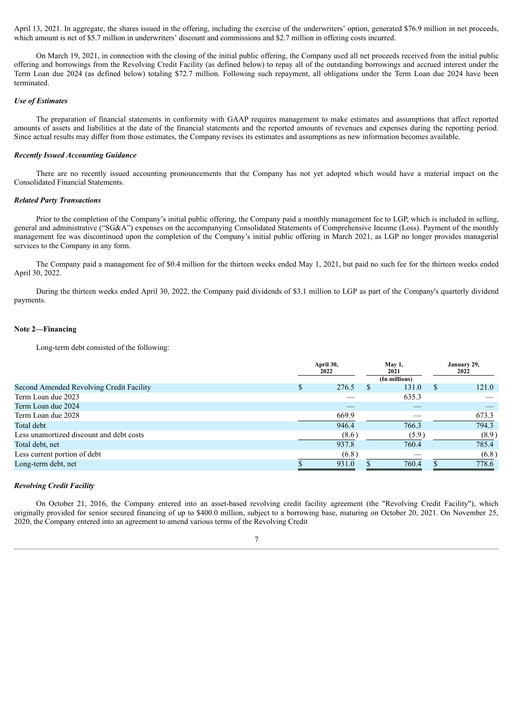April 13, 2021. In aggregate, the shares issued in the offering, including the exercise of the underwriters' option, generated $76.9 million in net proceeds, which amount is net of $5.7 million in underwriters' discount and commissions and $2.7 million in offering costs incurred.

On March 19, 2021, in connection with the closing of the initial public offering, the Company used all net proceeds received from the initial public offering and borrowings from the Revolving Credit Facility (as defined below) to repay all of the outstanding borrowings and accrued interest under the Term Loan due 2024 (as defined below) totaling $72.7 million. Following such repayment, all obligations under the Term Loan due 2024 have been terminated.

***Use of Estimates***

The preparation of financial statements in conformity with GAAP requires management to make estimates and assumptions that affect reported amounts of assets and liabilities at the date of the financial statements and the reported amounts of revenues and expenses during the reporting period. Since actual results may differ from those estimates, the Company revises its estimates and assumptions as new information becomes available.

***Recently Issued Accounting Guidance***

There are no recently issued accounting pronouncements that the Company has not yet adopted which would have a material impact on the Consolidated Financial Statements.

***Related Party Transactions***

Prior to the completion of the Company's initial public offering, the Company paid a monthly management fee to LGP, which is included in selling, general and administrative ("SG&A") expenses on the accompanying Consolidated Statements of Comprehensive Income (Loss). Payment of the monthly management fee was discontinued upon the completion of the Company's initial public offering in March 2021, as LGP no longer provides managerial services to the Company in any form.

The Company paid a management fee of $0.4 million for the thirteen weeks ended May 1, 2021, but paid no such fee for the thirteen weeks ended April 30, 2022.

During the thirteen weeks ended April 30, 2022, the Company paid dividends of $3.1 million to LGP as part of the Company's quarterly dividend payments.

**Note 2—Financing**

Long-term debt consisted of the following:

| | April 30, 2022 | May 1, 2021 | January 29, 2022 |
|---|---|---|---|
| | | (In millions) | |
| Second Amended Revolving Credit Facility | $ 276.5 | $ 131.0 | $ 121.0 |
| Term Loan due 2023 | — | 635.3 | — |
| Term Loan due 2024 | — | — | — |
| Term Loan due 2028 | 669.9 | — | 673.3 |
| Total debt | 946.4 | 766.3 | 794.3 |
| Less unamortized discount and debt costs | (8.6) | (5.9) | (8.9) |
| Total debt, net | 937.8 | 760.4 | 785.4 |
| Less current portion of debt | (6.8) | — | (6.8) |
| Long-term debt, net | $ 931.0 | $ 760.4 | $ 778.6 |

***Revolving Credit Facility***

On October 21, 2016, the Company entered into an asset-based revolving credit facility agreement (the "Revolving Credit Facility"), which originally provided for senior secured financing of up to $400.0 million, subject to a borrowing base, maturing on October 20, 2021. On November 25, 2020, the Company entered into an agreement to amend various terms of the Revolving Credit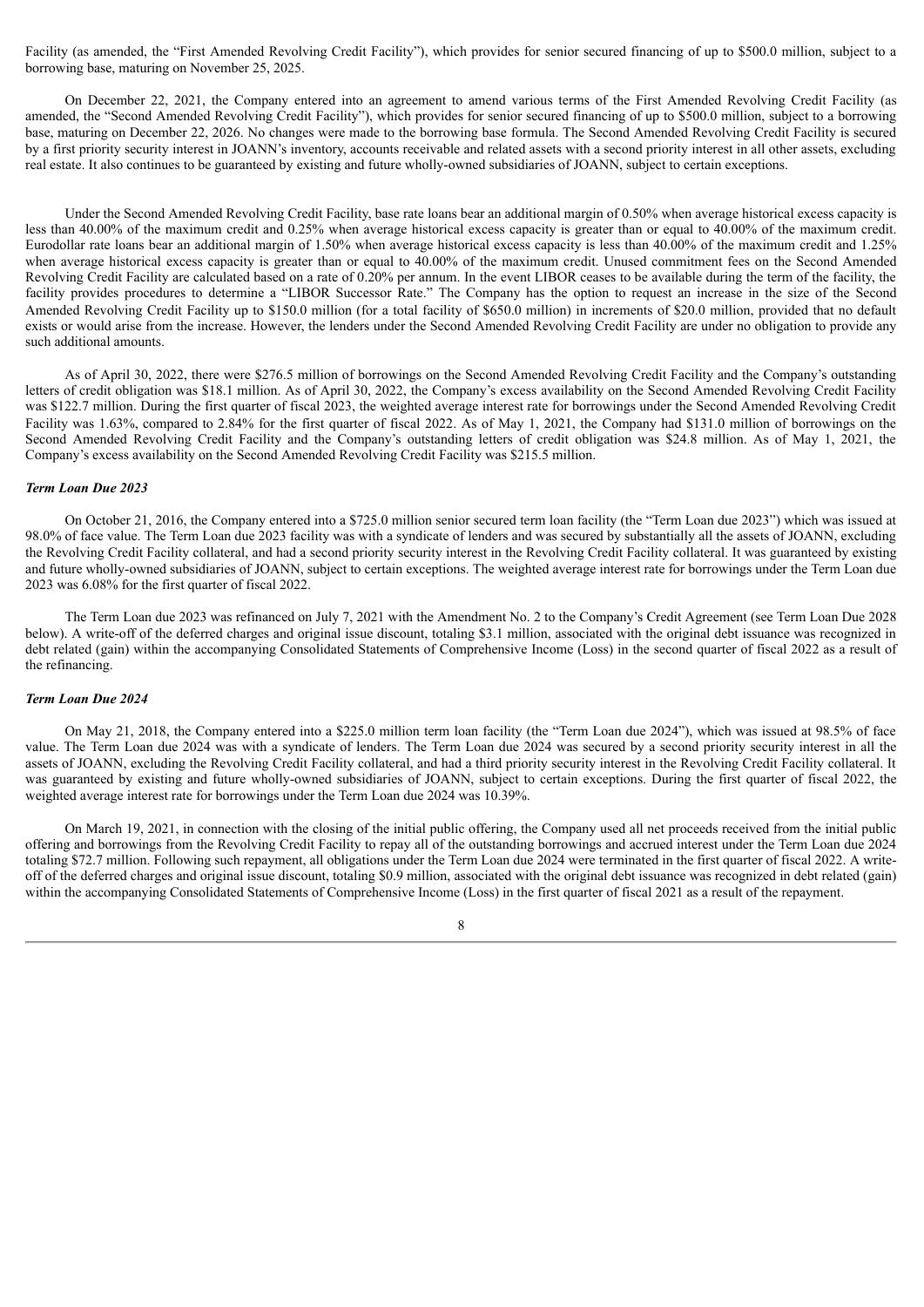Facility (as amended, the "First Amended Revolving Credit Facility"), which provides for senior secured financing of up to $500.0 million, subject to a borrowing base, maturing on November 25, 2025.

On December 22, 2021, the Company entered into an agreement to amend various terms of the First Amended Revolving Credit Facility (as amended, the "Second Amended Revolving Credit Facility"), which provides for senior secured financing of up to $500.0 million, subject to a borrowing base, maturing on December 22, 2026. No changes were made to the borrowing base formula. The Second Amended Revolving Credit Facility is secured by a first priority security interest in JOANN's inventory, accounts receivable and related assets with a second priority interest in all other assets, excluding real estate. It also continues to be guaranteed by existing and future wholly-owned subsidiaries of JOANN, subject to certain exceptions.

Under the Second Amended Revolving Credit Facility, base rate loans bear an additional margin of 0.50% when average historical excess capacity is less than 40.00% of the maximum credit and 0.25% when average historical excess capacity is greater than or equal to 40.00% of the maximum credit. Eurodollar rate loans bear an additional margin of 1.50% when average historical excess capacity is less than 40.00% of the maximum credit and 1.25% when average historical excess capacity is greater than or equal to 40.00% of the maximum credit. Unused commitment fees on the Second Amended Revolving Credit Facility are calculated based on a rate of 0.20% per annum. In the event LIBOR ceases to be available during the term of the facility, the facility provides procedures to determine a "LIBOR Successor Rate." The Company has the option to request an increase in the size of the Second Amended Revolving Credit Facility up to $150.0 million (for a total facility of $650.0 million) in increments of $20.0 million, provided that no default exists or would arise from the increase. However, the lenders under the Second Amended Revolving Credit Facility are under no obligation to provide any such additional amounts.

As of April 30, 2022, there were $276.5 million of borrowings on the Second Amended Revolving Credit Facility and the Company's outstanding letters of credit obligation was $18.1 million. As of April 30, 2022, the Company's excess availability on the Second Amended Revolving Credit Facility was $122.7 million. During the first quarter of fiscal 2023, the weighted average interest rate for borrowings under the Second Amended Revolving Credit Facility was 1.63%, compared to 2.84% for the first quarter of fiscal 2022. As of May 1, 2021, the Company had $131.0 million of borrowings on the Second Amended Revolving Credit Facility and the Company's outstanding letters of credit obligation was $24.8 million. As of May 1, 2021, the Company's excess availability on the Second Amended Revolving Credit Facility was $215.5 million.

*Term Loan Due 2023*

On October 21, 2016, the Company entered into a $725.0 million senior secured term loan facility (the "Term Loan due 2023") which was issued at 98.0% of face value. The Term Loan due 2023 facility was with a syndicate of lenders and was secured by substantially all the assets of JOANN, excluding the Revolving Credit Facility collateral, and had a second priority security interest in the Revolving Credit Facility collateral. It was guaranteed by existing and future wholly-owned subsidiaries of JOANN, subject to certain exceptions. The weighted average interest rate for borrowings under the Term Loan due 2023 was 6.08% for the first quarter of fiscal 2022.

The Term Loan due 2023 was refinanced on July 7, 2021 with the Amendment No. 2 to the Company's Credit Agreement (see Term Loan Due 2028 below). A write-off of the deferred charges and original issue discount, totaling $3.1 million, associated with the original debt issuance was recognized in debt related (gain) within the accompanying Consolidated Statements of Comprehensive Income (Loss) in the second quarter of fiscal 2022 as a result of the refinancing.

*Term Loan Due 2024*

On May 21, 2018, the Company entered into a $225.0 million term loan facility (the "Term Loan due 2024"), which was issued at 98.5% of face value. The Term Loan due 2024 was with a syndicate of lenders. The Term Loan due 2024 was secured by a second priority security interest in all the assets of JOANN, excluding the Revolving Credit Facility collateral, and had a third priority security interest in the Revolving Credit Facility collateral. It was guaranteed by existing and future wholly-owned subsidiaries of JOANN, subject to certain exceptions. During the first quarter of fiscal 2022, the weighted average interest rate for borrowings under the Term Loan due 2024 was 10.39%.

On March 19, 2021, in connection with the closing of the initial public offering, the Company used all net proceeds received from the initial public offering and borrowings from the Revolving Credit Facility to repay all of the outstanding borrowings and accrued interest under the Term Loan due 2024 totaling $72.7 million. Following such repayment, all obligations under the Term Loan due 2024 were terminated in the first quarter of fiscal 2022. A write-off of the deferred charges and original issue discount, totaling $0.9 million, associated with the original debt issuance was recognized in debt related (gain) within the accompanying Consolidated Statements of Comprehensive Income (Loss) in the first quarter of fiscal 2021 as a result of the repayment.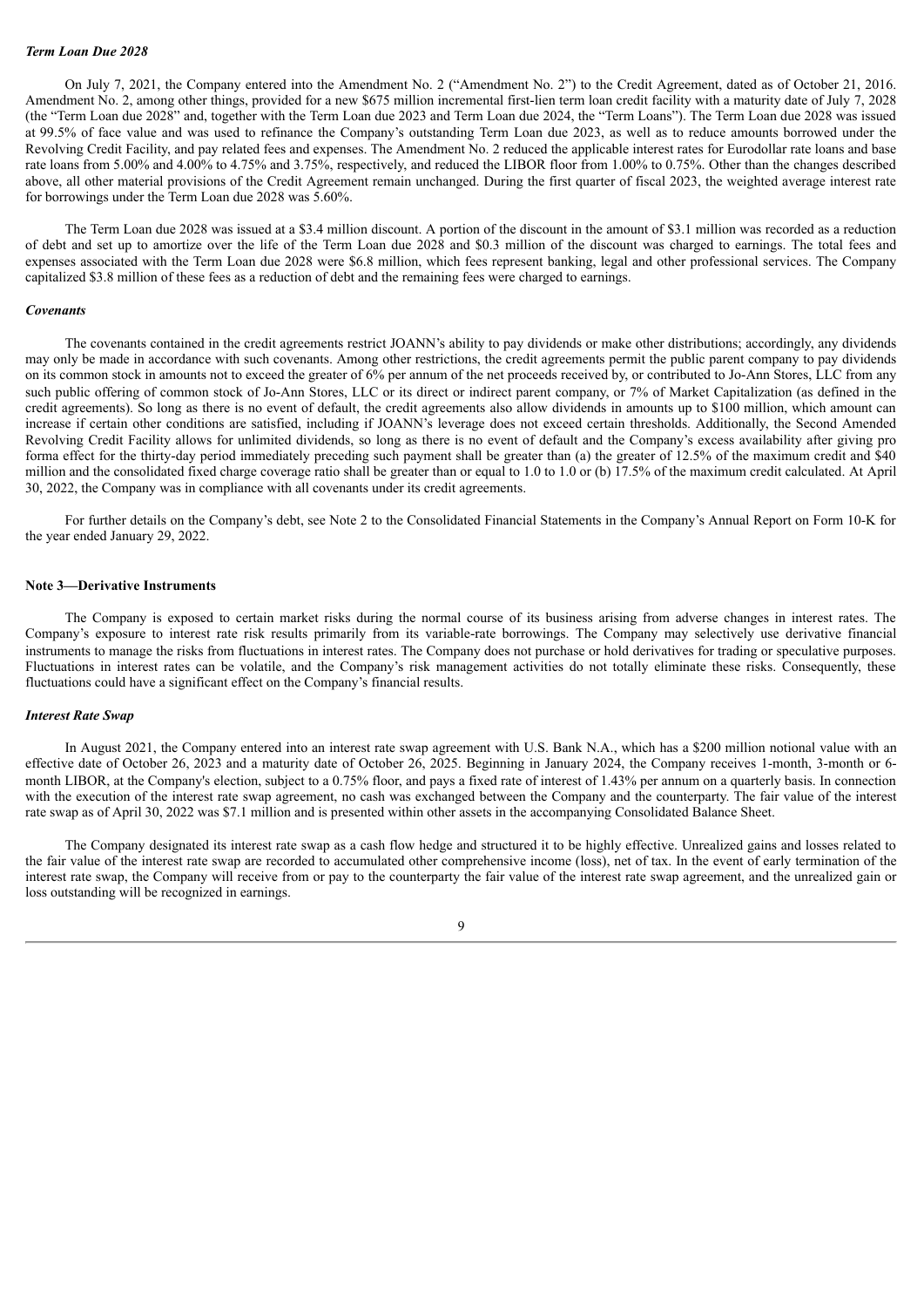### *Term Loan Due 2028*

On July 7, 2021, the Company entered into the Amendment No. 2 ("Amendment No. 2") to the Credit Agreement, dated as of October 21, 2016. Amendment No. 2, among other things, provided for a new $675 million incremental first-lien term loan credit facility with a maturity date of July 7, 2028 (the "Term Loan due 2028" and, together with the Term Loan due 2023 and Term Loan due 2024, the "Term Loans"). The Term Loan due 2028 was issued at 99.5% of face value and was used to refinance the Company's outstanding Term Loan due 2023, as well as to reduce amounts borrowed under the Revolving Credit Facility, and pay related fees and expenses. The Amendment No. 2 reduced the applicable interest rates for Eurodollar rate loans and base rate loans from 5.00% and 4.00% to 4.75% and 3.75%, respectively, and reduced the LIBOR floor from 1.00% to 0.75%. Other than the changes described above, all other material provisions of the Credit Agreement remain unchanged. During the first quarter of fiscal 2023, the weighted average interest rate for borrowings under the Term Loan due 2028 was 5.60%.

The Term Loan due 2028 was issued at a $3.4 million discount. A portion of the discount in the amount of $3.1 million was recorded as a reduction of debt and set up to amortize over the life of the Term Loan due 2028 and $0.3 million of the discount was charged to earnings. The total fees and expenses associated with the Term Loan due 2028 were $6.8 million, which fees represent banking, legal and other professional services. The Company capitalized $3.8 million of these fees as a reduction of debt and the remaining fees were charged to earnings.

### *Covenants*

The covenants contained in the credit agreements restrict JOANN's ability to pay dividends or make other distributions; accordingly, any dividends may only be made in accordance with such covenants. Among other restrictions, the credit agreements permit the public parent company to pay dividends on its common stock in amounts not to exceed the greater of 6% per annum of the net proceeds received by, or contributed to Jo-Ann Stores, LLC from any such public offering of common stock of Jo-Ann Stores, LLC or its direct or indirect parent company, or 7% of Market Capitalization (as defined in the credit agreements). So long as there is no event of default, the credit agreements also allow dividends in amounts up to $100 million, which amount can increase if certain other conditions are satisfied, including if JOANN's leverage does not exceed certain thresholds. Additionally, the Second Amended Revolving Credit Facility allows for unlimited dividends, so long as there is no event of default and the Company's excess availability after giving pro forma effect for the thirty-day period immediately preceding such payment shall be greater than (a) the greater of 12.5% of the maximum credit and $40 million and the consolidated fixed charge coverage ratio shall be greater than or equal to 1.0 to 1.0 or (b) 17.5% of the maximum credit calculated. At April 30, 2022, the Company was in compliance with all covenants under its credit agreements.

For further details on the Company's debt, see Note 2 to the Consolidated Financial Statements in the Company's Annual Report on Form 10-K for the year ended January 29, 2022.

## Note 3—Derivative Instruments

The Company is exposed to certain market risks during the normal course of its business arising from adverse changes in interest rates. The Company's exposure to interest rate risk results primarily from its variable-rate borrowings. The Company may selectively use derivative financial instruments to manage the risks from fluctuations in interest rates. The Company does not purchase or hold derivatives for trading or speculative purposes. Fluctuations in interest rates can be volatile, and the Company's risk management activities do not totally eliminate these risks. Consequently, these fluctuations could have a significant effect on the Company's financial results.

### *Interest Rate Swap*

In August 2021, the Company entered into an interest rate swap agreement with U.S. Bank N.A., which has a $200 million notional value with an effective date of October 26, 2023 and a maturity date of October 26, 2025. Beginning in January 2024, the Company receives 1-month, 3-month or 6-month LIBOR, at the Company's election, subject to a 0.75% floor, and pays a fixed rate of interest of 1.43% per annum on a quarterly basis. In connection with the execution of the interest rate swap agreement, no cash was exchanged between the Company and the counterparty. The fair value of the interest rate swap as of April 30, 2022 was $7.1 million and is presented within other assets in the accompanying Consolidated Balance Sheet.

The Company designated its interest rate swap as a cash flow hedge and structured it to be highly effective. Unrealized gains and losses related to the fair value of the interest rate swap are recorded to accumulated other comprehensive income (loss), net of tax. In the event of early termination of the interest rate swap, the Company will receive from or pay to the counterparty the fair value of the interest rate swap agreement, and the unrealized gain or loss outstanding will be recognized in earnings.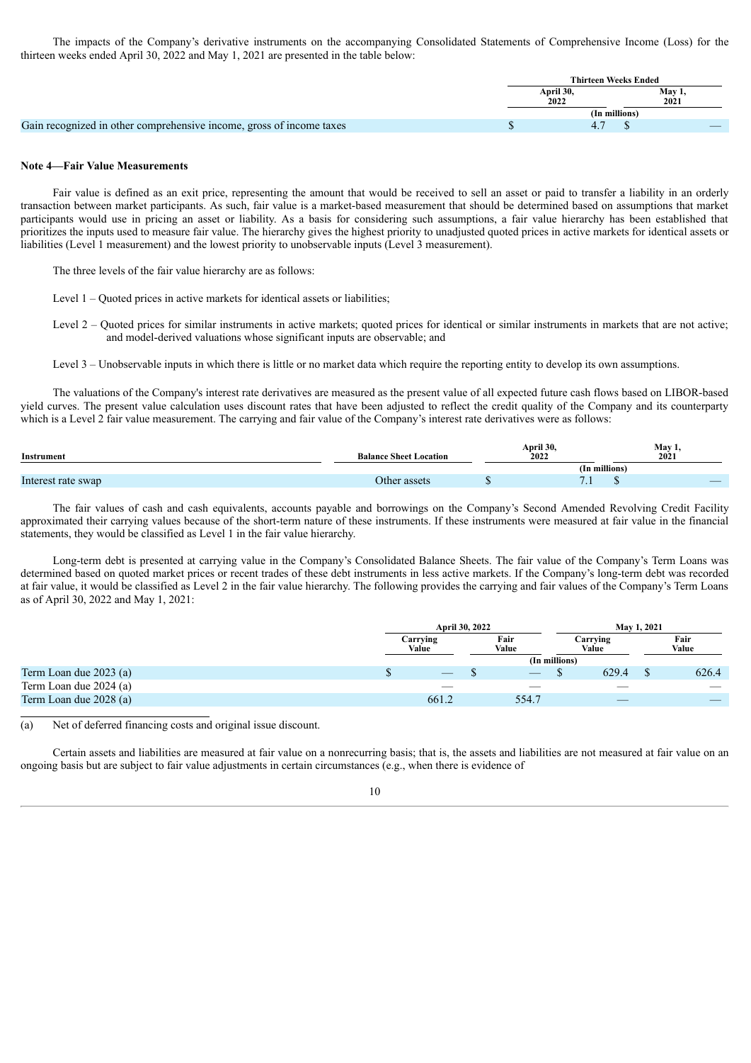The impacts of the Company's derivative instruments on the accompanying Consolidated Statements of Comprehensive Income (Loss) for the thirteen weeks ended April 30, 2022 and May 1, 2021 are presented in the table below:

| | Thirteen Weeks Ended | |
|---|---|---|
| | April 30, 2022 | May 1, 2021 |
| | (In millions) | |
| Gain recognized in other comprehensive income, gross of income taxes | $ 4.7 | $ — |

**Note 4—Fair Value Measurements**

Fair value is defined as an exit price, representing the amount that would be received to sell an asset or paid to transfer a liability in an orderly transaction between market participants. As such, fair value is a market-based measurement that should be determined based on assumptions that market participants would use in pricing an asset or liability. As a basis for considering such assumptions, a fair value hierarchy has been established that prioritizes the inputs used to measure fair value. The hierarchy gives the highest priority to unadjusted quoted prices in active markets for identical assets or liabilities (Level 1 measurement) and the lowest priority to unobservable inputs (Level 3 measurement).

The three levels of the fair value hierarchy are as follows:

Level 1 – Quoted prices in active markets for identical assets or liabilities;

Level 2 – Quoted prices for similar instruments in active markets; quoted prices for identical or similar instruments in markets that are not active; and model-derived valuations whose significant inputs are observable; and

Level 3 – Unobservable inputs in which there is little or no market data which require the reporting entity to develop its own assumptions.

The valuations of the Company's interest rate derivatives are measured as the present value of all expected future cash flows based on LIBOR-based yield curves. The present value calculation uses discount rates that have been adjusted to reflect the credit quality of the Company and its counterparty which is a Level 2 fair value measurement. The carrying and fair value of the Company's interest rate derivatives were as follows:

| Instrument | Balance Sheet Location | April 30, 2022 | May 1, 2021 |
|---|---|---|---|
| | | (In millions) | |
| Interest rate swap | Other assets | $ 7.1 | $ — |

The fair values of cash and cash equivalents, accounts payable and borrowings on the Company's Second Amended Revolving Credit Facility approximated their carrying values because of the short-term nature of these instruments. If these instruments were measured at fair value in the financial statements, they would be classified as Level 1 in the fair value hierarchy.

Long-term debt is presented at carrying value in the Company's Consolidated Balance Sheets. The fair value of the Company's Term Loans was determined based on quoted market prices or recent trades of these debt instruments in less active markets. If the Company's long-term debt was recorded at fair value, it would be classified as Level 2 in the fair value hierarchy. The following provides the carrying and fair values of the Company's Term Loans as of April 30, 2022 and May 1, 2021:

| | April 30, 2022 | | May 1, 2021 | |
|---|---|---|---|---|
| | Carrying Value | Fair Value | Carrying Value | Fair Value |
| | (In millions) | | | |
| Term Loan due 2023 (a) | $ — | $ — | $ 629.4 | $ 626.4 |
| Term Loan due 2024 (a) | — | — | — | — |
| Term Loan due 2028 (a) | 661.2 | 554.7 | — | — |

(a) Net of deferred financing costs and original issue discount.

Certain assets and liabilities are measured at fair value on a nonrecurring basis; that is, the assets and liabilities are not measured at fair value on an ongoing basis but are subject to fair value adjustments in certain circumstances (e.g., when there is evidence of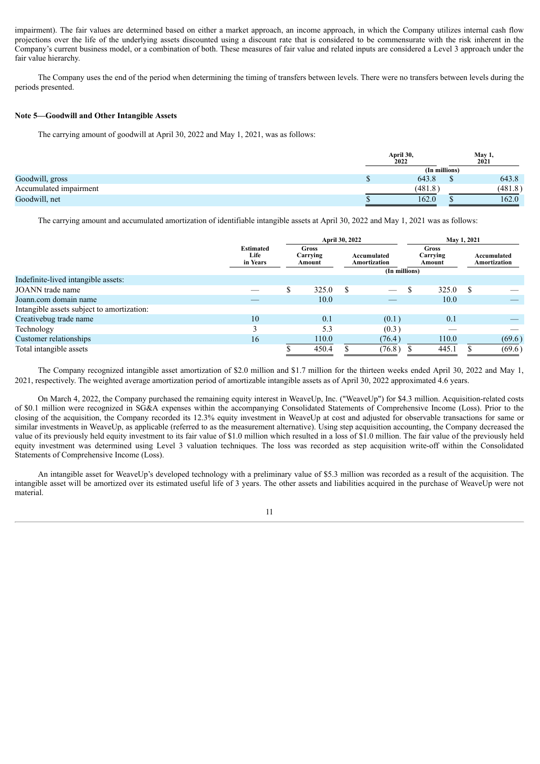impairment). The fair values are determined based on either a market approach, an income approach, in which the Company utilizes internal cash flow projections over the life of the underlying assets discounted using a discount rate that is considered to be commensurate with the risk inherent in the Company's current business model, or a combination of both. These measures of fair value and related inputs are considered a Level 3 approach under the fair value hierarchy.

The Company uses the end of the period when determining the timing of transfers between levels. There were no transfers between levels during the periods presented.

**Note 5—Goodwill and Other Intangible Assets**

The carrying amount of goodwill at April 30, 2022 and May 1, 2021, was as follows:

| | April 30, 2022 | May 1, 2021 |
|---|---|---|
| | (In millions) | |
| Goodwill, gross | $ 643.8 | $ 643.8 |
| Accumulated impairment | (481.8) | (481.8) |
| Goodwill, net | $ 162.0 | $ 162.0 |

The carrying amount and accumulated amortization of identifiable intangible assets at April 30, 2022 and May 1, 2021 was as follows:

| | | April 30, 2022 | | May 1, 2021 | |
|---|---|---|---|---|---|
| | Estimated Life in Years | Gross Carrying Amount | Accumulated Amortization | Gross Carrying Amount | Accumulated Amortization |
| | | | (In millions) | | |
| Indefinite-lived intangible assets: | | | | | |
| JOANN trade name | — | $ 325.0 | $ — | $ 325.0 | $ — |
| Joann.com domain name | — | 10.0 | — | 10.0 | — |
| Intangible assets subject to amortization: | | | | | |
| Creativebug trade name | 10 | 0.1 | (0.1) | 0.1 | — |
| Technology | 3 | 5.3 | (0.3) | — | — |
| Customer relationships | 16 | 110.0 | (76.4) | 110.0 | (69.6) |
| Total intangible assets | | $ 450.4 | $ (76.8) | $ 445.1 | $ (69.6) |

The Company recognized intangible asset amortization of $2.0 million and $1.7 million for the thirteen weeks ended April 30, 2022 and May 1, 2021, respectively. The weighted average amortization period of amortizable intangible assets as of April 30, 2022 approximated 4.6 years.

On March 4, 2022, the Company purchased the remaining equity interest in WeaveUp, Inc. ("WeaveUp") for $4.3 million. Acquisition-related costs of $0.1 million were recognized in SG&A expenses within the accompanying Consolidated Statements of Comprehensive Income (Loss). Prior to the closing of the acquisition, the Company recorded its 12.3% equity investment in WeaveUp at cost and adjusted for observable transactions for same or similar investments in WeaveUp, as applicable (referred to as the measurement alternative). Using step acquisition accounting, the Company decreased the value of its previously held equity investment to its fair value of $1.0 million which resulted in a loss of $1.0 million. The fair value of the previously held equity investment was determined using Level 3 valuation techniques. The loss was recorded as step acquisition write-off within the Consolidated Statements of Comprehensive Income (Loss).

An intangible asset for WeaveUp's developed technology with a preliminary value of $5.3 million was recorded as a result of the acquisition. The intangible asset will be amortized over its estimated useful life of 3 years. The other assets and liabilities acquired in the purchase of WeaveUp were not material.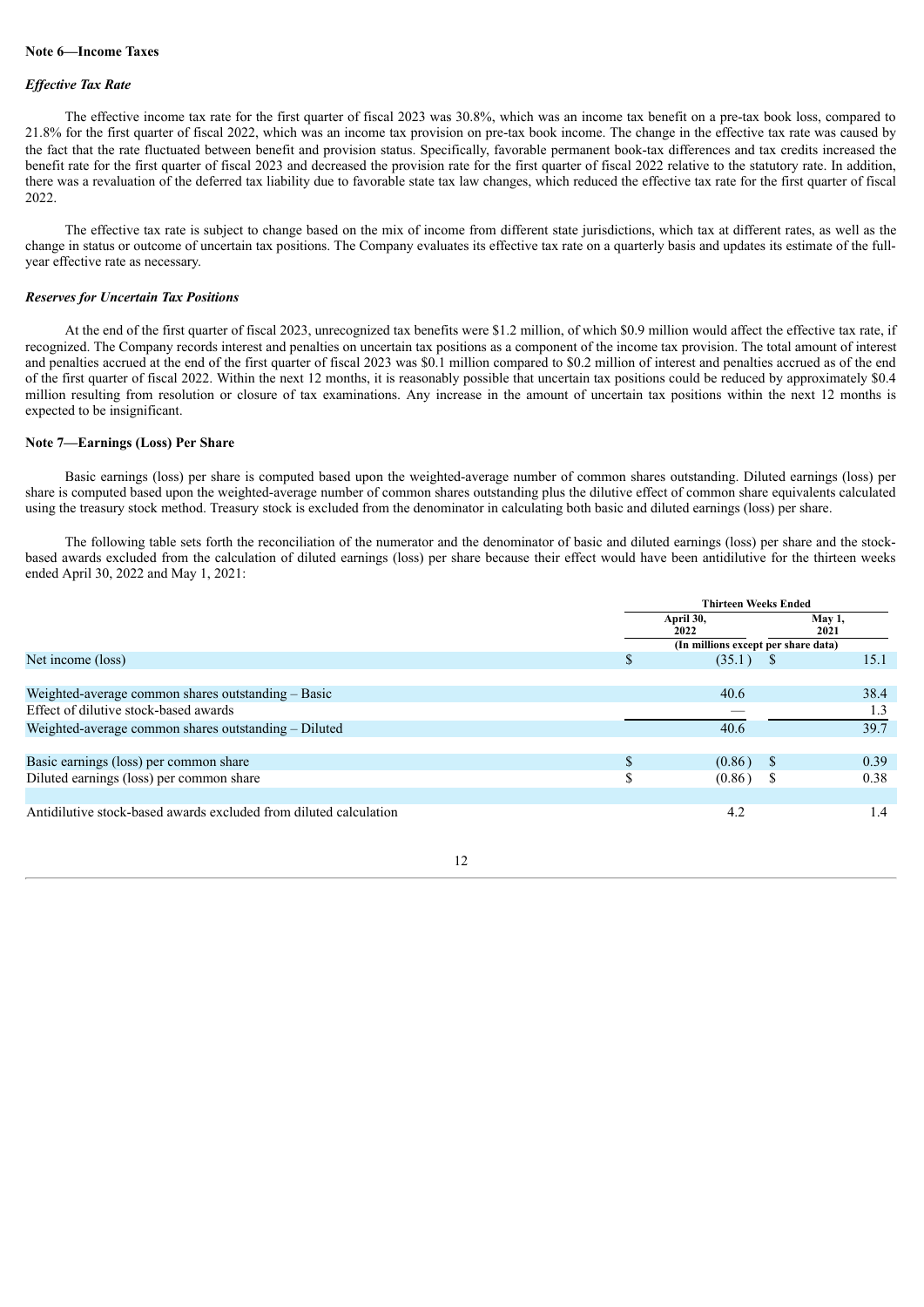**Note 6—Income Taxes**

***Effective Tax Rate***

The effective income tax rate for the first quarter of fiscal 2023 was 30.8%, which was an income tax benefit on a pre-tax book loss, compared to 21.8% for the first quarter of fiscal 2022, which was an income tax provision on pre-tax book income. The change in the effective tax rate was caused by the fact that the rate fluctuated between benefit and provision status. Specifically, favorable permanent book-tax differences and tax credits increased the benefit rate for the first quarter of fiscal 2023 and decreased the provision rate for the first quarter of fiscal 2022 relative to the statutory rate. In addition, there was a revaluation of the deferred tax liability due to favorable state tax law changes, which reduced the effective tax rate for the first quarter of fiscal 2022.

The effective tax rate is subject to change based on the mix of income from different state jurisdictions, which tax at different rates, as well as the change in status or outcome of uncertain tax positions. The Company evaluates its effective tax rate on a quarterly basis and updates its estimate of the full-year effective rate as necessary.

***Reserves for Uncertain Tax Positions***

At the end of the first quarter of fiscal 2023, unrecognized tax benefits were $1.2 million, of which $0.9 million would affect the effective tax rate, if recognized. The Company records interest and penalties on uncertain tax positions as a component of the income tax provision. The total amount of interest and penalties accrued at the end of the first quarter of fiscal 2023 was $0.1 million compared to $0.2 million of interest and penalties accrued as of the end of the first quarter of fiscal 2022. Within the next 12 months, it is reasonably possible that uncertain tax positions could be reduced by approximately $0.4 million resulting from resolution or closure of tax examinations. Any increase in the amount of uncertain tax positions within the next 12 months is expected to be insignificant.

**Note 7—Earnings (Loss) Per Share**

Basic earnings (loss) per share is computed based upon the weighted-average number of common shares outstanding. Diluted earnings (loss) per share is computed based upon the weighted-average number of common shares outstanding plus the dilutive effect of common share equivalents calculated using the treasury stock method. Treasury stock is excluded from the denominator in calculating both basic and diluted earnings (loss) per share.

The following table sets forth the reconciliation of the numerator and the denominator of basic and diluted earnings (loss) per share and the stock-based awards excluded from the calculation of diluted earnings (loss) per share because their effect would have been antidilutive for the thirteen weeks ended April 30, 2022 and May 1, 2021:

| | Thirteen Weeks Ended | |
|---|---|---|
| | April 30, 2022 | May 1, 2021 |
| | (In millions except per share data) | |
| Net income (loss) | $ (35.1) | $ 15.1 |
| Weighted-average common shares outstanding – Basic | 40.6 | 38.4 |
| Effect of dilutive stock-based awards | — | 1.3 |
| Weighted-average common shares outstanding – Diluted | 40.6 | 39.7 |
| Basic earnings (loss) per common share | $ (0.86) | $ 0.39 |
| Diluted earnings (loss) per common share | $ (0.86) | $ 0.38 |
| Antidilutive stock-based awards excluded from diluted calculation | 4.2 | 1.4 |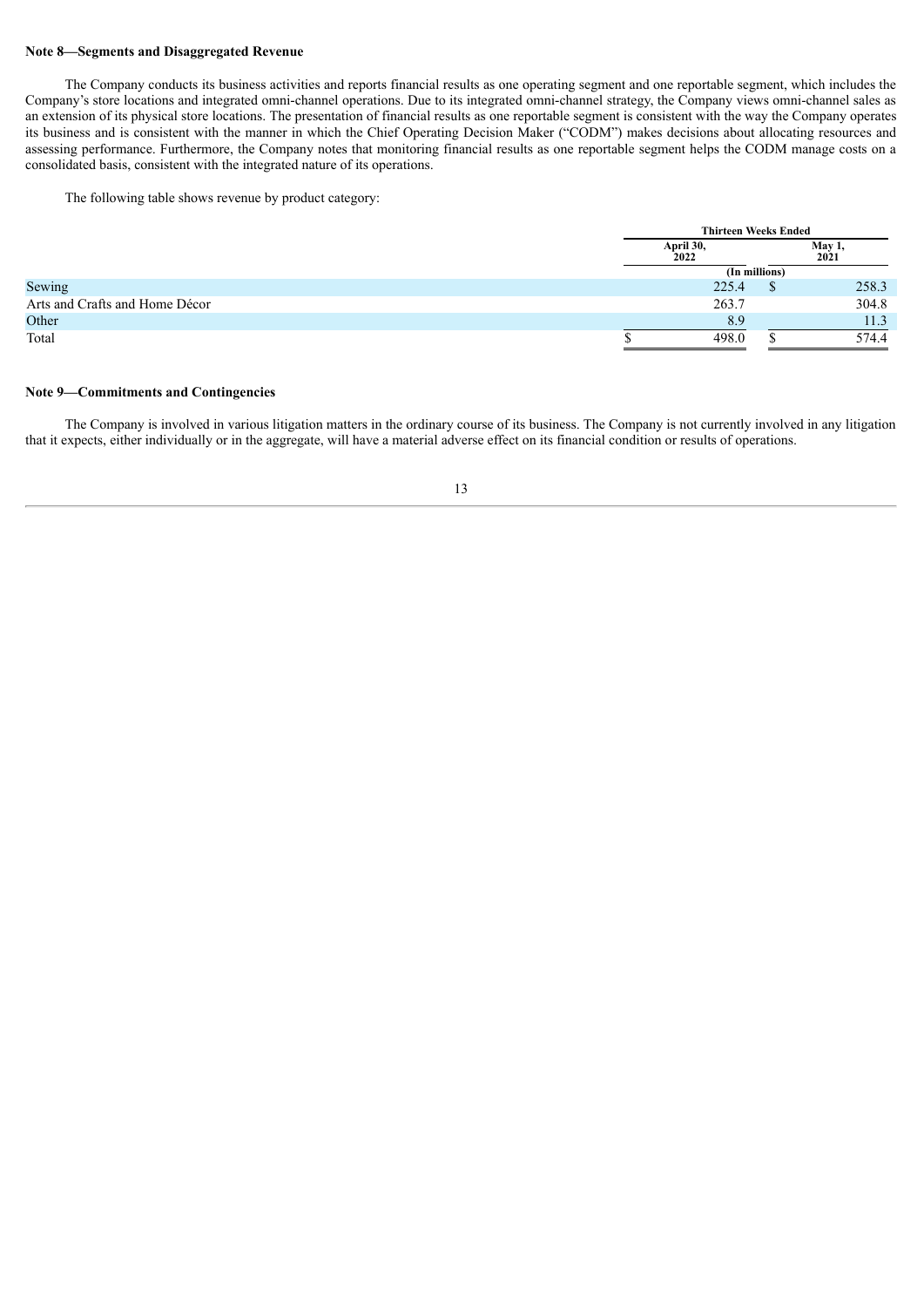**Note 8—Segments and Disaggregated Revenue**

The Company conducts its business activities and reports financial results as one operating segment and one reportable segment, which includes the Company's store locations and integrated omni-channel operations. Due to its integrated omni-channel strategy, the Company views omni-channel sales as an extension of its physical store locations. The presentation of financial results as one reportable segment is consistent with the way the Company operates its business and is consistent with the manner in which the Chief Operating Decision Maker ("CODM") makes decisions about allocating resources and assessing performance. Furthermore, the Company notes that monitoring financial results as one reportable segment helps the CODM manage costs on a consolidated basis, consistent with the integrated nature of its operations.

The following table shows revenue by product category:

| | Thirteen Weeks Ended | |
|---|---|---|
| | April 30, 2022 | May 1, 2021 |
| | (In millions) | |
| Sewing | 225.4 | $ 258.3 |
| Arts and Crafts and Home Décor | 263.7 | 304.8 |
| Other | 8.9 | 11.3 |
| Total | $ 498.0 | $ 574.4 |

**Note 9—Commitments and Contingencies**

The Company is involved in various litigation matters in the ordinary course of its business. The Company is not currently involved in any litigation that it expects, either individually or in the aggregate, will have a material adverse effect on its financial condition or results of operations.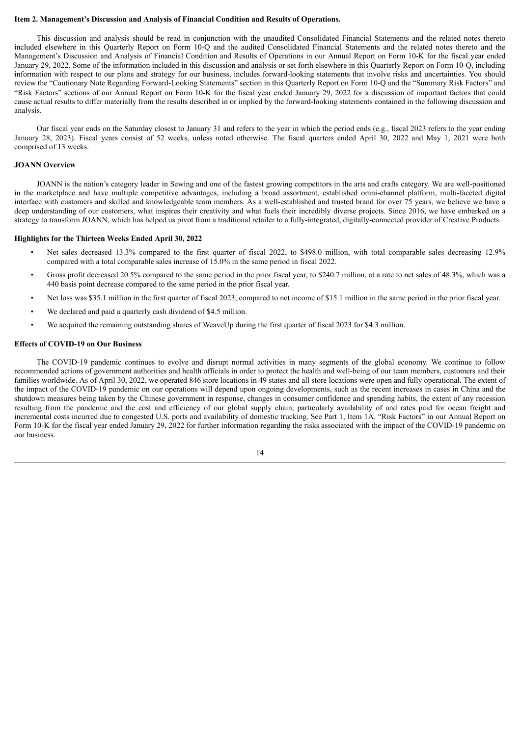### Item 2. Management's Discussion and Analysis of Financial Condition and Results of Operations.

This discussion and analysis should be read in conjunction with the unaudited Consolidated Financial Statements and the related notes thereto included elsewhere in this Quarterly Report on Form 10-Q and the audited Consolidated Financial Statements and the related notes thereto and the Management's Discussion and Analysis of Financial Condition and Results of Operations in our Annual Report on Form 10-K for the fiscal year ended January 29, 2022. Some of the information included in this discussion and analysis or set forth elsewhere in this Quarterly Report on Form 10-Q, including information with respect to our plans and strategy for our business, includes forward-looking statements that involve risks and uncertainties. You should review the "Cautionary Note Regarding Forward-Looking Statements" section in this Quarterly Report on Form 10-Q and the "Summary Risk Factors" and "Risk Factors" sections of our Annual Report on Form 10-K for the fiscal year ended January 29, 2022 for a discussion of important factors that could cause actual results to differ materially from the results described in or implied by the forward-looking statements contained in the following discussion and analysis.

Our fiscal year ends on the Saturday closest to January 31 and refers to the year in which the period ends (e.g., fiscal 2023 refers to the year ending January 28, 2023). Fiscal years consist of 52 weeks, unless noted otherwise. The fiscal quarters ended April 30, 2022 and May 1, 2021 were both comprised of 13 weeks.

#### JOANN Overview

JOANN is the nation's category leader in Sewing and one of the fastest growing competitors in the arts and crafts category. We are well-positioned in the marketplace and have multiple competitive advantages, including a broad assortment, established omni-channel platform, multi-faceted digital interface with customers and skilled and knowledgeable team members. As a well-established and trusted brand for over 75 years, we believe we have a deep understanding of our customers, what inspires their creativity and what fuels their incredibly diverse projects. Since 2016, we have embarked on a strategy to transform JOANN, which has helped us pivot from a traditional retailer to a fully-integrated, digitally-connected provider of Creative Products.

#### Highlights for the Thirteen Weeks Ended April 30, 2022

- Net sales decreased 13.3% compared to the first quarter of fiscal 2022, to $498.0 million, with total comparable sales decreasing 12.9% compared with a total comparable sales increase of 15.0% in the same period in fiscal 2022.
- Gross profit decreased 20.5% compared to the same period in the prior fiscal year, to $240.7 million, at a rate to net sales of 48.3%, which was a 440 basis point decrease compared to the same period in the prior fiscal year.
- Net loss was $35.1 million in the first quarter of fiscal 2023, compared to net income of $15.1 million in the same period in the prior fiscal year.
- We declared and paid a quarterly cash dividend of $4.5 million.
- We acquired the remaining outstanding shares of WeaveUp during the first quarter of fiscal 2023 for $4.3 million.

#### Effects of COVID-19 on Our Business

The COVID-19 pandemic continues to evolve and disrupt normal activities in many segments of the global economy. We continue to follow recommended actions of government authorities and health officials in order to protect the health and well-being of our team members, customers and their families worldwide. As of April 30, 2022, we operated 846 store locations in 49 states and all store locations were open and fully operational. The extent of the impact of the COVID-19 pandemic on our operations will depend upon ongoing developments, such as the recent increases in cases in China and the shutdown measures being taken by the Chinese government in response, changes in consumer confidence and spending habits, the extent of any recession resulting from the pandemic and the cost and efficiency of our global supply chain, particularly availability of and rates paid for ocean freight and incremental costs incurred due to congested U.S. ports and availability of domestic trucking. See Part 1, Item 1A. "Risk Factors" in our Annual Report on Form 10-K for the fiscal year ended January 29, 2022 for further information regarding the risks associated with the impact of the COVID-19 pandemic on our business.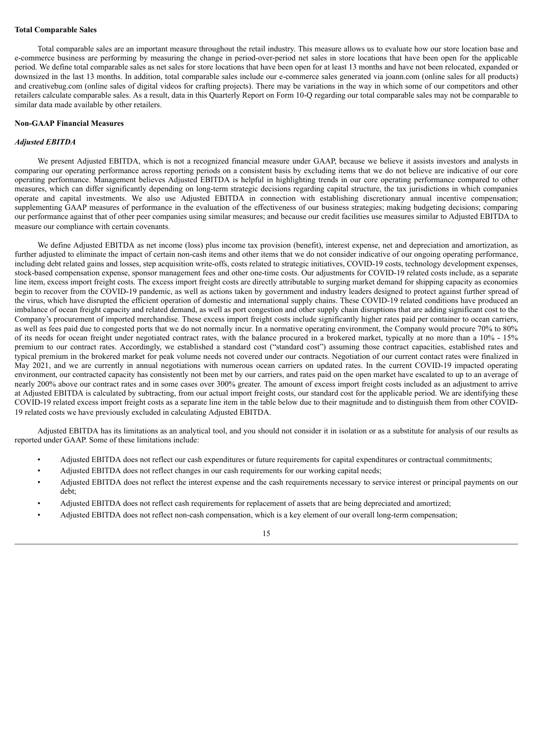**Total Comparable Sales**

Total comparable sales are an important measure throughout the retail industry. This measure allows us to evaluate how our store location base and e-commerce business are performing by measuring the change in period-over-period net sales in store locations that have been open for the applicable period. We define total comparable sales as net sales for store locations that have been open for at least 13 months and have not been relocated, expanded or downsized in the last 13 months. In addition, total comparable sales include our e-commerce sales generated via joann.com (online sales for all products) and creativebug.com (online sales of digital videos for crafting projects). There may be variations in the way in which some of our competitors and other retailers calculate comparable sales. As a result, data in this Quarterly Report on Form 10-Q regarding our total comparable sales may not be comparable to similar data made available by other retailers.

**Non-GAAP Financial Measures**

***Adjusted EBITDA***

We present Adjusted EBITDA, which is not a recognized financial measure under GAAP, because we believe it assists investors and analysts in comparing our operating performance across reporting periods on a consistent basis by excluding items that we do not believe are indicative of our core operating performance. Management believes Adjusted EBITDA is helpful in highlighting trends in our core operating performance compared to other measures, which can differ significantly depending on long-term strategic decisions regarding capital structure, the tax jurisdictions in which companies operate and capital investments. We also use Adjusted EBITDA in connection with establishing discretionary annual incentive compensation; supplementing GAAP measures of performance in the evaluation of the effectiveness of our business strategies; making budgeting decisions; comparing our performance against that of other peer companies using similar measures; and because our credit facilities use measures similar to Adjusted EBITDA to measure our compliance with certain covenants.

We define Adjusted EBITDA as net income (loss) plus income tax provision (benefit), interest expense, net and depreciation and amortization, as further adjusted to eliminate the impact of certain non-cash items and other items that we do not consider indicative of our ongoing operating performance, including debt related gains and losses, step acquisition write-offs, costs related to strategic initiatives, COVID-19 costs, technology development expenses, stock-based compensation expense, sponsor management fees and other one-time costs. Our adjustments for COVID-19 related costs include, as a separate line item, excess import freight costs. The excess import freight costs are directly attributable to surging market demand for shipping capacity as economies begin to recover from the COVID-19 pandemic, as well as actions taken by government and industry leaders designed to protect against further spread of the virus, which have disrupted the efficient operation of domestic and international supply chains. These COVID-19 related conditions have produced an imbalance of ocean freight capacity and related demand, as well as port congestion and other supply chain disruptions that are adding significant cost to the Company's procurement of imported merchandise. These excess import freight costs include significantly higher rates paid per container to ocean carriers, as well as fees paid due to congested ports that we do not normally incur. In a normative operating environment, the Company would procure 70% to 80% of its needs for ocean freight under negotiated contract rates, with the balance procured in a brokered market, typically at no more than a 10% - 15% premium to our contract rates. Accordingly, we established a standard cost ("standard cost") assuming those contract capacities, established rates and typical premium in the brokered market for peak volume needs not covered under our contracts. Negotiation of our current contact rates were finalized in May 2021, and we are currently in annual negotiations with numerous ocean carriers on updated rates. In the current COVID-19 impacted operating environment, our contracted capacity has consistently not been met by our carriers, and rates paid on the open market have escalated to up to an average of nearly 200% above our contract rates and in some cases over 300% greater. The amount of excess import freight costs included as an adjustment to arrive at Adjusted EBITDA is calculated by subtracting, from our actual import freight costs, our standard cost for the applicable period. We are identifying these COVID-19 related excess import freight costs as a separate line item in the table below due to their magnitude and to distinguish them from other COVID-19 related costs we have previously excluded in calculating Adjusted EBITDA.

Adjusted EBITDA has its limitations as an analytical tool, and you should not consider it in isolation or as a substitute for analysis of our results as reported under GAAP. Some of these limitations include:

- Adjusted EBITDA does not reflect our cash expenditures or future requirements for capital expenditures or contractual commitments;
- Adjusted EBITDA does not reflect changes in our cash requirements for our working capital needs;
- Adjusted EBITDA does not reflect the interest expense and the cash requirements necessary to service interest or principal payments on our debt;
- Adjusted EBITDA does not reflect cash requirements for replacement of assets that are being depreciated and amortized;
- Adjusted EBITDA does not reflect non-cash compensation, which is a key element of our overall long-term compensation;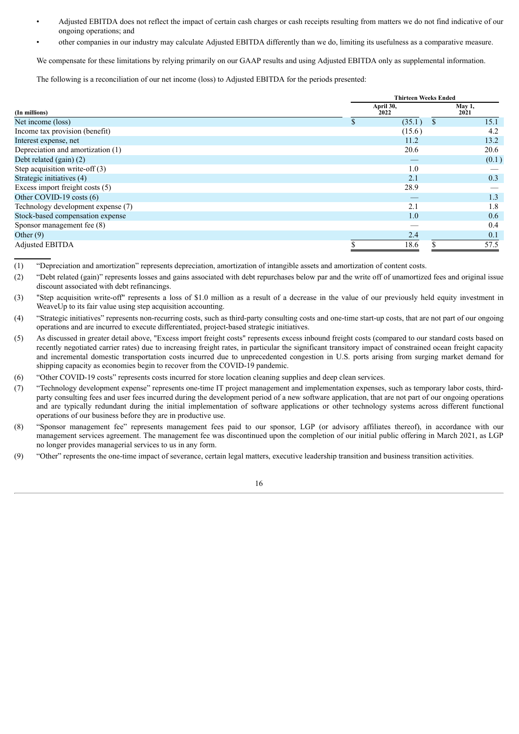- Adjusted EBITDA does not reflect the impact of certain cash charges or cash receipts resulting from matters we do not find indicative of our ongoing operations; and
- other companies in our industry may calculate Adjusted EBITDA differently than we do, limiting its usefulness as a comparative measure.

We compensate for these limitations by relying primarily on our GAAP results and using Adjusted EBITDA only as supplemental information.

The following is a reconciliation of our net income (loss) to Adjusted EBITDA for the periods presented:

| | Thirteen Weeks Ended | |
|---|---|---|
| **(In millions)** | **April 30, 2022** | **May 1, 2021** |
| Net income (loss) | $ (35.1) | $ 15.1 |
| Income tax provision (benefit) | (15.6) | 4.2 |
| Interest expense, net | 11.2 | 13.2 |
| Depreciation and amortization (1) | 20.6 | 20.6 |
| Debt related (gain) (2) | — | (0.1) |
| Step acquisition write-off (3) | 1.0 | — |
| Strategic initiatives (4) | 2.1 | 0.3 |
| Excess import freight costs (5) | 28.9 | — |
| Other COVID-19 costs (6) | — | 1.3 |
| Technology development expense (7) | 2.1 | 1.8 |
| Stock-based compensation expense | 1.0 | 0.6 |
| Sponsor management fee (8) | — | 0.4 |
| Other (9) | 2.4 | 0.1 |
| Adjusted EBITDA | $ 18.6 | $ 57.5 |

(1) "Depreciation and amortization" represents depreciation, amortization of intangible assets and amortization of content costs.

(2) "Debt related (gain)" represents losses and gains associated with debt repurchases below par and the write off of unamortized fees and original issue discount associated with debt refinancings.

(3) "Step acquisition write-off" represents a loss of $1.0 million as a result of a decrease in the value of our previously held equity investment in WeaveUp to its fair value using step acquisition accounting.

(4) "Strategic initiatives" represents non-recurring costs, such as third-party consulting costs and one-time start-up costs, that are not part of our ongoing operations and are incurred to execute differentiated, project-based strategic initiatives.

(5) As discussed in greater detail above, "Excess import freight costs" represents excess inbound freight costs (compared to our standard costs based on recently negotiated carrier rates) due to increasing freight rates, in particular the significant transitory impact of constrained ocean freight capacity and incremental domestic transportation costs incurred due to unprecedented congestion in U.S. ports arising from surging market demand for shipping capacity as economies begin to recover from the COVID-19 pandemic.

(6) "Other COVID-19 costs" represents costs incurred for store location cleaning supplies and deep clean services.

(7) "Technology development expense" represents one-time IT project management and implementation expenses, such as temporary labor costs, third-party consulting fees and user fees incurred during the development period of a new software application, that are not part of our ongoing operations and are typically redundant during the initial implementation of software applications or other technology systems across different functional operations of our business before they are in productive use.

(8) "Sponsor management fee" represents management fees paid to our sponsor, LGP (or advisory affiliates thereof), in accordance with our management services agreement. The management fee was discontinued upon the completion of our initial public offering in March 2021, as LGP no longer provides managerial services to us in any form.

(9) "Other" represents the one-time impact of severance, certain legal matters, executive leadership transition and business transition activities.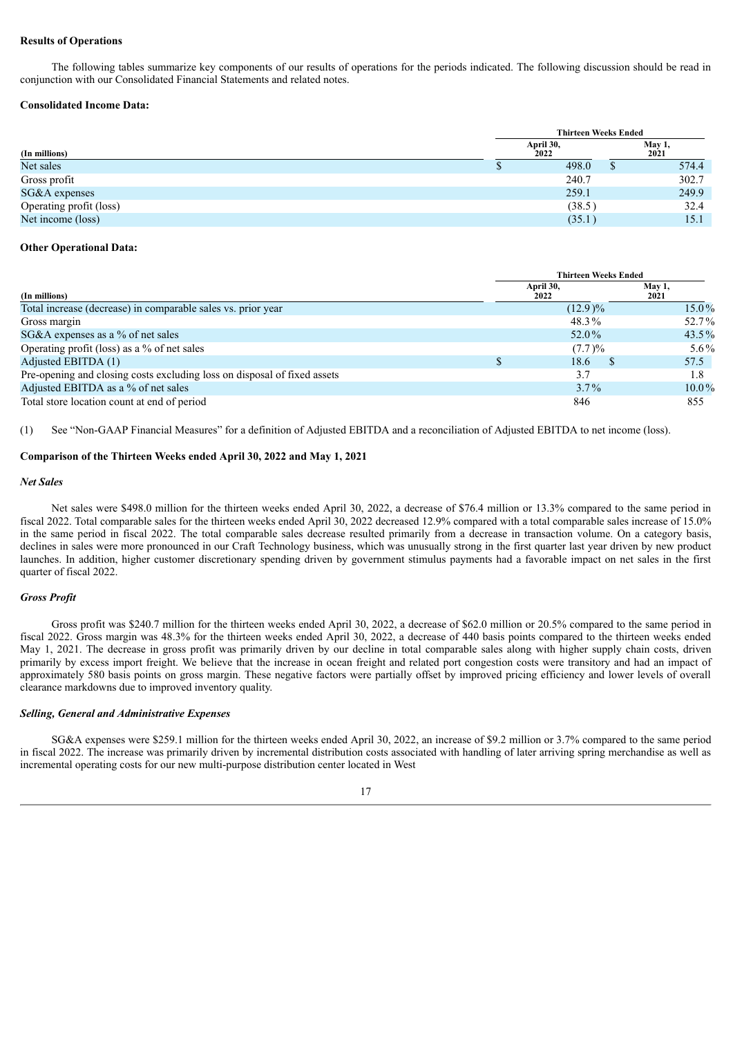**Results of Operations**

The following tables summarize key components of our results of operations for the periods indicated. The following discussion should be read in conjunction with our Consolidated Financial Statements and related notes.

**Consolidated Income Data:**

| (In millions) | Thirteen Weeks Ended April 30, 2022 | Thirteen Weeks Ended May 1, 2021 |
|---|---|---|
| Net sales | $ 498.0 | $ 574.4 |
| Gross profit | 240.7 | 302.7 |
| SG&A expenses | 259.1 | 249.9 |
| Operating profit (loss) | (38.5) | 32.4 |
| Net income (loss) | (35.1) | 15.1 |

**Other Operational Data:**

| (In millions) | Thirteen Weeks Ended April 30, 2022 | Thirteen Weeks Ended May 1, 2021 |
|---|---|---|
| Total increase (decrease) in comparable sales vs. prior year | (12.9)% | 15.0% |
| Gross margin | 48.3% | 52.7% |
| SG&A expenses as a % of net sales | 52.0% | 43.5% |
| Operating profit (loss) as a % of net sales | (7.7)% | 5.6% |
| Adjusted EBITDA (1) | $ 18.6 | $ 57.5 |
| Pre-opening and closing costs excluding loss on disposal of fixed assets | 3.7 | 1.8 |
| Adjusted EBITDA as a % of net sales | 3.7% | 10.0% |
| Total store location count at end of period | 846 | 855 |

(1) See "Non-GAAP Financial Measures" for a definition of Adjusted EBITDA and a reconciliation of Adjusted EBITDA to net income (loss).

**Comparison of the Thirteen Weeks ended April 30, 2022 and May 1, 2021**

***Net Sales***

Net sales were $498.0 million for the thirteen weeks ended April 30, 2022, a decrease of $76.4 million or 13.3% compared to the same period in fiscal 2022. Total comparable sales for the thirteen weeks ended April 30, 2022 decreased 12.9% compared with a total comparable sales increase of 15.0% in the same period in fiscal 2022. The total comparable sales decrease resulted primarily from a decrease in transaction volume. On a category basis, declines in sales were more pronounced in our Craft Technology business, which was unusually strong in the first quarter last year driven by new product launches. In addition, higher customer discretionary spending driven by government stimulus payments had a favorable impact on net sales in the first quarter of fiscal 2022.

***Gross Profit***

Gross profit was $240.7 million for the thirteen weeks ended April 30, 2022, a decrease of $62.0 million or 20.5% compared to the same period in fiscal 2022. Gross margin was 48.3% for the thirteen weeks ended April 30, 2022, a decrease of 440 basis points compared to the thirteen weeks ended May 1, 2021. The decrease in gross profit was primarily driven by our decline in total comparable sales along with higher supply chain costs, driven primarily by excess import freight. We believe that the increase in ocean freight and related port congestion costs were transitory and had an impact of approximately 580 basis points on gross margin. These negative factors were partially offset by improved pricing efficiency and lower levels of overall clearance markdowns due to improved inventory quality.

***Selling, General and Administrative Expenses***

SG&A expenses were $259.1 million for the thirteen weeks ended April 30, 2022, an increase of $9.2 million or 3.7% compared to the same period in fiscal 2022. The increase was primarily driven by incremental distribution costs associated with handling of later arriving spring merchandise as well as incremental operating costs for our new multi-purpose distribution center located in West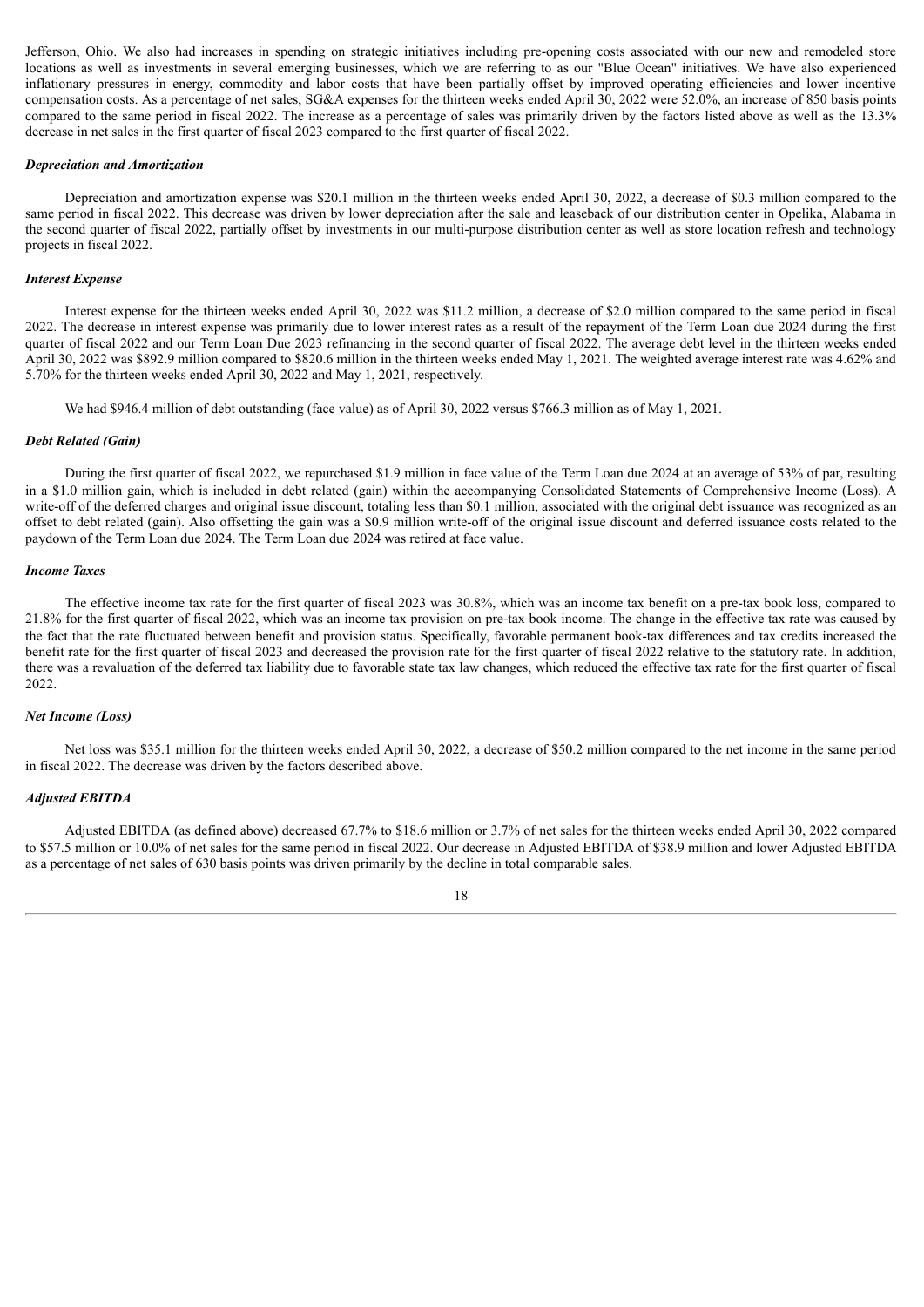Jefferson, Ohio. We also had increases in spending on strategic initiatives including pre-opening costs associated with our new and remodeled store locations as well as investments in several emerging businesses, which we are referring to as our "Blue Ocean" initiatives. We have also experienced inflationary pressures in energy, commodity and labor costs that have been partially offset by improved operating efficiencies and lower incentive compensation costs. As a percentage of net sales, SG&A expenses for the thirteen weeks ended April 30, 2022 were 52.0%, an increase of 850 basis points compared to the same period in fiscal 2022. The increase as a percentage of sales was primarily driven by the factors listed above as well as the 13.3% decrease in net sales in the first quarter of fiscal 2023 compared to the first quarter of fiscal 2022.

***Depreciation and Amortization***

Depreciation and amortization expense was $20.1 million in the thirteen weeks ended April 30, 2022, a decrease of $0.3 million compared to the same period in fiscal 2022. This decrease was driven by lower depreciation after the sale and leaseback of our distribution center in Opelika, Alabama in the second quarter of fiscal 2022, partially offset by investments in our multi-purpose distribution center as well as store location refresh and technology projects in fiscal 2022.

***Interest Expense***

Interest expense for the thirteen weeks ended April 30, 2022 was $11.2 million, a decrease of $2.0 million compared to the same period in fiscal 2022. The decrease in interest expense was primarily due to lower interest rates as a result of the repayment of the Term Loan due 2024 during the first quarter of fiscal 2022 and our Term Loan Due 2023 refinancing in the second quarter of fiscal 2022. The average debt level in the thirteen weeks ended April 30, 2022 was $892.9 million compared to $820.6 million in the thirteen weeks ended May 1, 2021. The weighted average interest rate was 4.62% and 5.70% for the thirteen weeks ended April 30, 2022 and May 1, 2021, respectively.

We had $946.4 million of debt outstanding (face value) as of April 30, 2022 versus $766.3 million as of May 1, 2021.

***Debt Related (Gain)***

During the first quarter of fiscal 2022, we repurchased $1.9 million in face value of the Term Loan due 2024 at an average of 53% of par, resulting in a $1.0 million gain, which is included in debt related (gain) within the accompanying Consolidated Statements of Comprehensive Income (Loss). A write-off of the deferred charges and original issue discount, totaling less than $0.1 million, associated with the original debt issuance was recognized as an offset to debt related (gain). Also offsetting the gain was a $0.9 million write-off of the original issue discount and deferred issuance costs related to the paydown of the Term Loan due 2024. The Term Loan due 2024 was retired at face value.

***Income Taxes***

The effective income tax rate for the first quarter of fiscal 2023 was 30.8%, which was an income tax benefit on a pre-tax book loss, compared to 21.8% for the first quarter of fiscal 2022, which was an income tax provision on pre-tax book income. The change in the effective tax rate was caused by the fact that the rate fluctuated between benefit and provision status. Specifically, favorable permanent book-tax differences and tax credits increased the benefit rate for the first quarter of fiscal 2023 and decreased the provision rate for the first quarter of fiscal 2022 relative to the statutory rate. In addition, there was a revaluation of the deferred tax liability due to favorable state tax law changes, which reduced the effective tax rate for the first quarter of fiscal 2022.

***Net Income (Loss)***

Net loss was $35.1 million for the thirteen weeks ended April 30, 2022, a decrease of $50.2 million compared to the net income in the same period in fiscal 2022. The decrease was driven by the factors described above.

***Adjusted EBITDA***

Adjusted EBITDA (as defined above) decreased 67.7% to $18.6 million or 3.7% of net sales for the thirteen weeks ended April 30, 2022 compared to $57.5 million or 10.0% of net sales for the same period in fiscal 2022. Our decrease in Adjusted EBITDA of $38.9 million and lower Adjusted EBITDA as a percentage of net sales of 630 basis points was driven primarily by the decline in total comparable sales.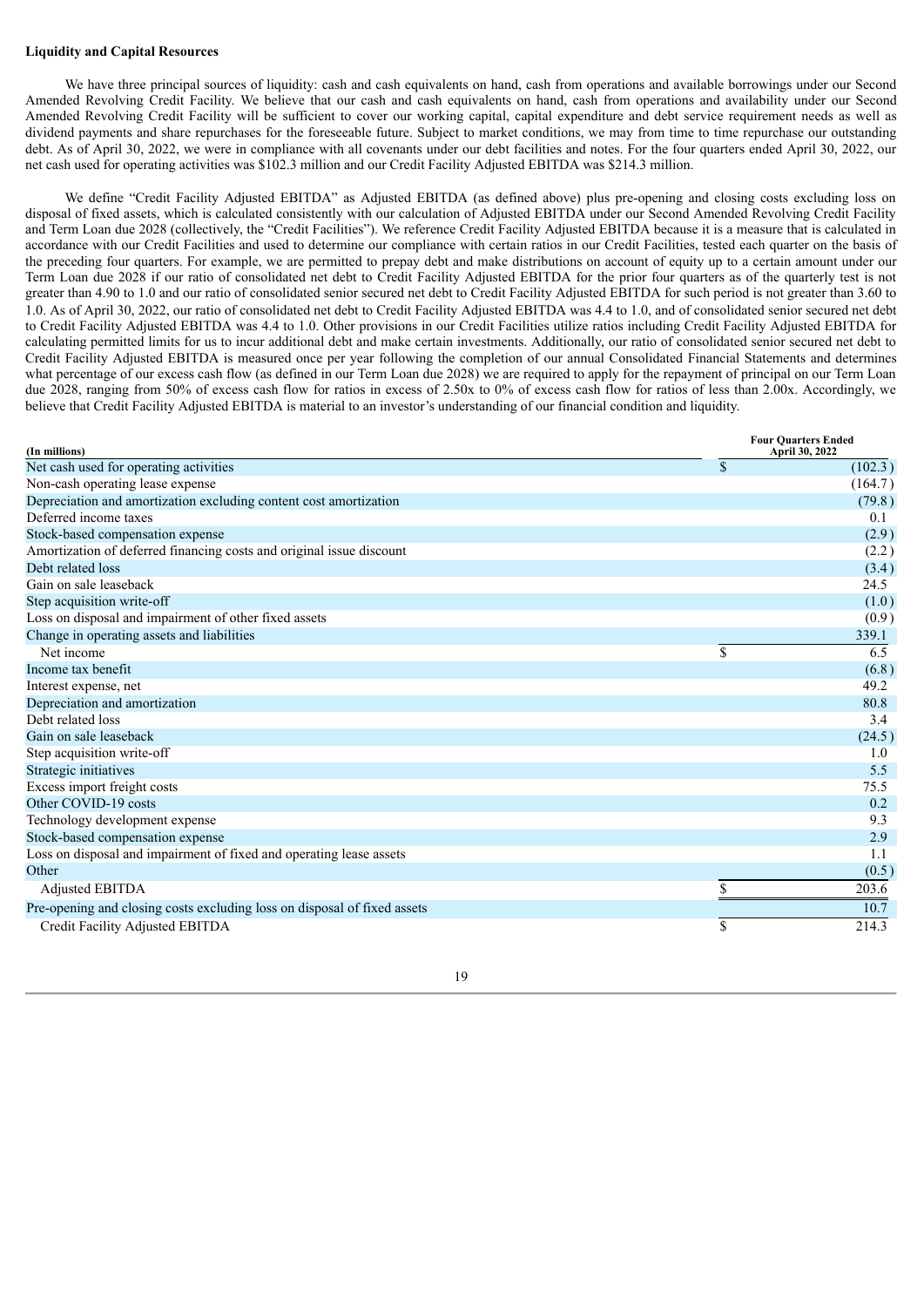**Liquidity and Capital Resources**

We have three principal sources of liquidity: cash and cash equivalents on hand, cash from operations and available borrowings under our Second Amended Revolving Credit Facility. We believe that our cash and cash equivalents on hand, cash from operations and availability under our Second Amended Revolving Credit Facility will be sufficient to cover our working capital, capital expenditure and debt service requirement needs as well as dividend payments and share repurchases for the foreseeable future. Subject to market conditions, we may from time to time repurchase our outstanding debt. As of April 30, 2022, we were in compliance with all covenants under our debt facilities and notes. For the four quarters ended April 30, 2022, our net cash used for operating activities was $102.3 million and our Credit Facility Adjusted EBITDA was $214.3 million.

We define "Credit Facility Adjusted EBITDA" as Adjusted EBITDA (as defined above) plus pre-opening and closing costs excluding loss on disposal of fixed assets, which is calculated consistently with our calculation of Adjusted EBITDA under our Second Amended Revolving Credit Facility and Term Loan due 2028 (collectively, the "Credit Facilities"). We reference Credit Facility Adjusted EBITDA because it is a measure that is calculated in accordance with our Credit Facilities and used to determine our compliance with certain ratios in our Credit Facilities, tested each quarter on the basis of the preceding four quarters. For example, we are permitted to prepay debt and make distributions on account of equity up to a certain amount under our Term Loan due 2028 if our ratio of consolidated net debt to Credit Facility Adjusted EBITDA for the prior four quarters as of the quarterly test is not greater than 4.90 to 1.0 and our ratio of consolidated senior secured net debt to Credit Facility Adjusted EBITDA for such period is not greater than 3.60 to 1.0. As of April 30, 2022, our ratio of consolidated net debt to Credit Facility Adjusted EBITDA was 4.4 to 1.0, and of consolidated senior secured net debt to Credit Facility Adjusted EBITDA was 4.4 to 1.0. Other provisions in our Credit Facilities utilize ratios including Credit Facility Adjusted EBITDA for calculating permitted limits for us to incur additional debt and make certain investments. Additionally, our ratio of consolidated senior secured net debt to Credit Facility Adjusted EBITDA is measured once per year following the completion of our annual Consolidated Financial Statements and determines what percentage of our excess cash flow (as defined in our Term Loan due 2028) we are required to apply for the repayment of principal on our Term Loan due 2028, ranging from 50% of excess cash flow for ratios in excess of 2.50x to 0% of excess cash flow for ratios of less than 2.00x. Accordingly, we believe that Credit Facility Adjusted EBITDA is material to an investor's understanding of our financial condition and liquidity.

| (In millions) | Four Quarters Ended April 30, 2022 |
|---|---|
| Net cash used for operating activities | $ (102.3) |
| Non-cash operating lease expense | (164.7) |
| Depreciation and amortization excluding content cost amortization | (79.8) |
| Deferred income taxes | 0.1 |
| Stock-based compensation expense | (2.9) |
| Amortization of deferred financing costs and original issue discount | (2.2) |
| Debt related loss | (3.4) |
| Gain on sale leaseback | 24.5 |
| Step acquisition write-off | (1.0) |
| Loss on disposal and impairment of other fixed assets | (0.9) |
| Change in operating assets and liabilities | 339.1 |
| Net income | $ 6.5 |
| Income tax benefit | (6.8) |
| Interest expense, net | 49.2 |
| Depreciation and amortization | 80.8 |
| Debt related loss | 3.4 |
| Gain on sale leaseback | (24.5) |
| Step acquisition write-off | 1.0 |
| Strategic initiatives | 5.5 |
| Excess import freight costs | 75.5 |
| Other COVID-19 costs | 0.2 |
| Technology development expense | 9.3 |
| Stock-based compensation expense | 2.9 |
| Loss on disposal and impairment of fixed and operating lease assets | 1.1 |
| Other | (0.5) |
| Adjusted EBITDA | $ 203.6 |
| Pre-opening and closing costs excluding loss on disposal of fixed assets | 10.7 |
| Credit Facility Adjusted EBITDA | $ 214.3 |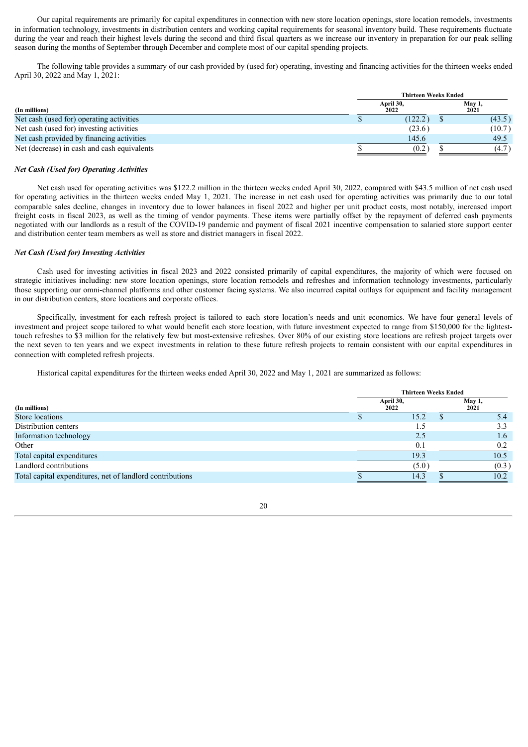Our capital requirements are primarily for capital expenditures in connection with new store location openings, store location remodels, investments in information technology, investments in distribution centers and working capital requirements for seasonal inventory build. These requirements fluctuate during the year and reach their highest levels during the second and third fiscal quarters as we increase our inventory in preparation for our peak selling season during the months of September through December and complete most of our capital spending projects.

The following table provides a summary of our cash provided by (used for) operating, investing and financing activities for the thirteen weeks ended April 30, 2022 and May 1, 2021:

| (In millions) | Thirteen Weeks Ended April 30, 2022 | Thirteen Weeks Ended May 1, 2021 |
|---|---|---|
| Net cash (used for) operating activities | $ (122.2) | $ (43.5) |
| Net cash (used for) investing activities | (23.6) | (10.7) |
| Net cash provided by financing activities | 145.6 | 49.5 |
| Net (decrease) in cash and cash equivalents | $ (0.2) | $ (4.7) |

***Net Cash (Used for) Operating Activities***

Net cash used for operating activities was $122.2 million in the thirteen weeks ended April 30, 2022, compared with $43.5 million of net cash used for operating activities in the thirteen weeks ended May 1, 2021. The increase in net cash used for operating activities was primarily due to our total comparable sales decline, changes in inventory due to lower balances in fiscal 2022 and higher per unit product costs, most notably, increased import freight costs in fiscal 2023, as well as the timing of vendor payments. These items were partially offset by the repayment of deferred cash payments negotiated with our landlords as a result of the COVID-19 pandemic and payment of fiscal 2021 incentive compensation to salaried store support center and distribution center team members as well as store and district managers in fiscal 2022.

***Net Cash (Used for) Investing Activities***

Cash used for investing activities in fiscal 2023 and 2022 consisted primarily of capital expenditures, the majority of which were focused on strategic initiatives including: new store location openings, store location remodels and refreshes and information technology investments, particularly those supporting our omni-channel platforms and other customer facing systems. We also incurred capital outlays for equipment and facility management in our distribution centers, store locations and corporate offices.

Specifically, investment for each refresh project is tailored to each store location's needs and unit economics. We have four general levels of investment and project scope tailored to what would benefit each store location, with future investment expected to range from $150,000 for the lightest-touch refreshes to $3 million for the relatively few but most-extensive refreshes. Over 80% of our existing store locations are refresh project targets over the next seven to ten years and we expect investments in relation to these future refresh projects to remain consistent with our capital expenditures in connection with completed refresh projects.

Historical capital expenditures for the thirteen weeks ended April 30, 2022 and May 1, 2021 are summarized as follows:

| (In millions) | Thirteen Weeks Ended April 30, 2022 | Thirteen Weeks Ended May 1, 2021 |
|---|---|---|
| Store locations | $ 15.2 | $ 5.4 |
| Distribution centers | 1.5 | 3.3 |
| Information technology | 2.5 | 1.6 |
| Other | 0.1 | 0.2 |
| Total capital expenditures | 19.3 | 10.5 |
| Landlord contributions | (5.0) | (0.3) |
| Total capital expenditures, net of landlord contributions | $ 14.3 | $ 10.2 |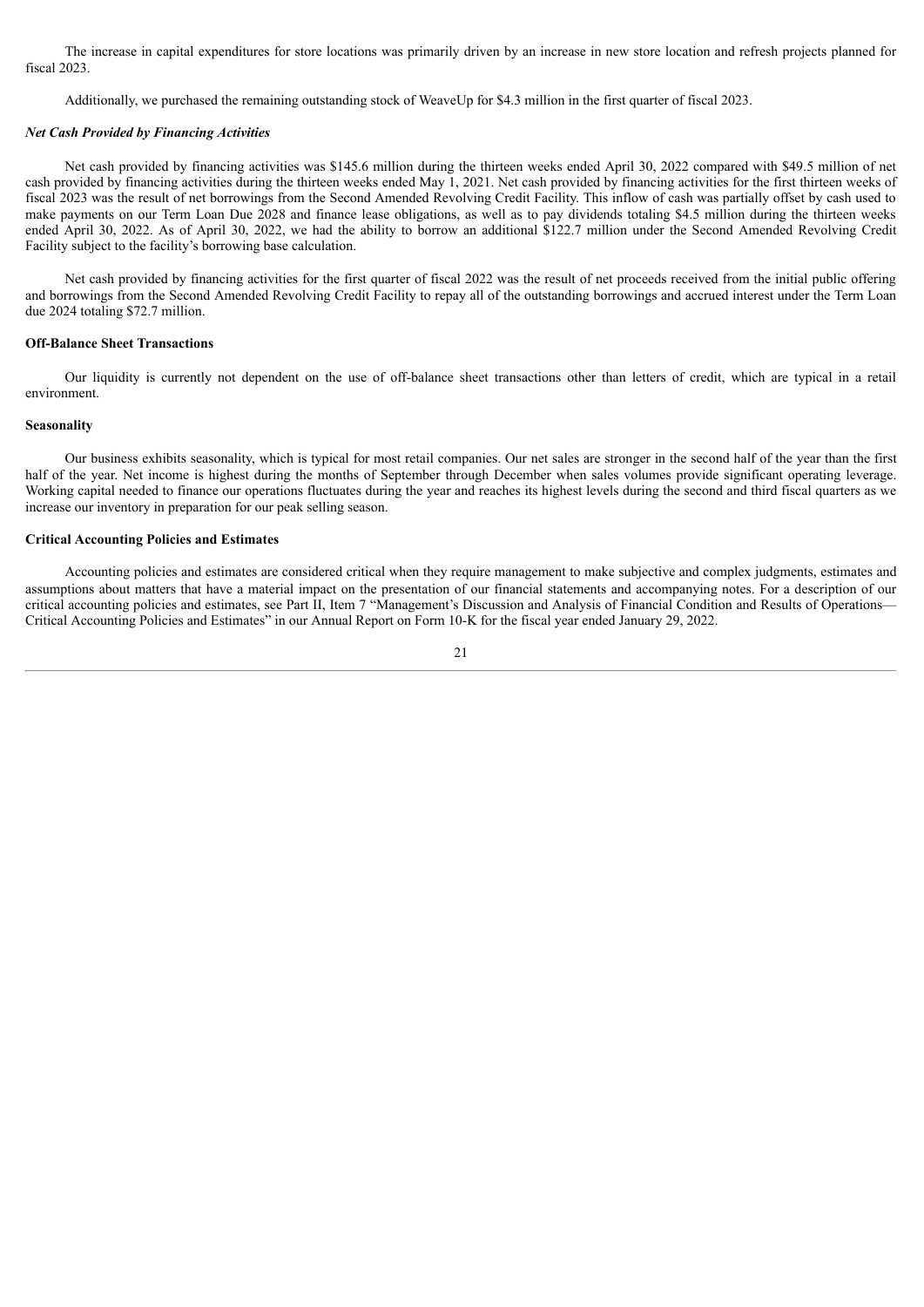The increase in capital expenditures for store locations was primarily driven by an increase in new store location and refresh projects planned for fiscal 2023.

Additionally, we purchased the remaining outstanding stock of WeaveUp for $4.3 million in the first quarter of fiscal 2023.

***Net Cash Provided by Financing Activities***

Net cash provided by financing activities was $145.6 million during the thirteen weeks ended April 30, 2022 compared with $49.5 million of net cash provided by financing activities during the thirteen weeks ended May 1, 2021. Net cash provided by financing activities for the first thirteen weeks of fiscal 2023 was the result of net borrowings from the Second Amended Revolving Credit Facility. This inflow of cash was partially offset by cash used to make payments on our Term Loan Due 2028 and finance lease obligations, as well as to pay dividends totaling $4.5 million during the thirteen weeks ended April 30, 2022. As of April 30, 2022, we had the ability to borrow an additional $122.7 million under the Second Amended Revolving Credit Facility subject to the facility's borrowing base calculation.

Net cash provided by financing activities for the first quarter of fiscal 2022 was the result of net proceeds received from the initial public offering and borrowings from the Second Amended Revolving Credit Facility to repay all of the outstanding borrowings and accrued interest under the Term Loan due 2024 totaling $72.7 million.

**Off-Balance Sheet Transactions**

Our liquidity is currently not dependent on the use of off-balance sheet transactions other than letters of credit, which are typical in a retail environment.

**Seasonality**

Our business exhibits seasonality, which is typical for most retail companies. Our net sales are stronger in the second half of the year than the first half of the year. Net income is highest during the months of September through December when sales volumes provide significant operating leverage. Working capital needed to finance our operations fluctuates during the year and reaches its highest levels during the second and third fiscal quarters as we increase our inventory in preparation for our peak selling season.

**Critical Accounting Policies and Estimates**

Accounting policies and estimates are considered critical when they require management to make subjective and complex judgments, estimates and assumptions about matters that have a material impact on the presentation of our financial statements and accompanying notes. For a description of our critical accounting policies and estimates, see Part II, Item 7 "Management's Discussion and Analysis of Financial Condition and Results of Operations—Critical Accounting Policies and Estimates" in our Annual Report on Form 10-K for the fiscal year ended January 29, 2022.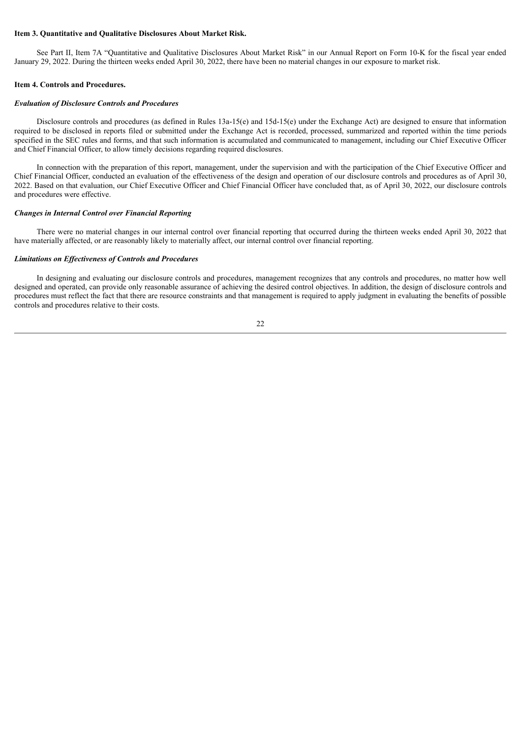**Item 3. Quantitative and Qualitative Disclosures About Market Risk.**

See Part II, Item 7A "Quantitative and Qualitative Disclosures About Market Risk" in our Annual Report on Form 10-K for the fiscal year ended January 29, 2022. During the thirteen weeks ended April 30, 2022, there have been no material changes in our exposure to market risk.

**Item 4. Controls and Procedures.**

***Evaluation of Disclosure Controls and Procedures***

Disclosure controls and procedures (as defined in Rules 13a-15(e) and 15d-15(e) under the Exchange Act) are designed to ensure that information required to be disclosed in reports filed or submitted under the Exchange Act is recorded, processed, summarized and reported within the time periods specified in the SEC rules and forms, and that such information is accumulated and communicated to management, including our Chief Executive Officer and Chief Financial Officer, to allow timely decisions regarding required disclosures.

In connection with the preparation of this report, management, under the supervision and with the participation of the Chief Executive Officer and Chief Financial Officer, conducted an evaluation of the effectiveness of the design and operation of our disclosure controls and procedures as of April 30, 2022. Based on that evaluation, our Chief Executive Officer and Chief Financial Officer have concluded that, as of April 30, 2022, our disclosure controls and procedures were effective.

***Changes in Internal Control over Financial Reporting***

There were no material changes in our internal control over financial reporting that occurred during the thirteen weeks ended April 30, 2022 that have materially affected, or are reasonably likely to materially affect, our internal control over financial reporting.

***Limitations on Effectiveness of Controls and Procedures***

In designing and evaluating our disclosure controls and procedures, management recognizes that any controls and procedures, no matter how well designed and operated, can provide only reasonable assurance of achieving the desired control objectives. In addition, the design of disclosure controls and procedures must reflect the fact that there are resource constraints and that management is required to apply judgment in evaluating the benefits of possible controls and procedures relative to their costs.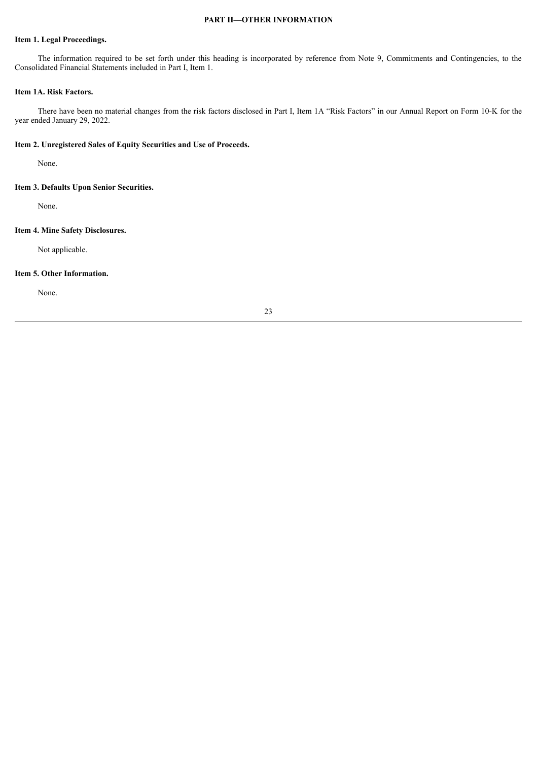## PART II—OTHER INFORMATION

### Item 1. Legal Proceedings.

The information required to be set forth under this heading is incorporated by reference from Note 9, Commitments and Contingencies, to the Consolidated Financial Statements included in Part I, Item 1.

### Item 1A. Risk Factors.

There have been no material changes from the risk factors disclosed in Part I, Item 1A "Risk Factors" in our Annual Report on Form 10-K for the year ended January 29, 2022.

### Item 2. Unregistered Sales of Equity Securities and Use of Proceeds.

None.

### Item 3. Defaults Upon Senior Securities.

None.

### Item 4. Mine Safety Disclosures.

Not applicable.

### Item 5. Other Information.

None.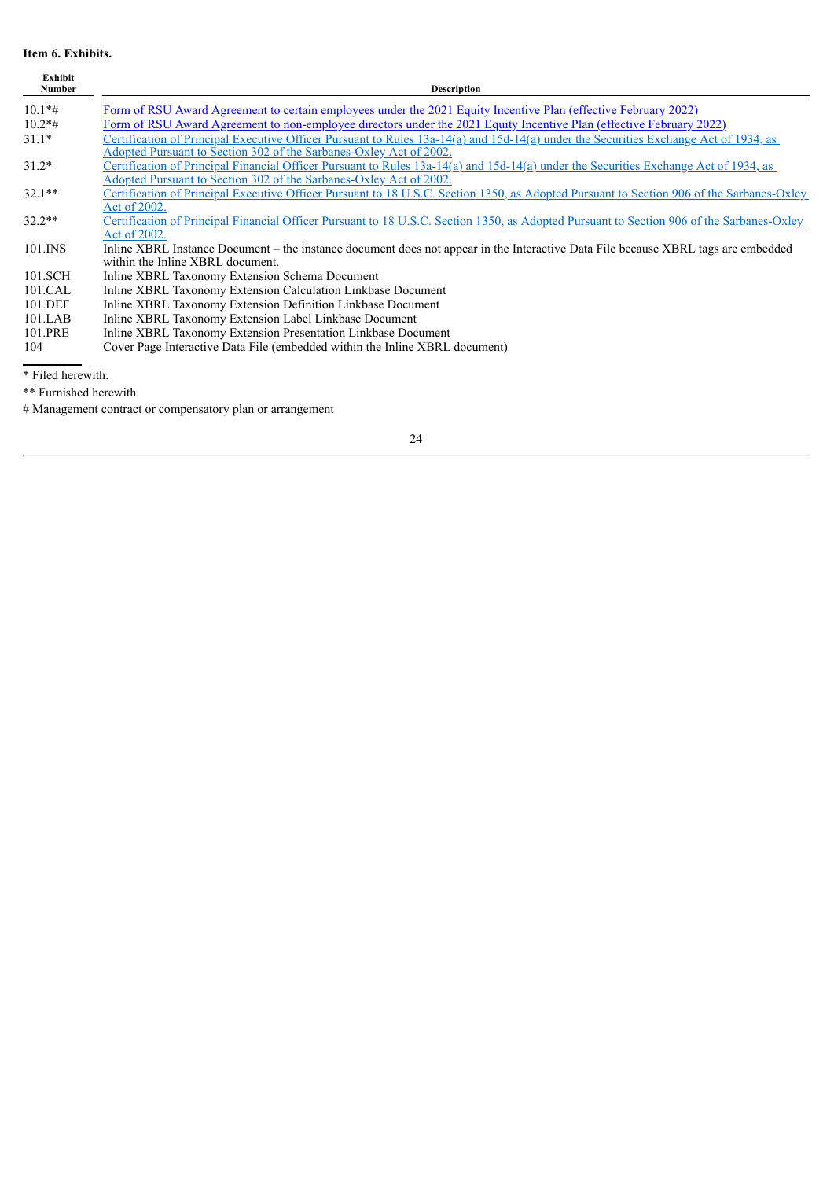**Item 6. Exhibits.**

| Exhibit Number | Description |
| --- | --- |
| 10.1*# | Form of RSU Award Agreement to certain employees under the 2021 Equity Incentive Plan (effective February 2022) |
| 10.2*# | Form of RSU Award Agreement to non-employee directors under the 2021 Equity Incentive Plan (effective February 2022) |
| 31.1* | Certification of Principal Executive Officer Pursuant to Rules 13a-14(a) and 15d-14(a) under the Securities Exchange Act of 1934, as Adopted Pursuant to Section 302 of the Sarbanes-Oxley Act of 2002. |
| 31.2* | Certification of Principal Financial Officer Pursuant to Rules 13a-14(a) and 15d-14(a) under the Securities Exchange Act of 1934, as Adopted Pursuant to Section 302 of the Sarbanes-Oxley Act of 2002. |
| 32.1** | Certification of Principal Executive Officer Pursuant to 18 U.S.C. Section 1350, as Adopted Pursuant to Section 906 of the Sarbanes-Oxley Act of 2002. |
| 32.2** | Certification of Principal Financial Officer Pursuant to 18 U.S.C. Section 1350, as Adopted Pursuant to Section 906 of the Sarbanes-Oxley Act of 2002. |
| 101.INS | Inline XBRL Instance Document – the instance document does not appear in the Interactive Data File because XBRL tags are embedded within the Inline XBRL document. |
| 101.SCH | Inline XBRL Taxonomy Extension Schema Document |
| 101.CAL | Inline XBRL Taxonomy Extension Calculation Linkbase Document |
| 101.DEF | Inline XBRL Taxonomy Extension Definition Linkbase Document |
| 101.LAB | Inline XBRL Taxonomy Extension Label Linkbase Document |
| 101.PRE | Inline XBRL Taxonomy Extension Presentation Linkbase Document |
| 104 | Cover Page Interactive Data File (embedded within the Inline XBRL document) |

* Filed herewith.

** Furnished herewith.

# Management contract or compensatory plan or arrangement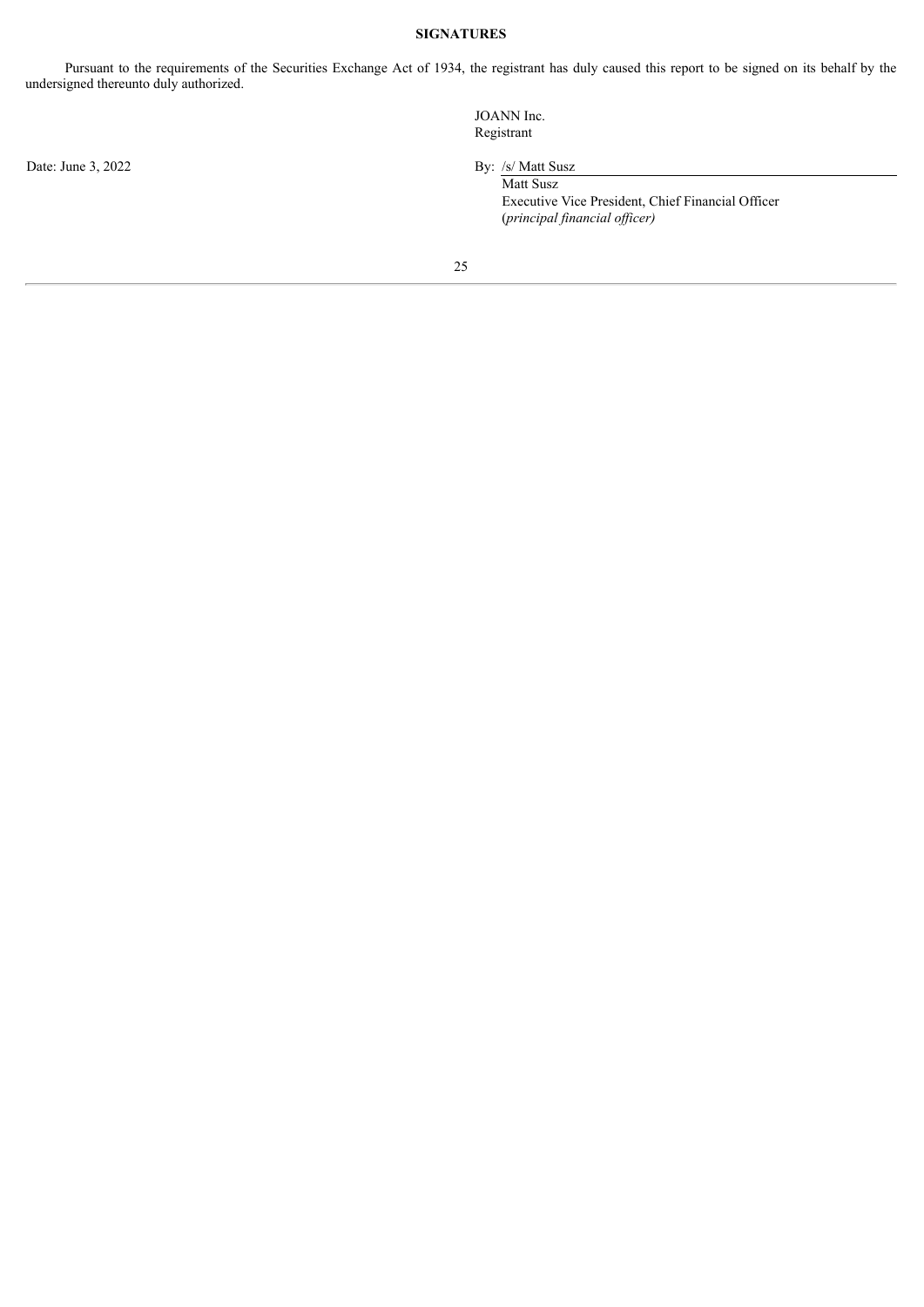## SIGNATURES

Pursuant to the requirements of the Securities Exchange Act of 1934, the registrant has duly caused this report to be signed on its behalf by the undersigned thereunto duly authorized.

JOANN Inc.
Registrant

Date: June 3, 2022

By: /s/ Matt Susz
Matt Susz
Executive Vice President, Chief Financial Officer
(*principal financial officer)*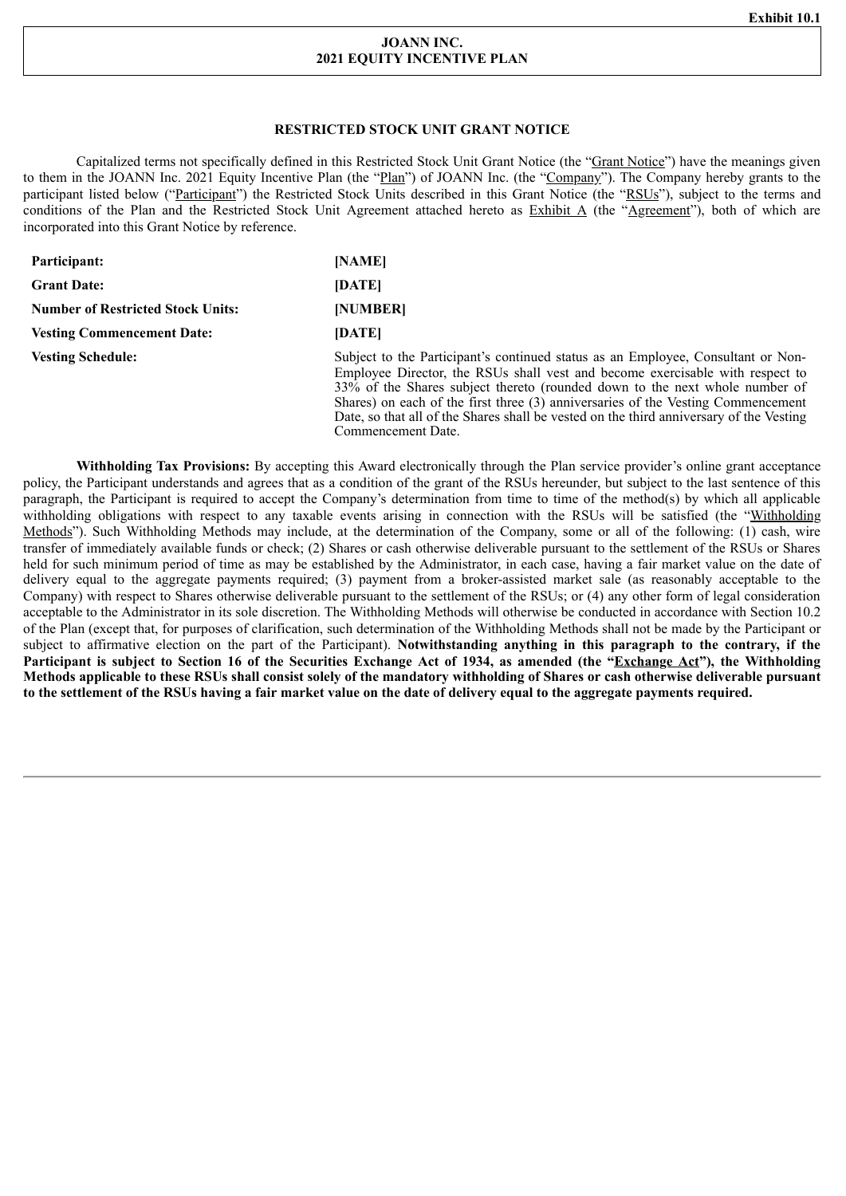Exhibit 10.1

**JOANN INC.**
**2021 EQUITY INCENTIVE PLAN**

## RESTRICTED STOCK UNIT GRANT NOTICE

Capitalized terms not specifically defined in this Restricted Stock Unit Grant Notice (the "Grant Notice") have the meanings given to them in the JOANN Inc. 2021 Equity Incentive Plan (the "Plan") of JOANN Inc. (the "Company"). The Company hereby grants to the participant listed below ("Participant") the Restricted Stock Units described in this Grant Notice (the "RSUs"), subject to the terms and conditions of the Plan and the Restricted Stock Unit Agreement attached hereto as Exhibit A (the "Agreement"), both of which are incorporated into this Grant Notice by reference.

| | |
|---|---|
| **Participant:** | **[NAME]** |
| **Grant Date:** | **[DATE]** |
| **Number of Restricted Stock Units:** | **[NUMBER]** |
| **Vesting Commencement Date:** | **[DATE]** |
| **Vesting Schedule:** | Subject to the Participant's continued status as an Employee, Consultant or Non-Employee Director, the RSUs shall vest and become exercisable with respect to 33% of the Shares subject thereto (rounded down to the next whole number of Shares) on each of the first three (3) anniversaries of the Vesting Commencement Date, so that all of the Shares shall be vested on the third anniversary of the Vesting Commencement Date. |

**Withholding Tax Provisions:** By accepting this Award electronically through the Plan service provider's online grant acceptance policy, the Participant understands and agrees that as a condition of the grant of the RSUs hereunder, but subject to the last sentence of this paragraph, the Participant is required to accept the Company's determination from time to time of the method(s) by which all applicable withholding obligations with respect to any taxable events arising in connection with the RSUs will be satisfied (the "Withholding Methods"). Such Withholding Methods may include, at the determination of the Company, some or all of the following: (1) cash, wire transfer of immediately available funds or check; (2) Shares or cash otherwise deliverable pursuant to the settlement of the RSUs or Shares held for such minimum period of time as may be established by the Administrator, in each case, having a fair market value on the date of delivery equal to the aggregate payments required; (3) payment from a broker-assisted market sale (as reasonably acceptable to the Company) with respect to Shares otherwise deliverable pursuant to the settlement of the RSUs; or (4) any other form of legal consideration acceptable to the Administrator in its sole discretion. The Withholding Methods will otherwise be conducted in accordance with Section 10.2 of the Plan (except that, for purposes of clarification, such determination of the Withholding Methods shall not be made by the Participant or subject to affirmative election on the part of the Participant). **Notwithstanding anything in this paragraph to the contrary, if the Participant is subject to Section 16 of the Securities Exchange Act of 1934, as amended (the "Exchange Act"), the Withholding Methods applicable to these RSUs shall consist solely of the mandatory withholding of Shares or cash otherwise deliverable pursuant to the settlement of the RSUs having a fair market value on the date of delivery equal to the aggregate payments required.**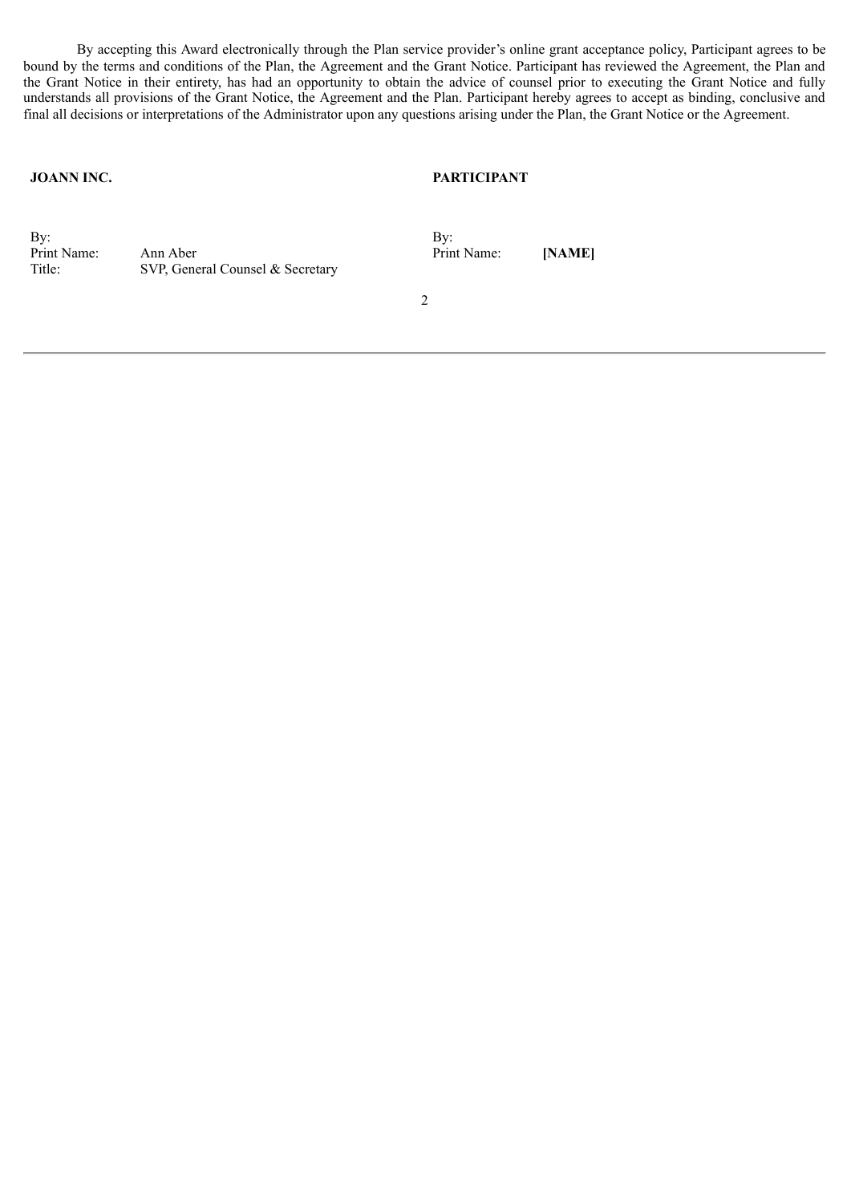By accepting this Award electronically through the Plan service provider's online grant acceptance policy, Participant agrees to be bound by the terms and conditions of the Plan, the Agreement and the Grant Notice. Participant has reviewed the Agreement, the Plan and the Grant Notice in their entirety, has had an opportunity to obtain the advice of counsel prior to executing the Grant Notice and fully understands all provisions of the Grant Notice, the Agreement and the Plan. Participant hereby agrees to accept as binding, conclusive and final all decisions or interpretations of the Administrator upon any questions arising under the Plan, the Grant Notice or the Agreement.

| **JOANN INC.** | | **PARTICIPANT** | |
|---|---|---|---|
| By: | | By: | |
| Print Name: | Ann Aber | Print Name: | **[NAME]** |
| Title: | SVP, General Counsel & Secretary | | |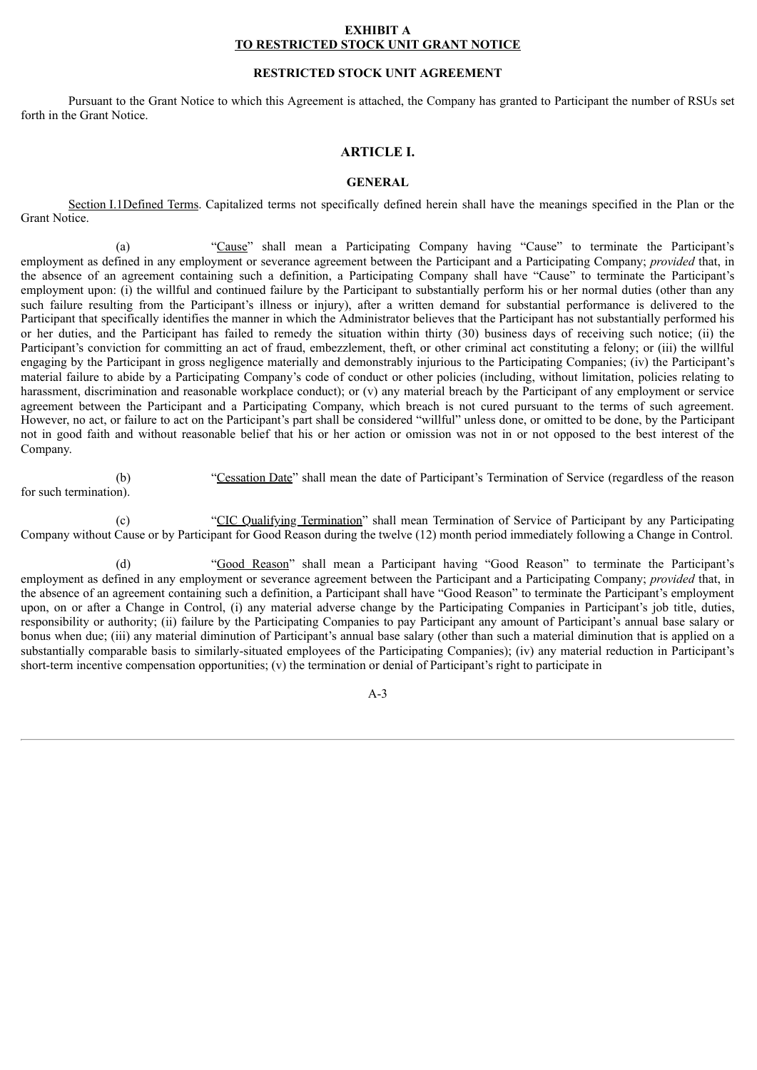**EXHIBIT A**
**TO RESTRICTED STOCK UNIT GRANT NOTICE**

**RESTRICTED STOCK UNIT AGREEMENT**

Pursuant to the Grant Notice to which this Agreement is attached, the Company has granted to Participant the number of RSUs set forth in the Grant Notice.

# ARTICLE I.

## GENERAL

Section I.1Defined Terms. Capitalized terms not specifically defined herein shall have the meanings specified in the Plan or the Grant Notice.

(a) "Cause" shall mean a Participating Company having "Cause" to terminate the Participant's employment as defined in any employment or severance agreement between the Participant and a Participating Company; *provided* that, in the absence of an agreement containing such a definition, a Participating Company shall have "Cause" to terminate the Participant's employment upon: (i) the willful and continued failure by the Participant to substantially perform his or her normal duties (other than any such failure resulting from the Participant's illness or injury), after a written demand for substantial performance is delivered to the Participant that specifically identifies the manner in which the Administrator believes that the Participant has not substantially performed his or her duties, and the Participant has failed to remedy the situation within thirty (30) business days of receiving such notice; (ii) the Participant's conviction for committing an act of fraud, embezzlement, theft, or other criminal act constituting a felony; or (iii) the willful engaging by the Participant in gross negligence materially and demonstrably injurious to the Participating Companies; (iv) the Participant's material failure to abide by a Participating Company's code of conduct or other policies (including, without limitation, policies relating to harassment, discrimination and reasonable workplace conduct); or (v) any material breach by the Participant of any employment or service agreement between the Participant and a Participating Company, which breach is not cured pursuant to the terms of such agreement. However, no act, or failure to act on the Participant's part shall be considered "willful" unless done, or omitted to be done, by the Participant not in good faith and without reasonable belief that his or her action or omission was not in or not opposed to the best interest of the Company.

(b) "Cessation Date" shall mean the date of Participant's Termination of Service (regardless of the reason for such termination).

(c) "CIC Qualifying Termination" shall mean Termination of Service of Participant by any Participating Company without Cause or by Participant for Good Reason during the twelve (12) month period immediately following a Change in Control.

(d) "Good Reason" shall mean a Participant having "Good Reason" to terminate the Participant's employment as defined in any employment or severance agreement between the Participant and a Participating Company; *provided* that, in the absence of an agreement containing such a definition, a Participant shall have "Good Reason" to terminate the Participant's employment upon, on or after a Change in Control, (i) any material adverse change by the Participating Companies in Participant's job title, duties, responsibility or authority; (ii) failure by the Participating Companies to pay Participant any amount of Participant's annual base salary or bonus when due; (iii) any material diminution of Participant's annual base salary (other than such a material diminution that is applied on a substantially comparable basis to similarly-situated employees of the Participating Companies); (iv) any material reduction in Participant's short-term incentive compensation opportunities; (v) the termination or denial of Participant's right to participate in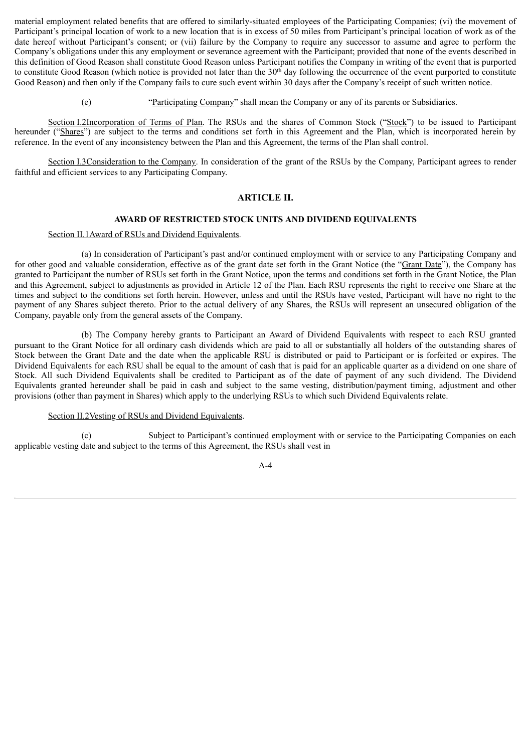material employment related benefits that are offered to similarly-situated employees of the Participating Companies; (vi) the movement of Participant's principal location of work to a new location that is in excess of 50 miles from Participant's principal location of work as of the date hereof without Participant's consent; or (vii) failure by the Company to require any successor to assume and agree to perform the Company's obligations under this any employment or severance agreement with the Participant; provided that none of the events described in this definition of Good Reason shall constitute Good Reason unless Participant notifies the Company in writing of the event that is purported to constitute Good Reason (which notice is provided not later than the 30th day following the occurrence of the event purported to constitute Good Reason) and then only if the Company fails to cure such event within 30 days after the Company's receipt of such written notice.

(e) "Participating Company" shall mean the Company or any of its parents or Subsidiaries.

Section I.2Incorporation of Terms of Plan. The RSUs and the shares of Common Stock ("Stock") to be issued to Participant hereunder ("Shares") are subject to the terms and conditions set forth in this Agreement and the Plan, which is incorporated herein by reference. In the event of any inconsistency between the Plan and this Agreement, the terms of the Plan shall control.

Section I.3Consideration to the Company. In consideration of the grant of the RSUs by the Company, Participant agrees to render faithful and efficient services to any Participating Company.

## ARTICLE II.

### AWARD OF RESTRICTED STOCK UNITS AND DIVIDEND EQUIVALENTS

Section II.1Award of RSUs and Dividend Equivalents.

(a) In consideration of Participant's past and/or continued employment with or service to any Participating Company and for other good and valuable consideration, effective as of the grant date set forth in the Grant Notice (the "Grant Date"), the Company has granted to Participant the number of RSUs set forth in the Grant Notice, upon the terms and conditions set forth in the Grant Notice, the Plan and this Agreement, subject to adjustments as provided in Article 12 of the Plan. Each RSU represents the right to receive one Share at the times and subject to the conditions set forth herein. However, unless and until the RSUs have vested, Participant will have no right to the payment of any Shares subject thereto. Prior to the actual delivery of any Shares, the RSUs will represent an unsecured obligation of the Company, payable only from the general assets of the Company.

(b) The Company hereby grants to Participant an Award of Dividend Equivalents with respect to each RSU granted pursuant to the Grant Notice for all ordinary cash dividends which are paid to all or substantially all holders of the outstanding shares of Stock between the Grant Date and the date when the applicable RSU is distributed or paid to Participant or is forfeited or expires. The Dividend Equivalents for each RSU shall be equal to the amount of cash that is paid for an applicable quarter as a dividend on one share of Stock. All such Dividend Equivalents shall be credited to Participant as of the date of payment of any such dividend. The Dividend Equivalents granted hereunder shall be paid in cash and subject to the same vesting, distribution/payment timing, adjustment and other provisions (other than payment in Shares) which apply to the underlying RSUs to which such Dividend Equivalents relate.

Section II.2Vesting of RSUs and Dividend Equivalents.

(c) Subject to Participant's continued employment with or service to the Participating Companies on each applicable vesting date and subject to the terms of this Agreement, the RSUs shall vest in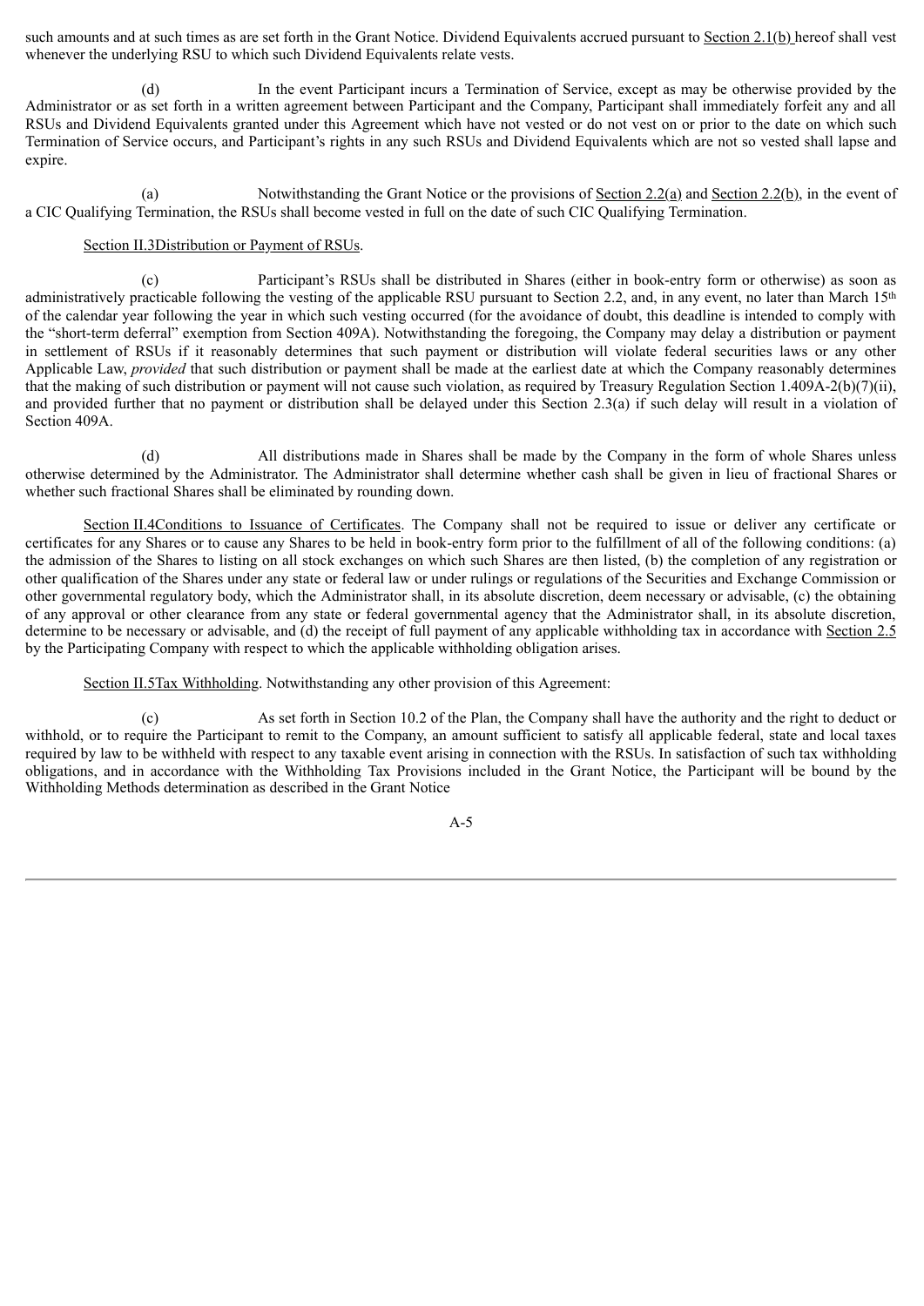such amounts and at such times as are set forth in the Grant Notice. Dividend Equivalents accrued pursuant to Section 2.1(b) hereof shall vest whenever the underlying RSU to which such Dividend Equivalents relate vests.

(d) In the event Participant incurs a Termination of Service, except as may be otherwise provided by the Administrator or as set forth in a written agreement between Participant and the Company, Participant shall immediately forfeit any and all RSUs and Dividend Equivalents granted under this Agreement which have not vested or do not vest on or prior to the date on which such Termination of Service occurs, and Participant's rights in any such RSUs and Dividend Equivalents which are not so vested shall lapse and expire.

(a) Notwithstanding the Grant Notice or the provisions of Section 2.2(a) and Section 2.2(b), in the event of a CIC Qualifying Termination, the RSUs shall become vested in full on the date of such CIC Qualifying Termination.

Section II.3Distribution or Payment of RSUs.

(c) Participant's RSUs shall be distributed in Shares (either in book-entry form or otherwise) as soon as administratively practicable following the vesting of the applicable RSU pursuant to Section 2.2, and, in any event, no later than March 15th of the calendar year following the year in which such vesting occurred (for the avoidance of doubt, this deadline is intended to comply with the "short-term deferral" exemption from Section 409A). Notwithstanding the foregoing, the Company may delay a distribution or payment in settlement of RSUs if it reasonably determines that such payment or distribution will violate federal securities laws or any other Applicable Law, *provided* that such distribution or payment shall be made at the earliest date at which the Company reasonably determines that the making of such distribution or payment will not cause such violation, as required by Treasury Regulation Section 1.409A-2(b)(7)(ii), and provided further that no payment or distribution shall be delayed under this Section 2.3(a) if such delay will result in a violation of Section 409A.

(d) All distributions made in Shares shall be made by the Company in the form of whole Shares unless otherwise determined by the Administrator. The Administrator shall determine whether cash shall be given in lieu of fractional Shares or whether such fractional Shares shall be eliminated by rounding down.

Section II.4Conditions to Issuance of Certificates. The Company shall not be required to issue or deliver any certificate or certificates for any Shares or to cause any Shares to be held in book-entry form prior to the fulfillment of all of the following conditions: (a) the admission of the Shares to listing on all stock exchanges on which such Shares are then listed, (b) the completion of any registration or other qualification of the Shares under any state or federal law or under rulings or regulations of the Securities and Exchange Commission or other governmental regulatory body, which the Administrator shall, in its absolute discretion, deem necessary or advisable, (c) the obtaining of any approval or other clearance from any state or federal governmental agency that the Administrator shall, in its absolute discretion, determine to be necessary or advisable, and (d) the receipt of full payment of any applicable withholding tax in accordance with Section 2.5 by the Participating Company with respect to which the applicable withholding obligation arises.

Section II.5Tax Withholding. Notwithstanding any other provision of this Agreement:

(c) As set forth in Section 10.2 of the Plan, the Company shall have the authority and the right to deduct or withhold, or to require the Participant to remit to the Company, an amount sufficient to satisfy all applicable federal, state and local taxes required by law to be withheld with respect to any taxable event arising in connection with the RSUs. In satisfaction of such tax withholding obligations, and in accordance with the Withholding Tax Provisions included in the Grant Notice, the Participant will be bound by the Withholding Methods determination as described in the Grant Notice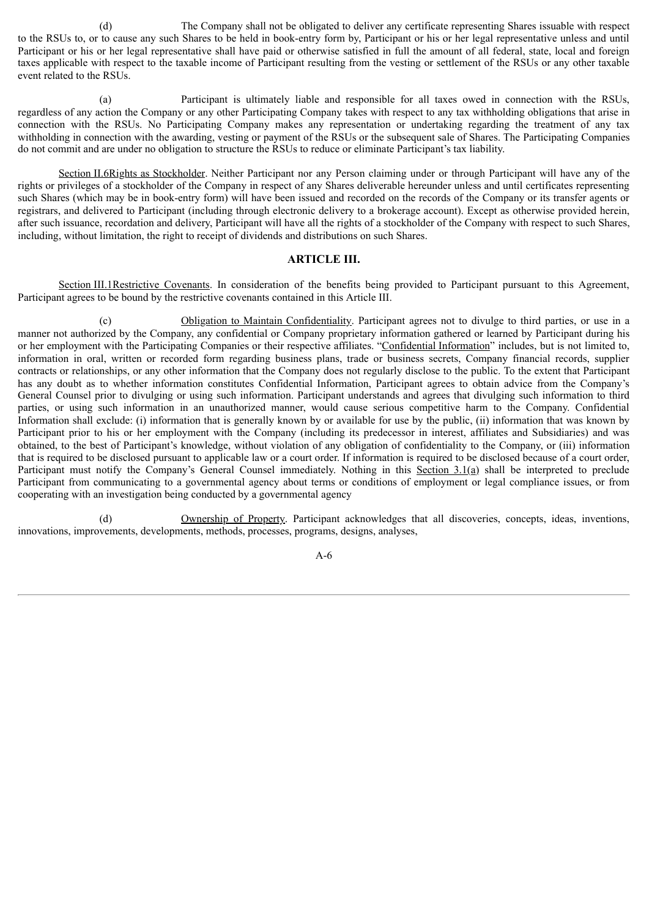(d) The Company shall not be obligated to deliver any certificate representing Shares issuable with respect to the RSUs to, or to cause any such Shares to be held in book-entry form by, Participant or his or her legal representative unless and until Participant or his or her legal representative shall have paid or otherwise satisfied in full the amount of all federal, state, local and foreign taxes applicable with respect to the taxable income of Participant resulting from the vesting or settlement of the RSUs or any other taxable event related to the RSUs.

(a) Participant is ultimately liable and responsible for all taxes owed in connection with the RSUs, regardless of any action the Company or any other Participating Company takes with respect to any tax withholding obligations that arise in connection with the RSUs. No Participating Company makes any representation or undertaking regarding the treatment of any tax withholding in connection with the awarding, vesting or payment of the RSUs or the subsequent sale of Shares. The Participating Companies do not commit and are under no obligation to structure the RSUs to reduce or eliminate Participant's tax liability.

Section II.6Rights as Stockholder. Neither Participant nor any Person claiming under or through Participant will have any of the rights or privileges of a stockholder of the Company in respect of any Shares deliverable hereunder unless and until certificates representing such Shares (which may be in book-entry form) will have been issued and recorded on the records of the Company or its transfer agents or registrars, and delivered to Participant (including through electronic delivery to a brokerage account). Except as otherwise provided herein, after such issuance, recordation and delivery, Participant will have all the rights of a stockholder of the Company with respect to such Shares, including, without limitation, the right to receipt of dividends and distributions on such Shares.

## ARTICLE III.

Section III.1Restrictive Covenants. In consideration of the benefits being provided to Participant pursuant to this Agreement, Participant agrees to be bound by the restrictive covenants contained in this Article III.

(c) Obligation to Maintain Confidentiality. Participant agrees not to divulge to third parties, or use in a manner not authorized by the Company, any confidential or Company proprietary information gathered or learned by Participant during his or her employment with the Participating Companies or their respective affiliates. "Confidential Information" includes, but is not limited to, information in oral, written or recorded form regarding business plans, trade or business secrets, Company financial records, supplier contracts or relationships, or any other information that the Company does not regularly disclose to the public. To the extent that Participant has any doubt as to whether information constitutes Confidential Information, Participant agrees to obtain advice from the Company's General Counsel prior to divulging or using such information. Participant understands and agrees that divulging such information to third parties, or using such information in an unauthorized manner, would cause serious competitive harm to the Company. Confidential Information shall exclude: (i) information that is generally known by or available for use by the public, (ii) information that was known by Participant prior to his or her employment with the Company (including its predecessor in interest, affiliates and Subsidiaries) and was obtained, to the best of Participant's knowledge, without violation of any obligation of confidentiality to the Company, or (iii) information that is required to be disclosed pursuant to applicable law or a court order. If information is required to be disclosed because of a court order, Participant must notify the Company's General Counsel immediately. Nothing in this Section 3.1(a) shall be interpreted to preclude Participant from communicating to a governmental agency about terms or conditions of employment or legal compliance issues, or from cooperating with an investigation being conducted by a governmental agency

(d) Ownership of Property. Participant acknowledges that all discoveries, concepts, ideas, inventions, innovations, improvements, developments, methods, processes, programs, designs, analyses,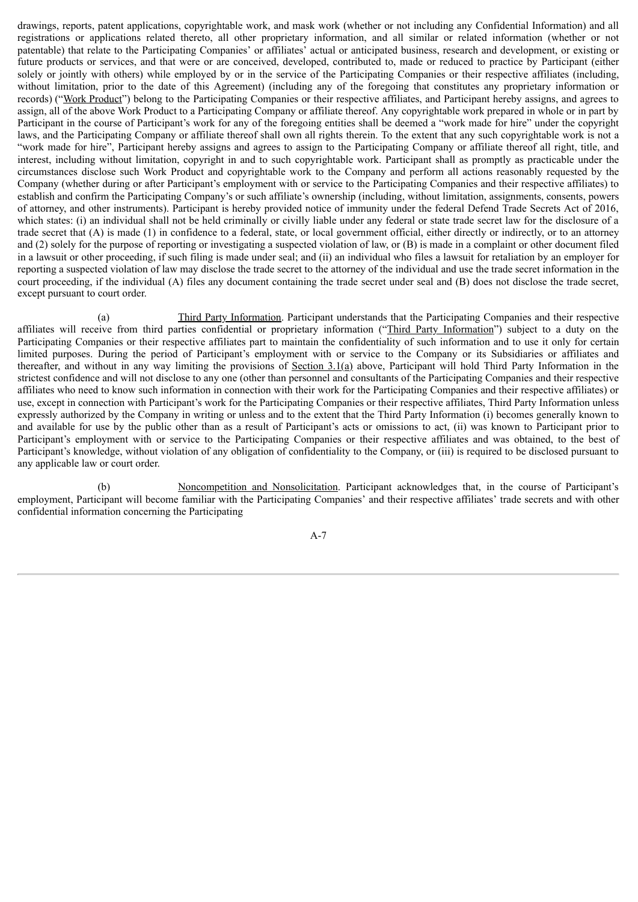drawings, reports, patent applications, copyrightable work, and mask work (whether or not including any Confidential Information) and all registrations or applications related thereto, all other proprietary information, and all similar or related information (whether or not patentable) that relate to the Participating Companies' or affiliates' actual or anticipated business, research and development, or existing or future products or services, and that were or are conceived, developed, contributed to, made or reduced to practice by Participant (either solely or jointly with others) while employed by or in the service of the Participating Companies or their respective affiliates (including, without limitation, prior to the date of this Agreement) (including any of the foregoing that constitutes any proprietary information or records) ("Work Product") belong to the Participating Companies or their respective affiliates, and Participant hereby assigns, and agrees to assign, all of the above Work Product to a Participating Company or affiliate thereof. Any copyrightable work prepared in whole or in part by Participant in the course of Participant's work for any of the foregoing entities shall be deemed a "work made for hire" under the copyright laws, and the Participating Company or affiliate thereof shall own all rights therein. To the extent that any such copyrightable work is not a "work made for hire", Participant hereby assigns and agrees to assign to the Participating Company or affiliate thereof all right, title, and interest, including without limitation, copyright in and to such copyrightable work. Participant shall as promptly as practicable under the circumstances disclose such Work Product and copyrightable work to the Company and perform all actions reasonably requested by the Company (whether during or after Participant's employment with or service to the Participating Companies and their respective affiliates) to establish and confirm the Participating Company's or such affiliate's ownership (including, without limitation, assignments, consents, powers of attorney, and other instruments). Participant is hereby provided notice of immunity under the federal Defend Trade Secrets Act of 2016, which states: (i) an individual shall not be held criminally or civilly liable under any federal or state trade secret law for the disclosure of a trade secret that (A) is made (1) in confidence to a federal, state, or local government official, either directly or indirectly, or to an attorney and (2) solely for the purpose of reporting or investigating a suspected violation of law, or (B) is made in a complaint or other document filed in a lawsuit or other proceeding, if such filing is made under seal; and (ii) an individual who files a lawsuit for retaliation by an employer for reporting a suspected violation of law may disclose the trade secret to the attorney of the individual and use the trade secret information in the court proceeding, if the individual (A) files any document containing the trade secret under seal and (B) does not disclose the trade secret, except pursuant to court order.

(a) Third Party Information. Participant understands that the Participating Companies and their respective affiliates will receive from third parties confidential or proprietary information ("Third Party Information") subject to a duty on the Participating Companies or their respective affiliates part to maintain the confidentiality of such information and to use it only for certain limited purposes. During the period of Participant's employment with or service to the Company or its Subsidiaries or affiliates and thereafter, and without in any way limiting the provisions of Section 3.1(a) above, Participant will hold Third Party Information in the strictest confidence and will not disclose to any one (other than personnel and consultants of the Participating Companies and their respective affiliates who need to know such information in connection with their work for the Participating Companies and their respective affiliates) or use, except in connection with Participant's work for the Participating Companies or their respective affiliates, Third Party Information unless expressly authorized by the Company in writing or unless and to the extent that the Third Party Information (i) becomes generally known to and available for use by the public other than as a result of Participant's acts or omissions to act, (ii) was known to Participant prior to Participant's employment with or service to the Participating Companies or their respective affiliates and was obtained, to the best of Participant's knowledge, without violation of any obligation of confidentiality to the Company, or (iii) is required to be disclosed pursuant to any applicable law or court order.

(b) Noncompetition and Nonsolicitation. Participant acknowledges that, in the course of Participant's employment, Participant will become familiar with the Participating Companies' and their respective affiliates' trade secrets and with other confidential information concerning the Participating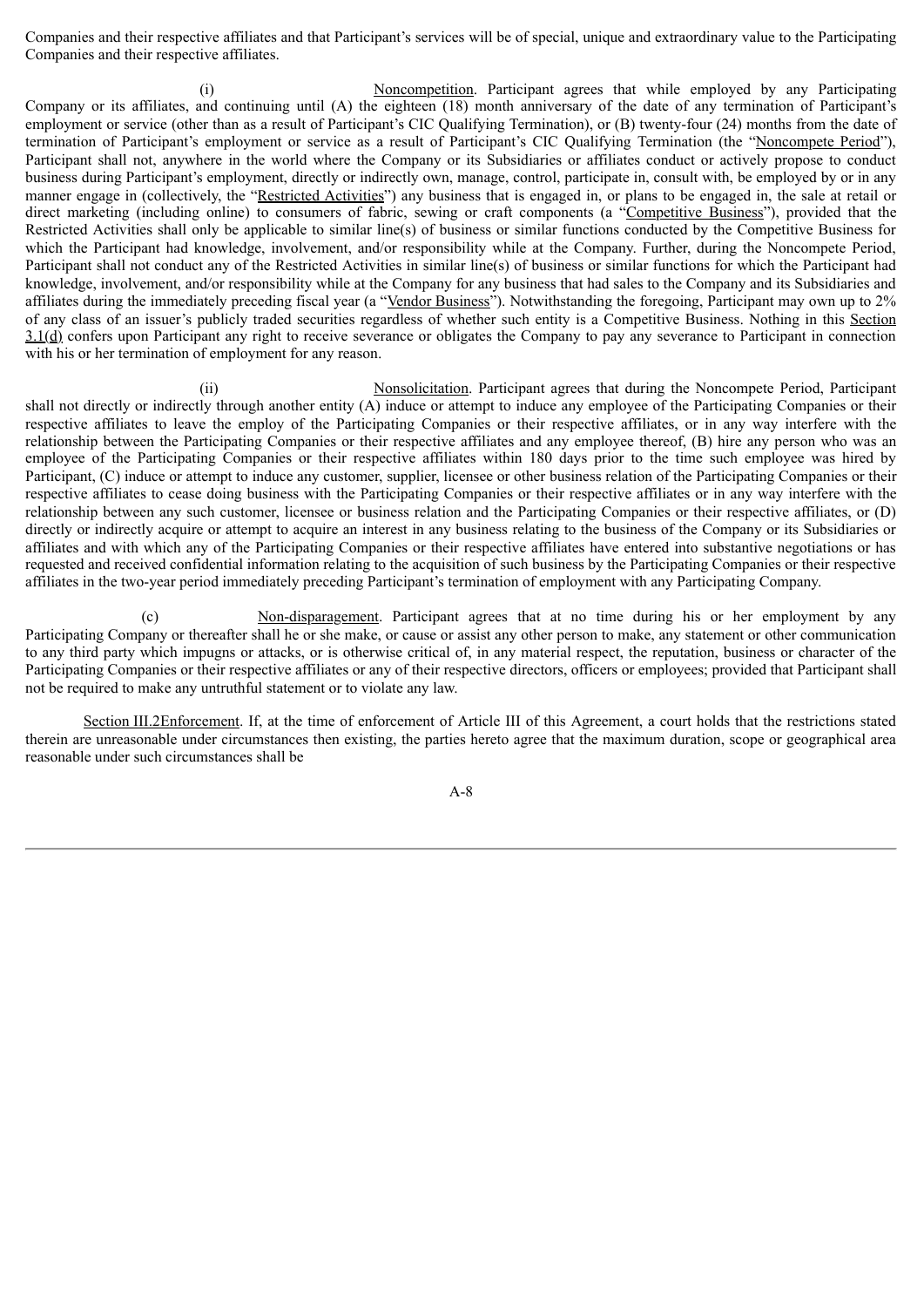Companies and their respective affiliates and that Participant's services will be of special, unique and extraordinary value to the Participating Companies and their respective affiliates.

(i) Noncompetition. Participant agrees that while employed by any Participating Company or its affiliates, and continuing until (A) the eighteen (18) month anniversary of the date of any termination of Participant's employment or service (other than as a result of Participant's CIC Qualifying Termination), or (B) twenty-four (24) months from the date of termination of Participant's employment or service as a result of Participant's CIC Qualifying Termination (the "Noncompete Period"), Participant shall not, anywhere in the world where the Company or its Subsidiaries or affiliates conduct or actively propose to conduct business during Participant's employment, directly or indirectly own, manage, control, participate in, consult with, be employed by or in any manner engage in (collectively, the "Restricted Activities") any business that is engaged in, or plans to be engaged in, the sale at retail or direct marketing (including online) to consumers of fabric, sewing or craft components (a "Competitive Business"), provided that the Restricted Activities shall only be applicable to similar line(s) of business or similar functions conducted by the Competitive Business for which the Participant had knowledge, involvement, and/or responsibility while at the Company. Further, during the Noncompete Period, Participant shall not conduct any of the Restricted Activities in similar line(s) of business or similar functions for which the Participant had knowledge, involvement, and/or responsibility while at the Company for any business that had sales to the Company and its Subsidiaries and affiliates during the immediately preceding fiscal year (a "Vendor Business"). Notwithstanding the foregoing, Participant may own up to 2% of any class of an issuer's publicly traded securities regardless of whether such entity is a Competitive Business. Nothing in this Section 3.1(d) confers upon Participant any right to receive severance or obligates the Company to pay any severance to Participant in connection with his or her termination of employment for any reason.

(ii) Nonsolicitation. Participant agrees that during the Noncompete Period, Participant shall not directly or indirectly through another entity (A) induce or attempt to induce any employee of the Participating Companies or their respective affiliates to leave the employ of the Participating Companies or their respective affiliates, or in any way interfere with the relationship between the Participating Companies or their respective affiliates and any employee thereof, (B) hire any person who was an employee of the Participating Companies or their respective affiliates within 180 days prior to the time such employee was hired by Participant, (C) induce or attempt to induce any customer, supplier, licensee or other business relation of the Participating Companies or their respective affiliates to cease doing business with the Participating Companies or their respective affiliates or in any way interfere with the relationship between any such customer, licensee or business relation and the Participating Companies or their respective affiliates, or (D) directly or indirectly acquire or attempt to acquire an interest in any business relating to the business of the Company or its Subsidiaries or affiliates and with which any of the Participating Companies or their respective affiliates have entered into substantive negotiations or has requested and received confidential information relating to the acquisition of such business by the Participating Companies or their respective affiliates in the two-year period immediately preceding Participant's termination of employment with any Participating Company.

(c) Non-disparagement. Participant agrees that at no time during his or her employment by any Participating Company or thereafter shall he or she make, or cause or assist any other person to make, any statement or other communication to any third party which impugns or attacks, or is otherwise critical of, in any material respect, the reputation, business or character of the Participating Companies or their respective affiliates or any of their respective directors, officers or employees; provided that Participant shall not be required to make any untruthful statement or to violate any law.

Section III.2Enforcement. If, at the time of enforcement of Article III of this Agreement, a court holds that the restrictions stated therein are unreasonable under circumstances then existing, the parties hereto agree that the maximum duration, scope or geographical area reasonable under such circumstances shall be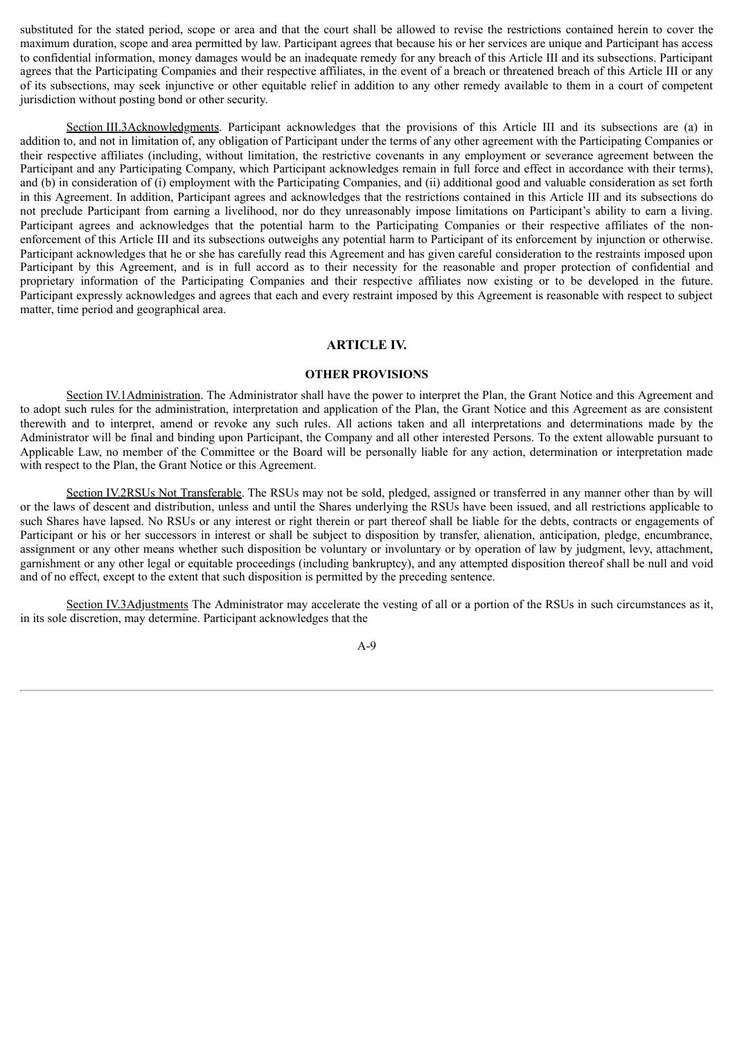substituted for the stated period, scope or area and that the court shall be allowed to revise the restrictions contained herein to cover the maximum duration, scope and area permitted by law. Participant agrees that because his or her services are unique and Participant has access to confidential information, money damages would be an inadequate remedy for any breach of this Article III and its subsections. Participant agrees that the Participating Companies and their respective affiliates, in the event of a breach or threatened breach of this Article III or any of its subsections, may seek injunctive or other equitable relief in addition to any other remedy available to them in a court of competent jurisdiction without posting bond or other security.

Section III.3Acknowledgments. Participant acknowledges that the provisions of this Article III and its subsections are (a) in addition to, and not in limitation of, any obligation of Participant under the terms of any other agreement with the Participating Companies or their respective affiliates (including, without limitation, the restrictive covenants in any employment or severance agreement between the Participant and any Participating Company, which Participant acknowledges remain in full force and effect in accordance with their terms), and (b) in consideration of (i) employment with the Participating Companies, and (ii) additional good and valuable consideration as set forth in this Agreement. In addition, Participant agrees and acknowledges that the restrictions contained in this Article III and its subsections do not preclude Participant from earning a livelihood, nor do they unreasonably impose limitations on Participant's ability to earn a living. Participant agrees and acknowledges that the potential harm to the Participating Companies or their respective affiliates of the non-enforcement of this Article III and its subsections outweighs any potential harm to Participant of its enforcement by injunction or otherwise. Participant acknowledges that he or she has carefully read this Agreement and has given careful consideration to the restraints imposed upon Participant by this Agreement, and is in full accord as to their necessity for the reasonable and proper protection of confidential and proprietary information of the Participating Companies and their respective affiliates now existing or to be developed in the future. Participant expressly acknowledges and agrees that each and every restraint imposed by this Agreement is reasonable with respect to subject matter, time period and geographical area.

## ARTICLE IV.

## OTHER PROVISIONS

Section IV.1Administration. The Administrator shall have the power to interpret the Plan, the Grant Notice and this Agreement and to adopt such rules for the administration, interpretation and application of the Plan, the Grant Notice and this Agreement as are consistent therewith and to interpret, amend or revoke any such rules. All actions taken and all interpretations and determinations made by the Administrator will be final and binding upon Participant, the Company and all other interested Persons. To the extent allowable pursuant to Applicable Law, no member of the Committee or the Board will be personally liable for any action, determination or interpretation made with respect to the Plan, the Grant Notice or this Agreement.

Section IV.2RSUs Not Transferable. The RSUs may not be sold, pledged, assigned or transferred in any manner other than by will or the laws of descent and distribution, unless and until the Shares underlying the RSUs have been issued, and all restrictions applicable to such Shares have lapsed. No RSUs or any interest or right therein or part thereof shall be liable for the debts, contracts or engagements of Participant or his or her successors in interest or shall be subject to disposition by transfer, alienation, anticipation, pledge, encumbrance, assignment or any other means whether such disposition be voluntary or involuntary or by operation of law by judgment, levy, attachment, garnishment or any other legal or equitable proceedings (including bankruptcy), and any attempted disposition thereof shall be null and void and of no effect, except to the extent that such disposition is permitted by the preceding sentence.

Section IV.3Adjustments The Administrator may accelerate the vesting of all or a portion of the RSUs in such circumstances as it, in its sole discretion, may determine. Participant acknowledges that the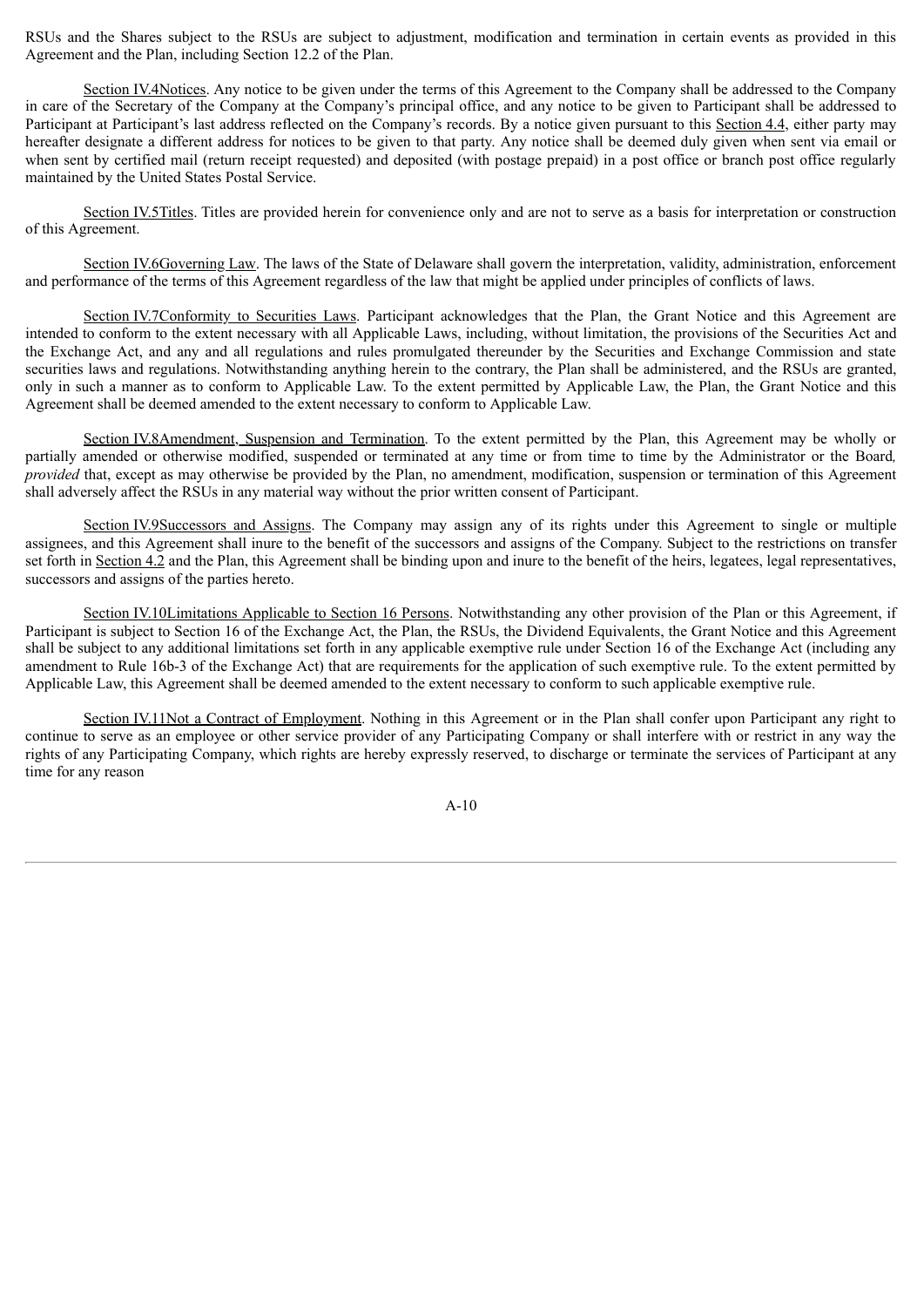RSUs and the Shares subject to the RSUs are subject to adjustment, modification and termination in certain events as provided in this Agreement and the Plan, including Section 12.2 of the Plan.

Section IV.4Notices. Any notice to be given under the terms of this Agreement to the Company shall be addressed to the Company in care of the Secretary of the Company at the Company's principal office, and any notice to be given to Participant shall be addressed to Participant at Participant's last address reflected on the Company's records. By a notice given pursuant to this Section 4.4, either party may hereafter designate a different address for notices to be given to that party. Any notice shall be deemed duly given when sent via email or when sent by certified mail (return receipt requested) and deposited (with postage prepaid) in a post office or branch post office regularly maintained by the United States Postal Service.

Section IV.5Titles. Titles are provided herein for convenience only and are not to serve as a basis for interpretation or construction of this Agreement.

Section IV.6Governing Law. The laws of the State of Delaware shall govern the interpretation, validity, administration, enforcement and performance of the terms of this Agreement regardless of the law that might be applied under principles of conflicts of laws.

Section IV.7Conformity to Securities Laws. Participant acknowledges that the Plan, the Grant Notice and this Agreement are intended to conform to the extent necessary with all Applicable Laws, including, without limitation, the provisions of the Securities Act and the Exchange Act, and any and all regulations and rules promulgated thereunder by the Securities and Exchange Commission and state securities laws and regulations. Notwithstanding anything herein to the contrary, the Plan shall be administered, and the RSUs are granted, only in such a manner as to conform to Applicable Law. To the extent permitted by Applicable Law, the Plan, the Grant Notice and this Agreement shall be deemed amended to the extent necessary to conform to Applicable Law.

Section IV.8Amendment, Suspension and Termination. To the extent permitted by the Plan, this Agreement may be wholly or partially amended or otherwise modified, suspended or terminated at any time or from time to time by the Administrator or the Board*, provided* that, except as may otherwise be provided by the Plan, no amendment, modification, suspension or termination of this Agreement shall adversely affect the RSUs in any material way without the prior written consent of Participant.

Section IV.9Successors and Assigns. The Company may assign any of its rights under this Agreement to single or multiple assignees, and this Agreement shall inure to the benefit of the successors and assigns of the Company. Subject to the restrictions on transfer set forth in Section 4.2 and the Plan, this Agreement shall be binding upon and inure to the benefit of the heirs, legatees, legal representatives, successors and assigns of the parties hereto.

Section IV.10Limitations Applicable to Section 16 Persons. Notwithstanding any other provision of the Plan or this Agreement, if Participant is subject to Section 16 of the Exchange Act, the Plan, the RSUs, the Dividend Equivalents, the Grant Notice and this Agreement shall be subject to any additional limitations set forth in any applicable exemptive rule under Section 16 of the Exchange Act (including any amendment to Rule 16b-3 of the Exchange Act) that are requirements for the application of such exemptive rule. To the extent permitted by Applicable Law, this Agreement shall be deemed amended to the extent necessary to conform to such applicable exemptive rule.

Section IV.11Not a Contract of Employment. Nothing in this Agreement or in the Plan shall confer upon Participant any right to continue to serve as an employee or other service provider of any Participating Company or shall interfere with or restrict in any way the rights of any Participating Company, which rights are hereby expressly reserved, to discharge or terminate the services of Participant at any time for any reason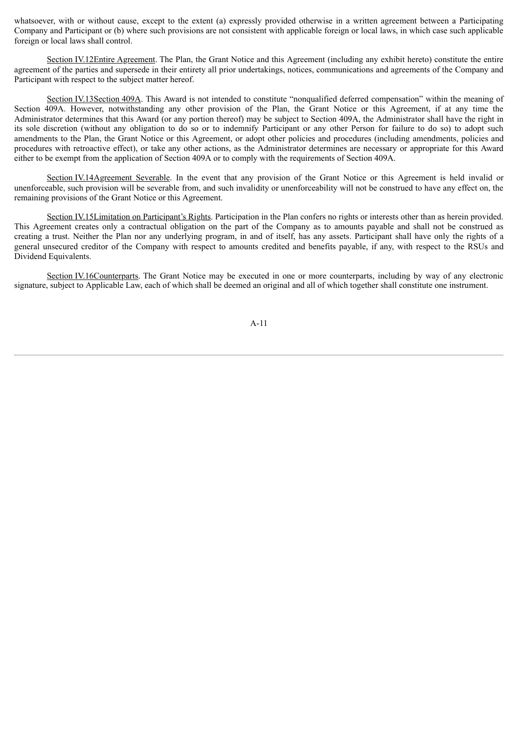whatsoever, with or without cause, except to the extent (a) expressly provided otherwise in a written agreement between a Participating Company and Participant or (b) where such provisions are not consistent with applicable foreign or local laws, in which case such applicable foreign or local laws shall control.

Section IV.12Entire Agreement. The Plan, the Grant Notice and this Agreement (including any exhibit hereto) constitute the entire agreement of the parties and supersede in their entirety all prior undertakings, notices, communications and agreements of the Company and Participant with respect to the subject matter hereof.

Section IV.13Section 409A. This Award is not intended to constitute "nonqualified deferred compensation" within the meaning of Section 409A. However, notwithstanding any other provision of the Plan, the Grant Notice or this Agreement, if at any time the Administrator determines that this Award (or any portion thereof) may be subject to Section 409A, the Administrator shall have the right in its sole discretion (without any obligation to do so or to indemnify Participant or any other Person for failure to do so) to adopt such amendments to the Plan, the Grant Notice or this Agreement, or adopt other policies and procedures (including amendments, policies and procedures with retroactive effect), or take any other actions, as the Administrator determines are necessary or appropriate for this Award either to be exempt from the application of Section 409A or to comply with the requirements of Section 409A.

Section IV.14Agreement Severable. In the event that any provision of the Grant Notice or this Agreement is held invalid or unenforceable, such provision will be severable from, and such invalidity or unenforceability will not be construed to have any effect on, the remaining provisions of the Grant Notice or this Agreement.

Section IV.15Limitation on Participant's Rights. Participation in the Plan confers no rights or interests other than as herein provided. This Agreement creates only a contractual obligation on the part of the Company as to amounts payable and shall not be construed as creating a trust. Neither the Plan nor any underlying program, in and of itself, has any assets. Participant shall have only the rights of a general unsecured creditor of the Company with respect to amounts credited and benefits payable, if any, with respect to the RSUs and Dividend Equivalents.

Section IV.16Counterparts. The Grant Notice may be executed in one or more counterparts, including by way of any electronic signature, subject to Applicable Law, each of which shall be deemed an original and all of which together shall constitute one instrument.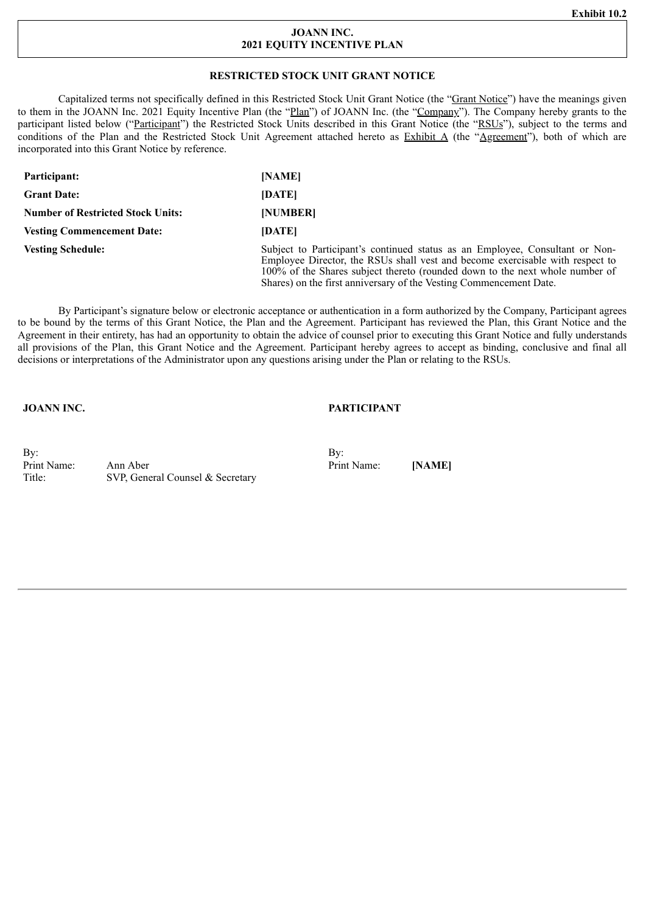Exhibit 10.2

**JOANN INC.**
**2021 EQUITY INCENTIVE PLAN**

**RESTRICTED STOCK UNIT GRANT NOTICE**

Capitalized terms not specifically defined in this Restricted Stock Unit Grant Notice (the "Grant Notice") have the meanings given to them in the JOANN Inc. 2021 Equity Incentive Plan (the "Plan") of JOANN Inc. (the "Company"). The Company hereby grants to the participant listed below ("Participant") the Restricted Stock Units described in this Grant Notice (the "RSUs"), subject to the terms and conditions of the Plan and the Restricted Stock Unit Agreement attached hereto as Exhibit A (the "Agreement"), both of which are incorporated into this Grant Notice by reference.

| | |
|---|---|
| **Participant:** | **[NAME]** |
| **Grant Date:** | **[DATE]** |
| **Number of Restricted Stock Units:** | **[NUMBER]** |
| **Vesting Commencement Date:** | **[DATE]** |
| **Vesting Schedule:** | Subject to Participant's continued status as an Employee, Consultant or Non-Employee Director, the RSUs shall vest and become exercisable with respect to 100% of the Shares subject thereto (rounded down to the next whole number of Shares) on the first anniversary of the Vesting Commencement Date. |

By Participant's signature below or electronic acceptance or authentication in a form authorized by the Company, Participant agrees to be bound by the terms of this Grant Notice, the Plan and the Agreement. Participant has reviewed the Plan, this Grant Notice and the Agreement in their entirety, has had an opportunity to obtain the advice of counsel prior to executing this Grant Notice and fully understands all provisions of the Plan, this Grant Notice and the Agreement. Participant hereby agrees to accept as binding, conclusive and final all decisions or interpretations of the Administrator upon any questions arising under the Plan or relating to the RSUs.

| **JOANN INC.** | | **PARTICIPANT** | |
|---|---|---|---|
| By: | | By: | |
| Print Name: | Ann Aber | Print Name: | **[NAME]** |
| Title: | SVP, General Counsel & Secretary | | |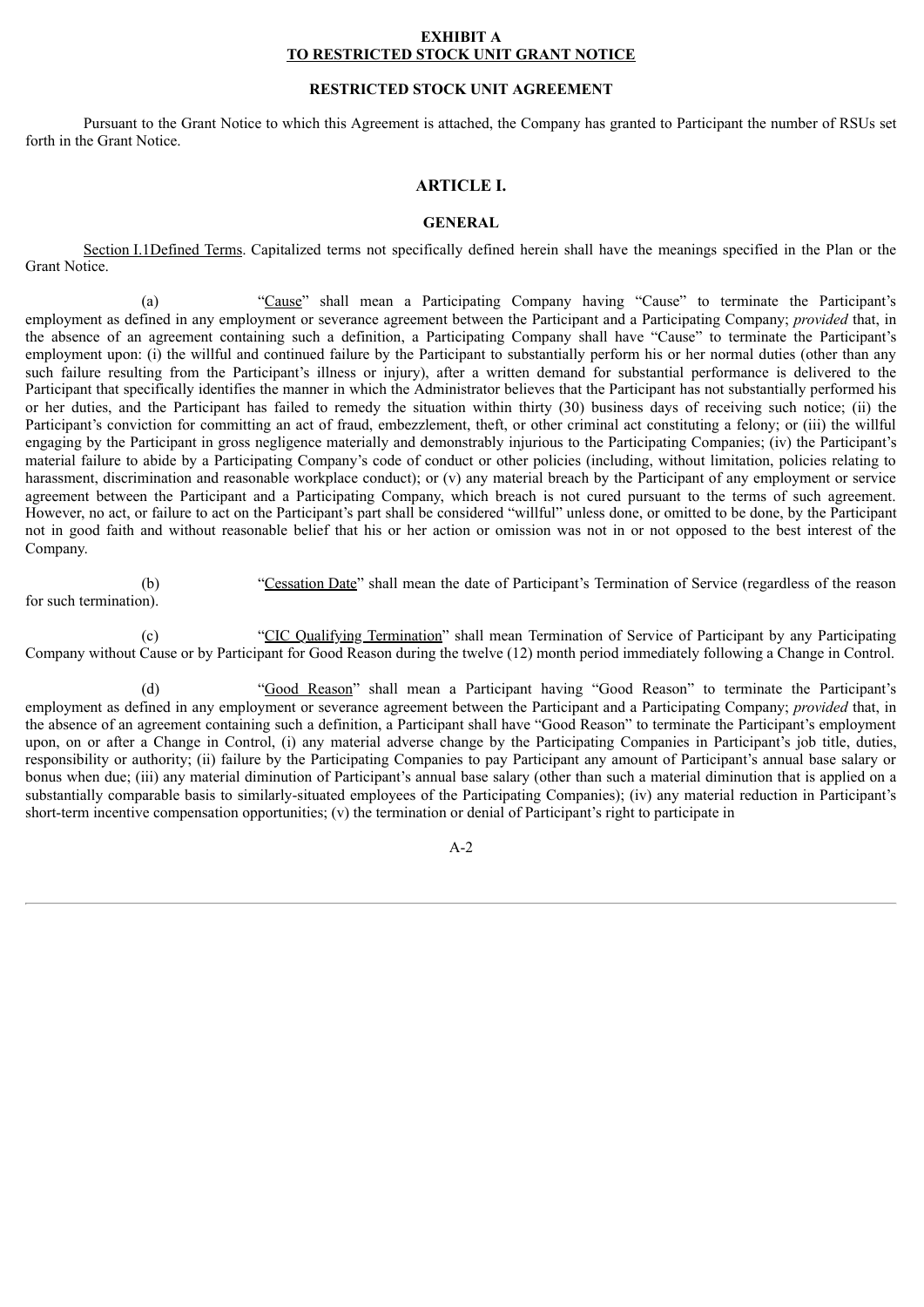**EXHIBIT A**
**TO RESTRICTED STOCK UNIT GRANT NOTICE**

**RESTRICTED STOCK UNIT AGREEMENT**

Pursuant to the Grant Notice to which this Agreement is attached, the Company has granted to Participant the number of RSUs set forth in the Grant Notice.

## ARTICLE I.

## GENERAL

Section I.1Defined Terms. Capitalized terms not specifically defined herein shall have the meanings specified in the Plan or the Grant Notice.

(a) "Cause" shall mean a Participating Company having "Cause" to terminate the Participant's employment as defined in any employment or severance agreement between the Participant and a Participating Company; *provided* that, in the absence of an agreement containing such a definition, a Participating Company shall have "Cause" to terminate the Participant's employment upon: (i) the willful and continued failure by the Participant to substantially perform his or her normal duties (other than any such failure resulting from the Participant's illness or injury), after a written demand for substantial performance is delivered to the Participant that specifically identifies the manner in which the Administrator believes that the Participant has not substantially performed his or her duties, and the Participant has failed to remedy the situation within thirty (30) business days of receiving such notice; (ii) the Participant's conviction for committing an act of fraud, embezzlement, theft, or other criminal act constituting a felony; or (iii) the willful engaging by the Participant in gross negligence materially and demonstrably injurious to the Participating Companies; (iv) the Participant's material failure to abide by a Participating Company's code of conduct or other policies (including, without limitation, policies relating to harassment, discrimination and reasonable workplace conduct); or (v) any material breach by the Participant of any employment or service agreement between the Participant and a Participating Company, which breach is not cured pursuant to the terms of such agreement. However, no act, or failure to act on the Participant's part shall be considered "willful" unless done, or omitted to be done, by the Participant not in good faith and without reasonable belief that his or her action or omission was not in or not opposed to the best interest of the Company.

(b) "Cessation Date" shall mean the date of Participant's Termination of Service (regardless of the reason for such termination).

(c) "CIC Qualifying Termination" shall mean Termination of Service of Participant by any Participating Company without Cause or by Participant for Good Reason during the twelve (12) month period immediately following a Change in Control.

(d) "Good Reason" shall mean a Participant having "Good Reason" to terminate the Participant's employment as defined in any employment or severance agreement between the Participant and a Participating Company; *provided* that, in the absence of an agreement containing such a definition, a Participant shall have "Good Reason" to terminate the Participant's employment upon, on or after a Change in Control, (i) any material adverse change by the Participating Companies in Participant's job title, duties, responsibility or authority; (ii) failure by the Participating Companies to pay Participant any amount of Participant's annual base salary or bonus when due; (iii) any material diminution of Participant's annual base salary (other than such a material diminution that is applied on a substantially comparable basis to similarly-situated employees of the Participating Companies); (iv) any material reduction in Participant's short-term incentive compensation opportunities; (v) the termination or denial of Participant's right to participate in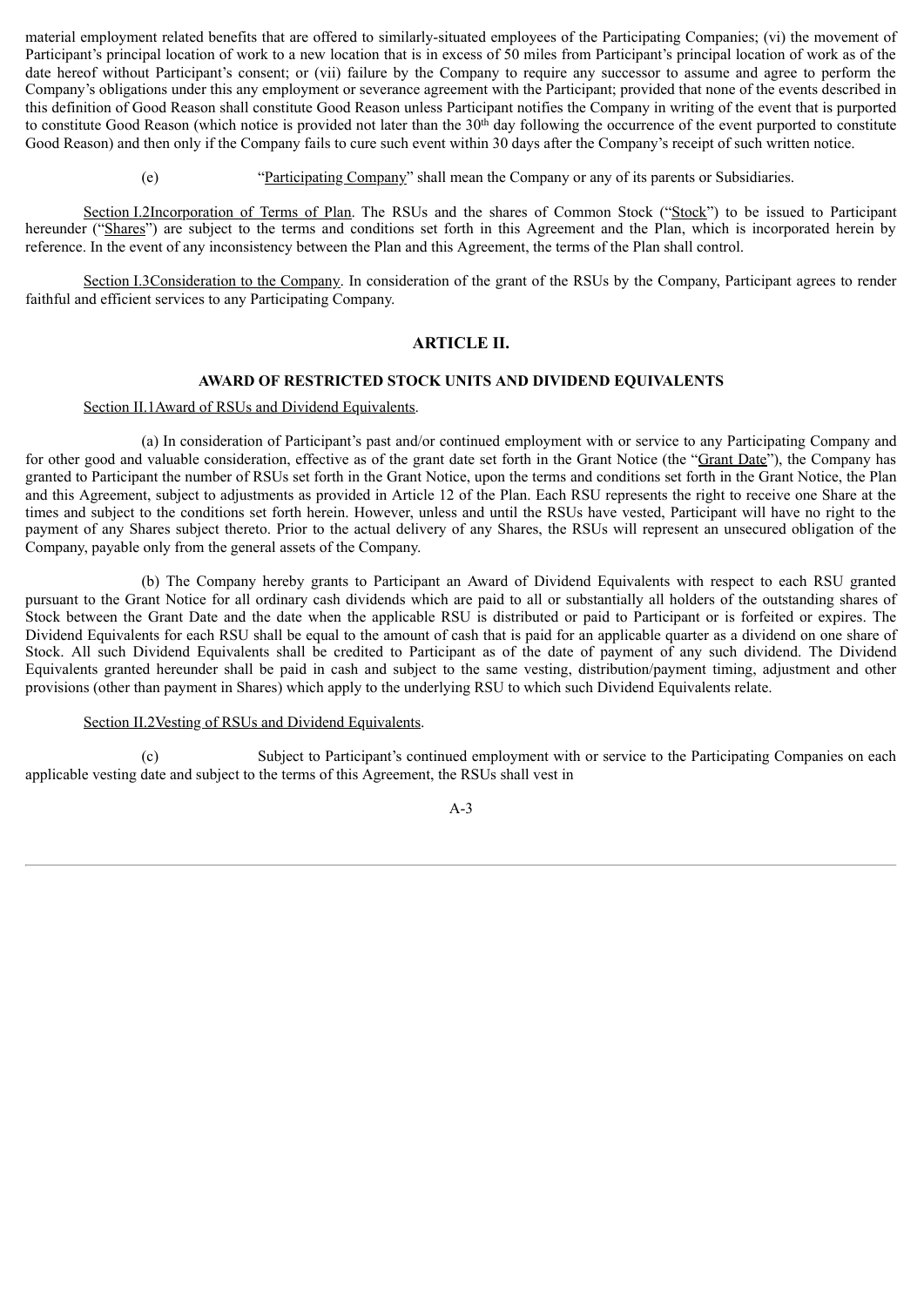material employment related benefits that are offered to similarly-situated employees of the Participating Companies; (vi) the movement of Participant's principal location of work to a new location that is in excess of 50 miles from Participant's principal location of work as of the date hereof without Participant's consent; or (vii) failure by the Company to require any successor to assume and agree to perform the Company's obligations under this any employment or severance agreement with the Participant; provided that none of the events described in this definition of Good Reason shall constitute Good Reason unless Participant notifies the Company in writing of the event that is purported to constitute Good Reason (which notice is provided not later than the 30th day following the occurrence of the event purported to constitute Good Reason) and then only if the Company fails to cure such event within 30 days after the Company's receipt of such written notice.

(e) "Participating Company" shall mean the Company or any of its parents or Subsidiaries.

Section I.2Incorporation of Terms of Plan. The RSUs and the shares of Common Stock ("Stock") to be issued to Participant hereunder ("Shares") are subject to the terms and conditions set forth in this Agreement and the Plan, which is incorporated herein by reference. In the event of any inconsistency between the Plan and this Agreement, the terms of the Plan shall control.

Section I.3Consideration to the Company. In consideration of the grant of the RSUs by the Company, Participant agrees to render faithful and efficient services to any Participating Company.

## ARTICLE II.

### AWARD OF RESTRICTED STOCK UNITS AND DIVIDEND EQUIVALENTS

Section II.1Award of RSUs and Dividend Equivalents.

(a) In consideration of Participant's past and/or continued employment with or service to any Participating Company and for other good and valuable consideration, effective as of the grant date set forth in the Grant Notice (the "Grant Date"), the Company has granted to Participant the number of RSUs set forth in the Grant Notice, upon the terms and conditions set forth in the Grant Notice, the Plan and this Agreement, subject to adjustments as provided in Article 12 of the Plan. Each RSU represents the right to receive one Share at the times and subject to the conditions set forth herein. However, unless and until the RSUs have vested, Participant will have no right to the payment of any Shares subject thereto. Prior to the actual delivery of any Shares, the RSUs will represent an unsecured obligation of the Company, payable only from the general assets of the Company.

(b) The Company hereby grants to Participant an Award of Dividend Equivalents with respect to each RSU granted pursuant to the Grant Notice for all ordinary cash dividends which are paid to all or substantially all holders of the outstanding shares of Stock between the Grant Date and the date when the applicable RSU is distributed or paid to Participant or is forfeited or expires. The Dividend Equivalents for each RSU shall be equal to the amount of cash that is paid for an applicable quarter as a dividend on one share of Stock. All such Dividend Equivalents shall be credited to Participant as of the date of payment of any such dividend. The Dividend Equivalents granted hereunder shall be paid in cash and subject to the same vesting, distribution/payment timing, adjustment and other provisions (other than payment in Shares) which apply to the underlying RSU to which such Dividend Equivalents relate.

Section II.2Vesting of RSUs and Dividend Equivalents.

(c) Subject to Participant's continued employment with or service to the Participating Companies on each applicable vesting date and subject to the terms of this Agreement, the RSUs shall vest in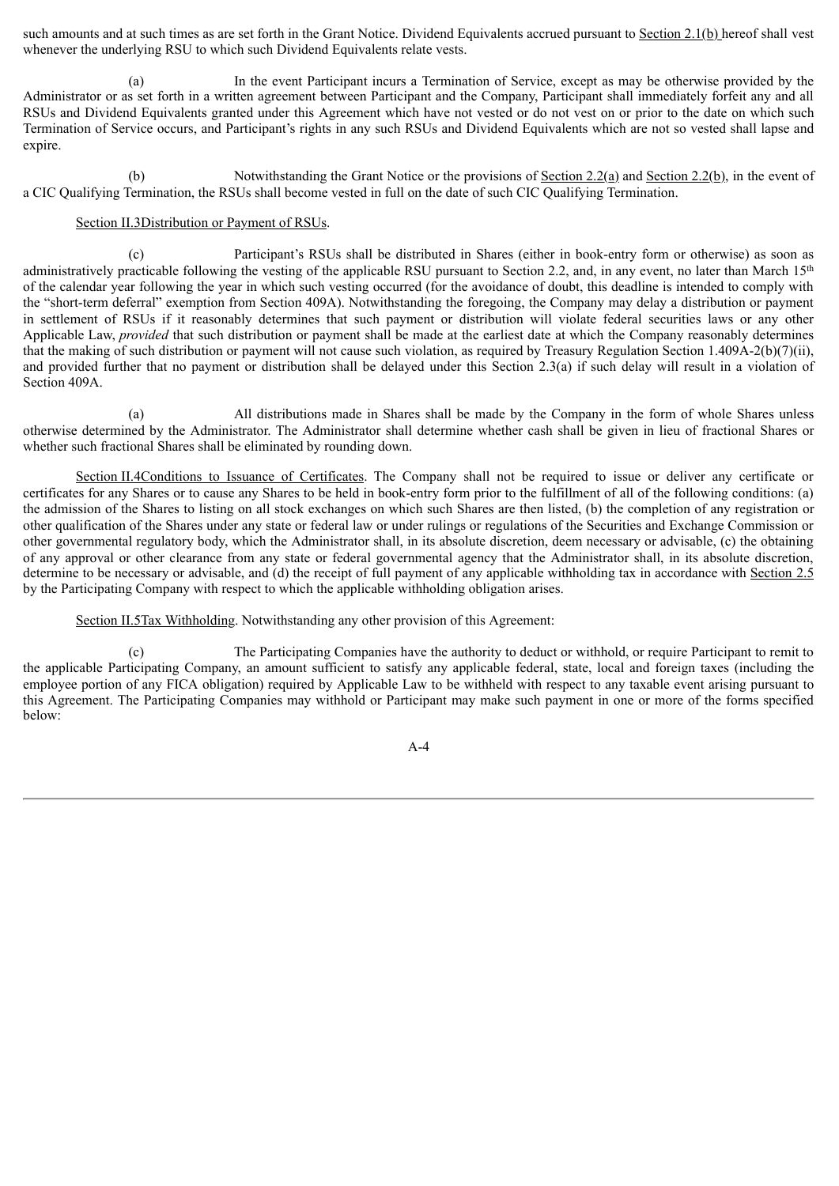such amounts and at such times as are set forth in the Grant Notice. Dividend Equivalents accrued pursuant to Section 2.1(b) hereof shall vest whenever the underlying RSU to which such Dividend Equivalents relate vests.

(a) In the event Participant incurs a Termination of Service, except as may be otherwise provided by the Administrator or as set forth in a written agreement between Participant and the Company, Participant shall immediately forfeit any and all RSUs and Dividend Equivalents granted under this Agreement which have not vested or do not vest on or prior to the date on which such Termination of Service occurs, and Participant's rights in any such RSUs and Dividend Equivalents which are not so vested shall lapse and expire.

(b) Notwithstanding the Grant Notice or the provisions of Section 2.2(a) and Section 2.2(b), in the event of a CIC Qualifying Termination, the RSUs shall become vested in full on the date of such CIC Qualifying Termination.

Section II.3Distribution or Payment of RSUs.

(c) Participant's RSUs shall be distributed in Shares (either in book-entry form or otherwise) as soon as administratively practicable following the vesting of the applicable RSU pursuant to Section 2.2, and, in any event, no later than March 15th of the calendar year following the year in which such vesting occurred (for the avoidance of doubt, this deadline is intended to comply with the "short-term deferral" exemption from Section 409A). Notwithstanding the foregoing, the Company may delay a distribution or payment in settlement of RSUs if it reasonably determines that such payment or distribution will violate federal securities laws or any other Applicable Law, *provided* that such distribution or payment shall be made at the earliest date at which the Company reasonably determines that the making of such distribution or payment will not cause such violation, as required by Treasury Regulation Section 1.409A-2(b)(7)(ii), and provided further that no payment or distribution shall be delayed under this Section 2.3(a) if such delay will result in a violation of Section 409A.

(a) All distributions made in Shares shall be made by the Company in the form of whole Shares unless otherwise determined by the Administrator. The Administrator shall determine whether cash shall be given in lieu of fractional Shares or whether such fractional Shares shall be eliminated by rounding down.

Section II.4Conditions to Issuance of Certificates. The Company shall not be required to issue or deliver any certificate or certificates for any Shares or to cause any Shares to be held in book-entry form prior to the fulfillment of all of the following conditions: (a) the admission of the Shares to listing on all stock exchanges on which such Shares are then listed, (b) the completion of any registration or other qualification of the Shares under any state or federal law or under rulings or regulations of the Securities and Exchange Commission or other governmental regulatory body, which the Administrator shall, in its absolute discretion, deem necessary or advisable, (c) the obtaining of any approval or other clearance from any state or federal governmental agency that the Administrator shall, in its absolute discretion, determine to be necessary or advisable, and (d) the receipt of full payment of any applicable withholding tax in accordance with Section 2.5 by the Participating Company with respect to which the applicable withholding obligation arises.

Section II.5Tax Withholding. Notwithstanding any other provision of this Agreement:

(c) The Participating Companies have the authority to deduct or withhold, or require Participant to remit to the applicable Participating Company, an amount sufficient to satisfy any applicable federal, state, local and foreign taxes (including the employee portion of any FICA obligation) required by Applicable Law to be withheld with respect to any taxable event arising pursuant to this Agreement. The Participating Companies may withhold or Participant may make such payment in one or more of the forms specified below: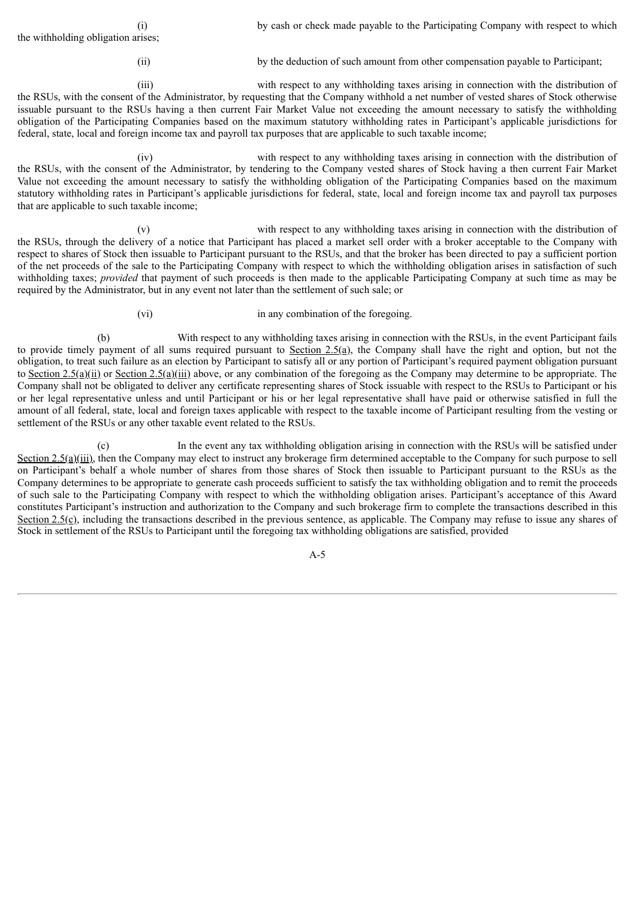(i) by cash or check made payable to the Participating Company with respect to which the withholding obligation arises;

(ii) by the deduction of such amount from other compensation payable to Participant;

(iii) with respect to any withholding taxes arising in connection with the distribution of the RSUs, with the consent of the Administrator, by requesting that the Company withhold a net number of vested shares of Stock otherwise issuable pursuant to the RSUs having a then current Fair Market Value not exceeding the amount necessary to satisfy the withholding obligation of the Participating Companies based on the maximum statutory withholding rates in Participant's applicable jurisdictions for federal, state, local and foreign income tax and payroll tax purposes that are applicable to such taxable income;

(iv) with respect to any withholding taxes arising in connection with the distribution of the RSUs, with the consent of the Administrator, by tendering to the Company vested shares of Stock having a then current Fair Market Value not exceeding the amount necessary to satisfy the withholding obligation of the Participating Companies based on the maximum statutory withholding rates in Participant's applicable jurisdictions for federal, state, local and foreign income tax and payroll tax purposes that are applicable to such taxable income;

(v) with respect to any withholding taxes arising in connection with the distribution of the RSUs, through the delivery of a notice that Participant has placed a market sell order with a broker acceptable to the Company with respect to shares of Stock then issuable to Participant pursuant to the RSUs, and that the broker has been directed to pay a sufficient portion of the net proceeds of the sale to the Participating Company with respect to which the withholding obligation arises in satisfaction of such withholding taxes; *provided* that payment of such proceeds is then made to the applicable Participating Company at such time as may be required by the Administrator, but in any event not later than the settlement of such sale; or

(vi) in any combination of the foregoing.

(b) With respect to any withholding taxes arising in connection with the RSUs, in the event Participant fails to provide timely payment of all sums required pursuant to Section 2.5(a), the Company shall have the right and option, but not the obligation, to treat such failure as an election by Participant to satisfy all or any portion of Participant's required payment obligation pursuant to Section 2.5(a)(ii) or Section 2.5(a)(iii) above, or any combination of the foregoing as the Company may determine to be appropriate. The Company shall not be obligated to deliver any certificate representing shares of Stock issuable with respect to the RSUs to Participant or his or her legal representative unless and until Participant or his or her legal representative shall have paid or otherwise satisfied in full the amount of all federal, state, local and foreign taxes applicable with respect to the taxable income of Participant resulting from the vesting or settlement of the RSUs or any other taxable event related to the RSUs.

(c) In the event any tax withholding obligation arising in connection with the RSUs will be satisfied under Section 2.5(a)(iii), then the Company may elect to instruct any brokerage firm determined acceptable to the Company for such purpose to sell on Participant's behalf a whole number of shares from those shares of Stock then issuable to Participant pursuant to the RSUs as the Company determines to be appropriate to generate cash proceeds sufficient to satisfy the tax withholding obligation and to remit the proceeds of such sale to the Participating Company with respect to which the withholding obligation arises. Participant's acceptance of this Award constitutes Participant's instruction and authorization to the Company and such brokerage firm to complete the transactions described in this Section 2.5(c), including the transactions described in the previous sentence, as applicable. The Company may refuse to issue any shares of Stock in settlement of the RSUs to Participant until the foregoing tax withholding obligations are satisfied, provided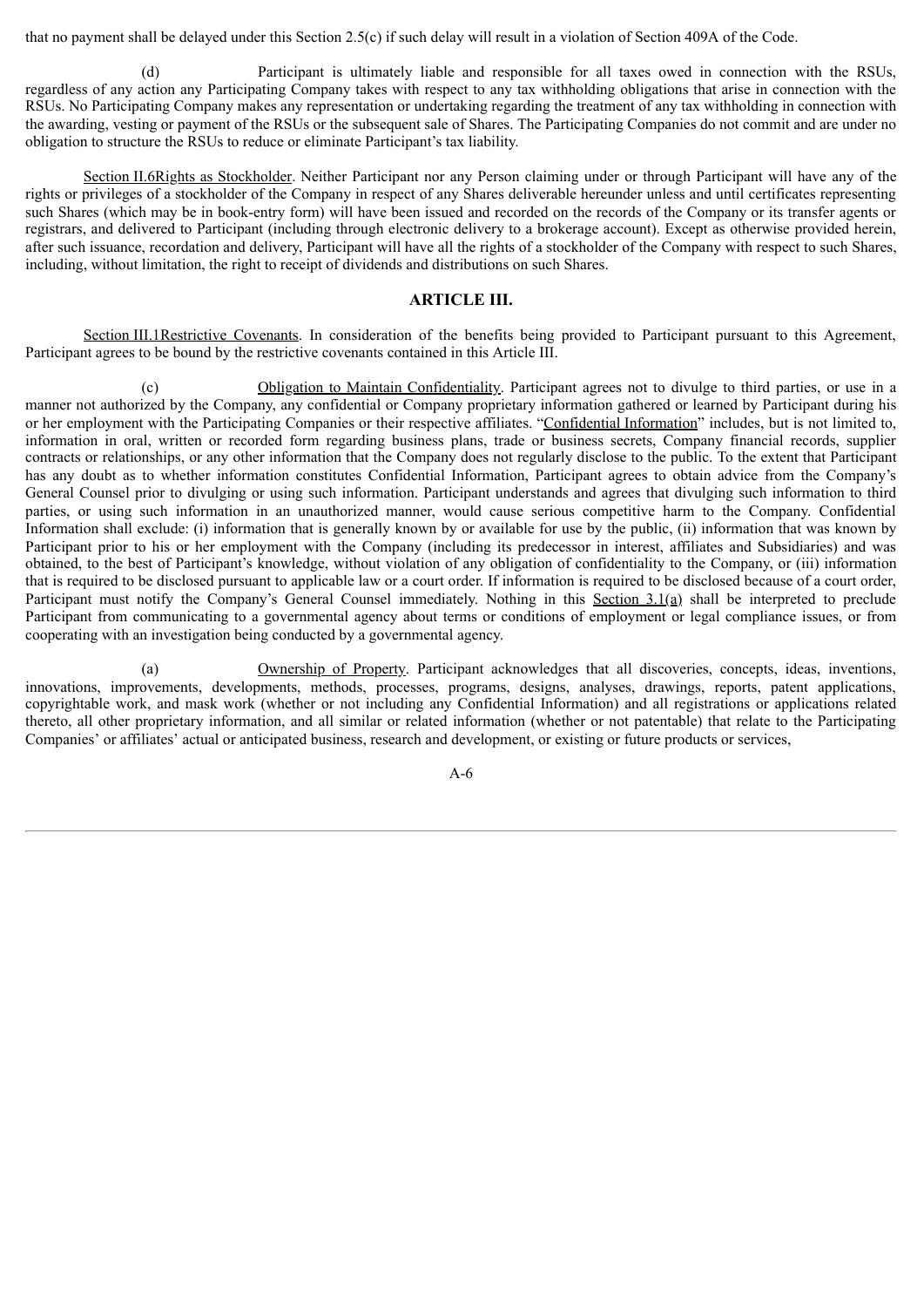that no payment shall be delayed under this Section 2.5(c) if such delay will result in a violation of Section 409A of the Code.

(d) Participant is ultimately liable and responsible for all taxes owed in connection with the RSUs, regardless of any action any Participating Company takes with respect to any tax withholding obligations that arise in connection with the RSUs. No Participating Company makes any representation or undertaking regarding the treatment of any tax withholding in connection with the awarding, vesting or payment of the RSUs or the subsequent sale of Shares. The Participating Companies do not commit and are under no obligation to structure the RSUs to reduce or eliminate Participant's tax liability.

Section II.6Rights as Stockholder. Neither Participant nor any Person claiming under or through Participant will have any of the rights or privileges of a stockholder of the Company in respect of any Shares deliverable hereunder unless and until certificates representing such Shares (which may be in book-entry form) will have been issued and recorded on the records of the Company or its transfer agents or registrars, and delivered to Participant (including through electronic delivery to a brokerage account). Except as otherwise provided herein, after such issuance, recordation and delivery, Participant will have all the rights of a stockholder of the Company with respect to such Shares, including, without limitation, the right to receipt of dividends and distributions on such Shares.

## ARTICLE III.

Section III.1Restrictive Covenants. In consideration of the benefits being provided to Participant pursuant to this Agreement, Participant agrees to be bound by the restrictive covenants contained in this Article III.

(c) Obligation to Maintain Confidentiality. Participant agrees not to divulge to third parties, or use in a manner not authorized by the Company, any confidential or Company proprietary information gathered or learned by Participant during his or her employment with the Participating Companies or their respective affiliates. "Confidential Information" includes, but is not limited to, information in oral, written or recorded form regarding business plans, trade or business secrets, Company financial records, supplier contracts or relationships, or any other information that the Company does not regularly disclose to the public. To the extent that Participant has any doubt as to whether information constitutes Confidential Information, Participant agrees to obtain advice from the Company's General Counsel prior to divulging or using such information. Participant understands and agrees that divulging such information to third parties, or using such information in an unauthorized manner, would cause serious competitive harm to the Company. Confidential Information shall exclude: (i) information that is generally known by or available for use by the public, (ii) information that was known by Participant prior to his or her employment with the Company (including its predecessor in interest, affiliates and Subsidiaries) and was obtained, to the best of Participant's knowledge, without violation of any obligation of confidentiality to the Company, or (iii) information that is required to be disclosed pursuant to applicable law or a court order. If information is required to be disclosed because of a court order, Participant must notify the Company's General Counsel immediately. Nothing in this Section 3.1(a) shall be interpreted to preclude Participant from communicating to a governmental agency about terms or conditions of employment or legal compliance issues, or from cooperating with an investigation being conducted by a governmental agency.

(a) Ownership of Property. Participant acknowledges that all discoveries, concepts, ideas, inventions, innovations, improvements, developments, methods, processes, programs, designs, analyses, drawings, reports, patent applications, copyrightable work, and mask work (whether or not including any Confidential Information) and all registrations or applications related thereto, all other proprietary information, and all similar or related information (whether or not patentable) that relate to the Participating Companies' or affiliates' actual or anticipated business, research and development, or existing or future products or services,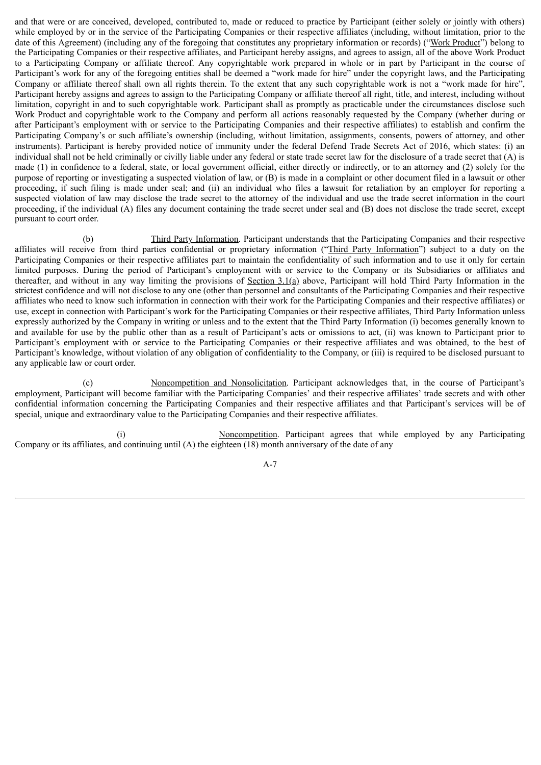and that were or are conceived, developed, contributed to, made or reduced to practice by Participant (either solely or jointly with others) while employed by or in the service of the Participating Companies or their respective affiliates (including, without limitation, prior to the date of this Agreement) (including any of the foregoing that constitutes any proprietary information or records) ("Work Product") belong to the Participating Companies or their respective affiliates, and Participant hereby assigns, and agrees to assign, all of the above Work Product to a Participating Company or affiliate thereof. Any copyrightable work prepared in whole or in part by Participant in the course of Participant's work for any of the foregoing entities shall be deemed a "work made for hire" under the copyright laws, and the Participating Company or affiliate thereof shall own all rights therein. To the extent that any such copyrightable work is not a "work made for hire", Participant hereby assigns and agrees to assign to the Participating Company or affiliate thereof all right, title, and interest, including without limitation, copyright in and to such copyrightable work. Participant shall as promptly as practicable under the circumstances disclose such Work Product and copyrightable work to the Company and perform all actions reasonably requested by the Company (whether during or after Participant's employment with or service to the Participating Companies and their respective affiliates) to establish and confirm the Participating Company's or such affiliate's ownership (including, without limitation, assignments, consents, powers of attorney, and other instruments). Participant is hereby provided notice of immunity under the federal Defend Trade Secrets Act of 2016, which states: (i) an individual shall not be held criminally or civilly liable under any federal or state trade secret law for the disclosure of a trade secret that (A) is made (1) in confidence to a federal, state, or local government official, either directly or indirectly, or to an attorney and (2) solely for the purpose of reporting or investigating a suspected violation of law, or (B) is made in a complaint or other document filed in a lawsuit or other proceeding, if such filing is made under seal; and (ii) an individual who files a lawsuit for retaliation by an employer for reporting a suspected violation of law may disclose the trade secret to the attorney of the individual and use the trade secret information in the court proceeding, if the individual (A) files any document containing the trade secret under seal and (B) does not disclose the trade secret, except pursuant to court order.

(b) Third Party Information. Participant understands that the Participating Companies and their respective affiliates will receive from third parties confidential or proprietary information ("Third Party Information") subject to a duty on the Participating Companies or their respective affiliates part to maintain the confidentiality of such information and to use it only for certain limited purposes. During the period of Participant's employment with or service to the Company or its Subsidiaries or affiliates and thereafter, and without in any way limiting the provisions of Section 3.1(a) above, Participant will hold Third Party Information in the strictest confidence and will not disclose to any one (other than personnel and consultants of the Participating Companies and their respective affiliates who need to know such information in connection with their work for the Participating Companies and their respective affiliates) or use, except in connection with Participant's work for the Participating Companies or their respective affiliates, Third Party Information unless expressly authorized by the Company in writing or unless and to the extent that the Third Party Information (i) becomes generally known to and available for use by the public other than as a result of Participant's acts or omissions to act, (ii) was known to Participant prior to Participant's employment with or service to the Participating Companies or their respective affiliates and was obtained, to the best of Participant's knowledge, without violation of any obligation of confidentiality to the Company, or (iii) is required to be disclosed pursuant to any applicable law or court order.

(c) Noncompetition and Nonsolicitation. Participant acknowledges that, in the course of Participant's employment, Participant will become familiar with the Participating Companies' and their respective affiliates' trade secrets and with other confidential information concerning the Participating Companies and their respective affiliates and that Participant's services will be of special, unique and extraordinary value to the Participating Companies and their respective affiliates.

(i) Noncompetition. Participant agrees that while employed by any Participating Company or its affiliates, and continuing until (A) the eighteen (18) month anniversary of the date of any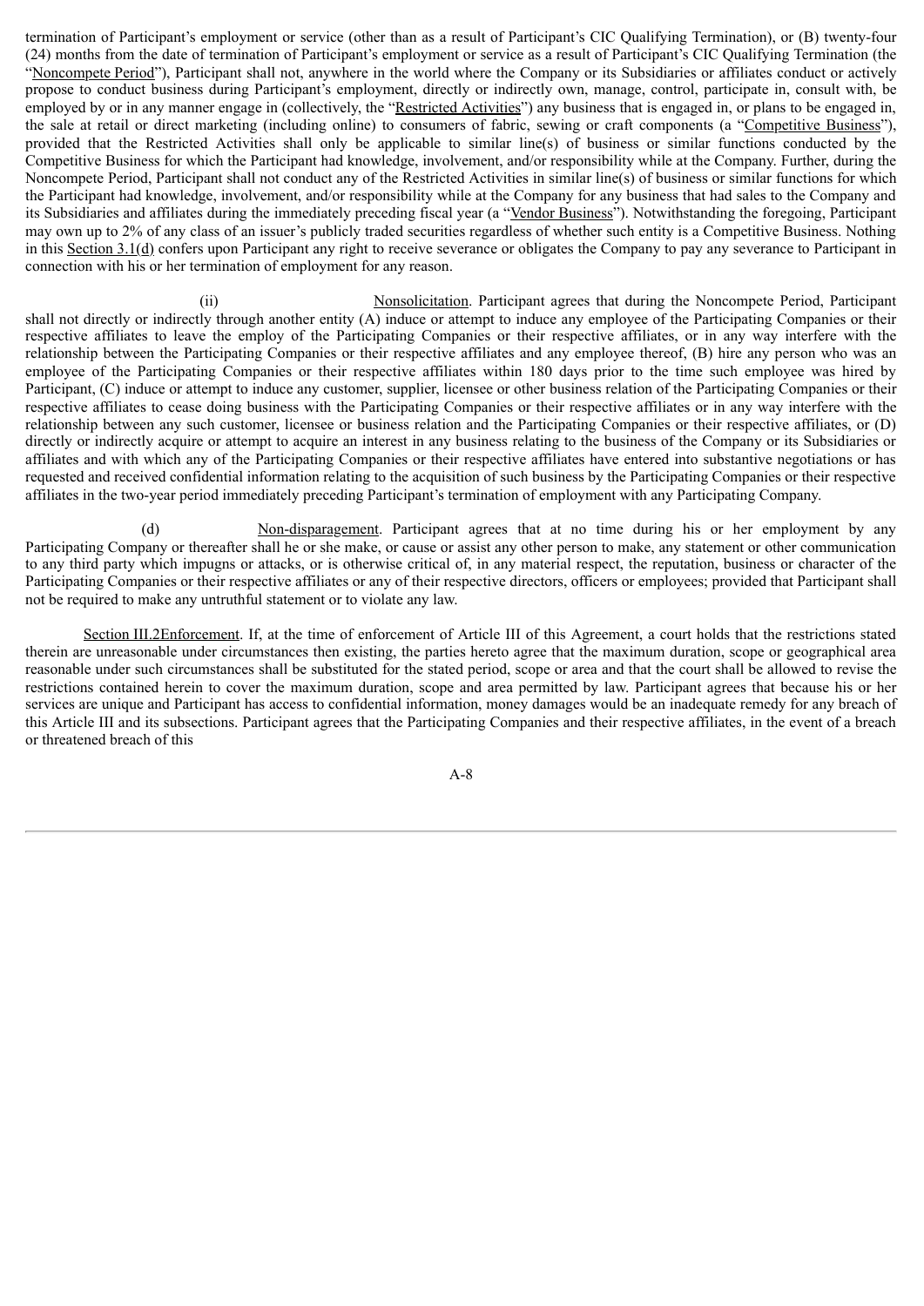termination of Participant's employment or service (other than as a result of Participant's CIC Qualifying Termination), or (B) twenty-four (24) months from the date of termination of Participant's employment or service as a result of Participant's CIC Qualifying Termination (the "Noncompete Period"), Participant shall not, anywhere in the world where the Company or its Subsidiaries or affiliates conduct or actively propose to conduct business during Participant's employment, directly or indirectly own, manage, control, participate in, consult with, be employed by or in any manner engage in (collectively, the "Restricted Activities") any business that is engaged in, or plans to be engaged in, the sale at retail or direct marketing (including online) to consumers of fabric, sewing or craft components (a "Competitive Business"), provided that the Restricted Activities shall only be applicable to similar line(s) of business or similar functions conducted by the Competitive Business for which the Participant had knowledge, involvement, and/or responsibility while at the Company. Further, during the Noncompete Period, Participant shall not conduct any of the Restricted Activities in similar line(s) of business or similar functions for which the Participant had knowledge, involvement, and/or responsibility while at the Company for any business that had sales to the Company and its Subsidiaries and affiliates during the immediately preceding fiscal year (a "Vendor Business"). Notwithstanding the foregoing, Participant may own up to 2% of any class of an issuer's publicly traded securities regardless of whether such entity is a Competitive Business. Nothing in this Section 3.1(d) confers upon Participant any right to receive severance or obligates the Company to pay any severance to Participant in connection with his or her termination of employment for any reason.

(ii) Nonsolicitation. Participant agrees that during the Noncompete Period, Participant shall not directly or indirectly through another entity (A) induce or attempt to induce any employee of the Participating Companies or their respective affiliates to leave the employ of the Participating Companies or their respective affiliates, or in any way interfere with the relationship between the Participating Companies or their respective affiliates and any employee thereof, (B) hire any person who was an employee of the Participating Companies or their respective affiliates within 180 days prior to the time such employee was hired by Participant, (C) induce or attempt to induce any customer, supplier, licensee or other business relation of the Participating Companies or their respective affiliates to cease doing business with the Participating Companies or their respective affiliates or in any way interfere with the relationship between any such customer, licensee or business relation and the Participating Companies or their respective affiliates, or (D) directly or indirectly acquire or attempt to acquire an interest in any business relating to the business of the Company or its Subsidiaries or affiliates and with which any of the Participating Companies or their respective affiliates have entered into substantive negotiations or has requested and received confidential information relating to the acquisition of such business by the Participating Companies or their respective affiliates in the two-year period immediately preceding Participant's termination of employment with any Participating Company.

(d) Non-disparagement. Participant agrees that at no time during his or her employment by any Participating Company or thereafter shall he or she make, or cause or assist any other person to make, any statement or other communication to any third party which impugns or attacks, or is otherwise critical of, in any material respect, the reputation, business or character of the Participating Companies or their respective affiliates or any of their respective directors, officers or employees; provided that Participant shall not be required to make any untruthful statement or to violate any law.

Section III.2Enforcement. If, at the time of enforcement of Article III of this Agreement, a court holds that the restrictions stated therein are unreasonable under circumstances then existing, the parties hereto agree that the maximum duration, scope or geographical area reasonable under such circumstances shall be substituted for the stated period, scope or area and that the court shall be allowed to revise the restrictions contained herein to cover the maximum duration, scope and area permitted by law. Participant agrees that because his or her services are unique and Participant has access to confidential information, money damages would be an inadequate remedy for any breach of this Article III and its subsections. Participant agrees that the Participating Companies and their respective affiliates, in the event of a breach or threatened breach of this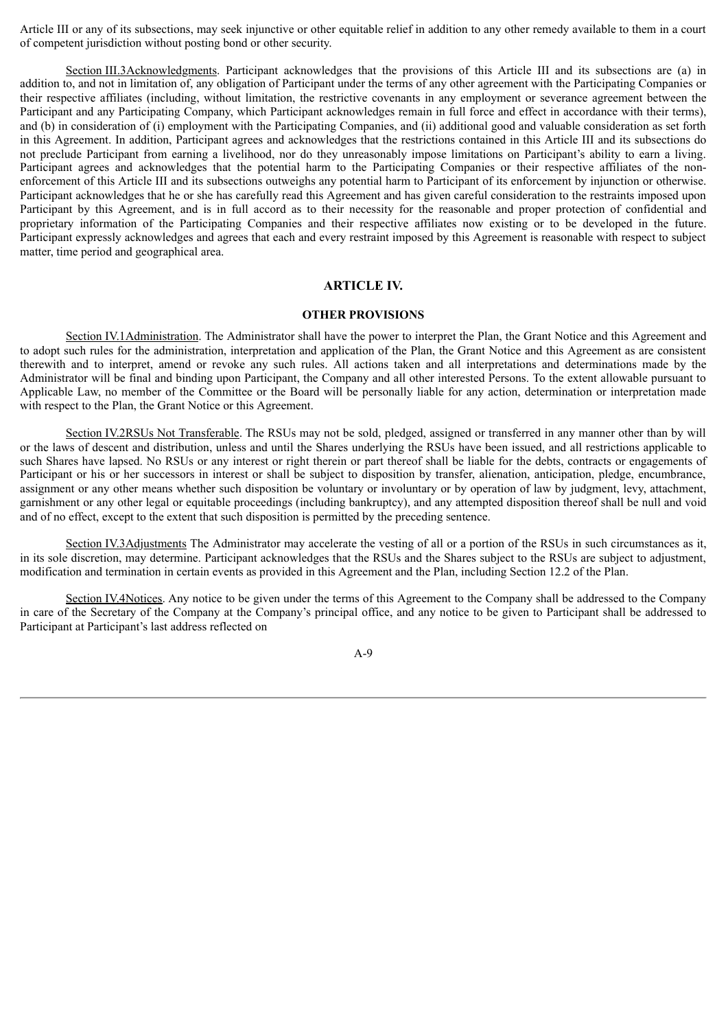Article III or any of its subsections, may seek injunctive or other equitable relief in addition to any other remedy available to them in a court of competent jurisdiction without posting bond or other security.

Section III.3Acknowledgments. Participant acknowledges that the provisions of this Article III and its subsections are (a) in addition to, and not in limitation of, any obligation of Participant under the terms of any other agreement with the Participating Companies or their respective affiliates (including, without limitation, the restrictive covenants in any employment or severance agreement between the Participant and any Participating Company, which Participant acknowledges remain in full force and effect in accordance with their terms), and (b) in consideration of (i) employment with the Participating Companies, and (ii) additional good and valuable consideration as set forth in this Agreement. In addition, Participant agrees and acknowledges that the restrictions contained in this Article III and its subsections do not preclude Participant from earning a livelihood, nor do they unreasonably impose limitations on Participant's ability to earn a living. Participant agrees and acknowledges that the potential harm to the Participating Companies or their respective affiliates of the non-enforcement of this Article III and its subsections outweighs any potential harm to Participant of its enforcement by injunction or otherwise. Participant acknowledges that he or she has carefully read this Agreement and has given careful consideration to the restraints imposed upon Participant by this Agreement, and is in full accord as to their necessity for the reasonable and proper protection of confidential and proprietary information of the Participating Companies and their respective affiliates now existing or to be developed in the future. Participant expressly acknowledges and agrees that each and every restraint imposed by this Agreement is reasonable with respect to subject matter, time period and geographical area.

## ARTICLE IV.

## OTHER PROVISIONS

Section IV.1Administration. The Administrator shall have the power to interpret the Plan, the Grant Notice and this Agreement and to adopt such rules for the administration, interpretation and application of the Plan, the Grant Notice and this Agreement as are consistent therewith and to interpret, amend or revoke any such rules. All actions taken and all interpretations and determinations made by the Administrator will be final and binding upon Participant, the Company and all other interested Persons. To the extent allowable pursuant to Applicable Law, no member of the Committee or the Board will be personally liable for any action, determination or interpretation made with respect to the Plan, the Grant Notice or this Agreement.

Section IV.2RSUs Not Transferable. The RSUs may not be sold, pledged, assigned or transferred in any manner other than by will or the laws of descent and distribution, unless and until the Shares underlying the RSUs have been issued, and all restrictions applicable to such Shares have lapsed. No RSUs or any interest or right therein or part thereof shall be liable for the debts, contracts or engagements of Participant or his or her successors in interest or shall be subject to disposition by transfer, alienation, anticipation, pledge, encumbrance, assignment or any other means whether such disposition be voluntary or involuntary or by operation of law by judgment, levy, attachment, garnishment or any other legal or equitable proceedings (including bankruptcy), and any attempted disposition thereof shall be null and void and of no effect, except to the extent that such disposition is permitted by the preceding sentence.

Section IV.3Adjustments The Administrator may accelerate the vesting of all or a portion of the RSUs in such circumstances as it, in its sole discretion, may determine. Participant acknowledges that the RSUs and the Shares subject to the RSUs are subject to adjustment, modification and termination in certain events as provided in this Agreement and the Plan, including Section 12.2 of the Plan.

Section IV.4Notices. Any notice to be given under the terms of this Agreement to the Company shall be addressed to the Company in care of the Secretary of the Company at the Company's principal office, and any notice to be given to Participant shall be addressed to Participant at Participant's last address reflected on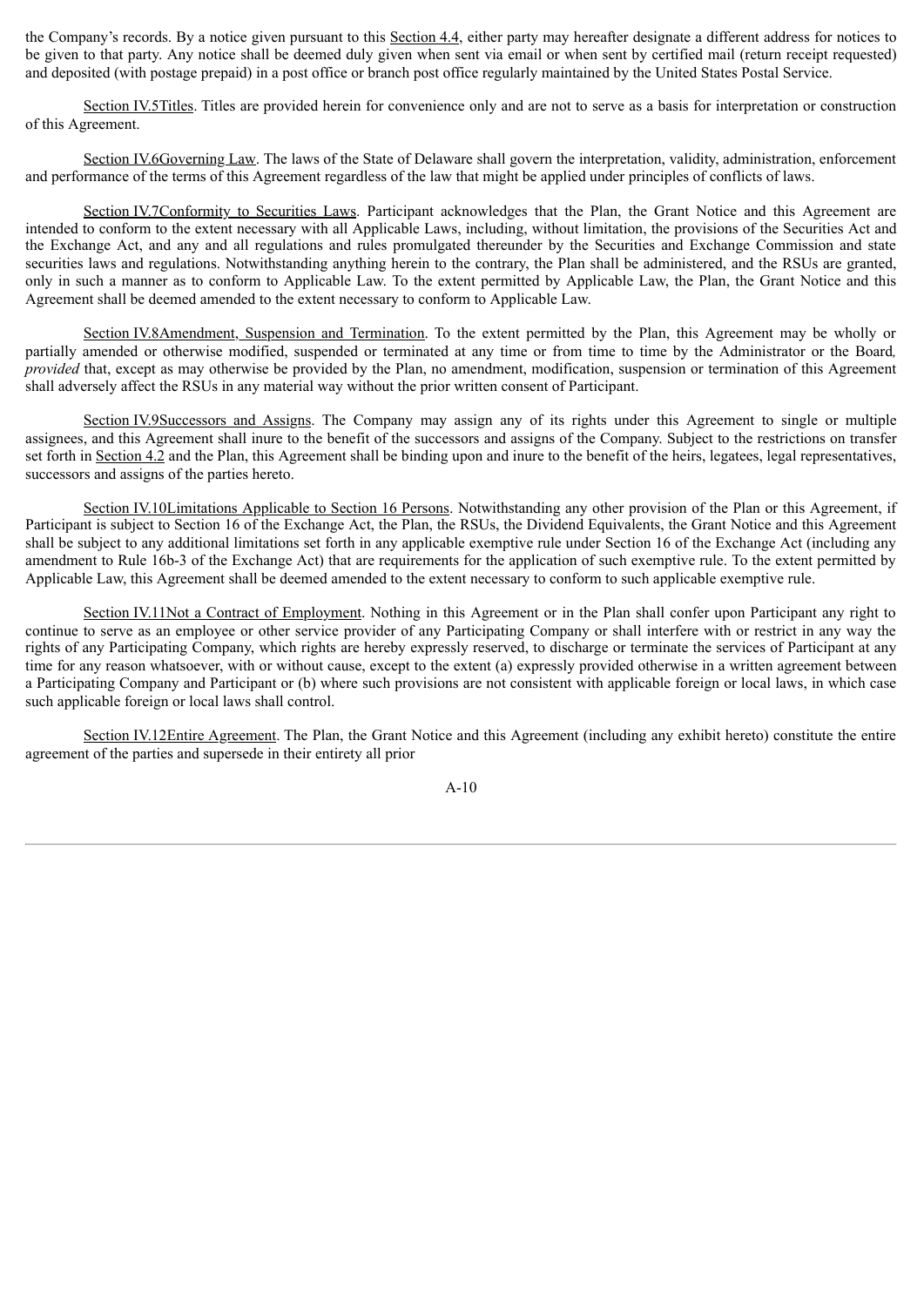the Company's records. By a notice given pursuant to this Section 4.4, either party may hereafter designate a different address for notices to be given to that party. Any notice shall be deemed duly given when sent via email or when sent by certified mail (return receipt requested) and deposited (with postage prepaid) in a post office or branch post office regularly maintained by the United States Postal Service.

Section IV.5Titles. Titles are provided herein for convenience only and are not to serve as a basis for interpretation or construction of this Agreement.

Section IV.6Governing Law. The laws of the State of Delaware shall govern the interpretation, validity, administration, enforcement and performance of the terms of this Agreement regardless of the law that might be applied under principles of conflicts of laws.

Section IV.7Conformity to Securities Laws. Participant acknowledges that the Plan, the Grant Notice and this Agreement are intended to conform to the extent necessary with all Applicable Laws, including, without limitation, the provisions of the Securities Act and the Exchange Act, and any and all regulations and rules promulgated thereunder by the Securities and Exchange Commission and state securities laws and regulations. Notwithstanding anything herein to the contrary, the Plan shall be administered, and the RSUs are granted, only in such a manner as to conform to Applicable Law. To the extent permitted by Applicable Law, the Plan, the Grant Notice and this Agreement shall be deemed amended to the extent necessary to conform to Applicable Law.

Section IV.8Amendment, Suspension and Termination. To the extent permitted by the Plan, this Agreement may be wholly or partially amended or otherwise modified, suspended or terminated at any time or from time to time by the Administrator or the Board*, provided* that, except as may otherwise be provided by the Plan, no amendment, modification, suspension or termination of this Agreement shall adversely affect the RSUs in any material way without the prior written consent of Participant.

Section IV.9Successors and Assigns. The Company may assign any of its rights under this Agreement to single or multiple assignees, and this Agreement shall inure to the benefit of the successors and assigns of the Company. Subject to the restrictions on transfer set forth in Section 4.2 and the Plan, this Agreement shall be binding upon and inure to the benefit of the heirs, legatees, legal representatives, successors and assigns of the parties hereto.

Section IV.10Limitations Applicable to Section 16 Persons. Notwithstanding any other provision of the Plan or this Agreement, if Participant is subject to Section 16 of the Exchange Act, the Plan, the RSUs, the Dividend Equivalents, the Grant Notice and this Agreement shall be subject to any additional limitations set forth in any applicable exemptive rule under Section 16 of the Exchange Act (including any amendment to Rule 16b-3 of the Exchange Act) that are requirements for the application of such exemptive rule. To the extent permitted by Applicable Law, this Agreement shall be deemed amended to the extent necessary to conform to such applicable exemptive rule.

Section IV.11Not a Contract of Employment. Nothing in this Agreement or in the Plan shall confer upon Participant any right to continue to serve as an employee or other service provider of any Participating Company or shall interfere with or restrict in any way the rights of any Participating Company, which rights are hereby expressly reserved, to discharge or terminate the services of Participant at any time for any reason whatsoever, with or without cause, except to the extent (a) expressly provided otherwise in a written agreement between a Participating Company and Participant or (b) where such provisions are not consistent with applicable foreign or local laws, in which case such applicable foreign or local laws shall control.

Section IV.12Entire Agreement. The Plan, the Grant Notice and this Agreement (including any exhibit hereto) constitute the entire agreement of the parties and supersede in their entirety all prior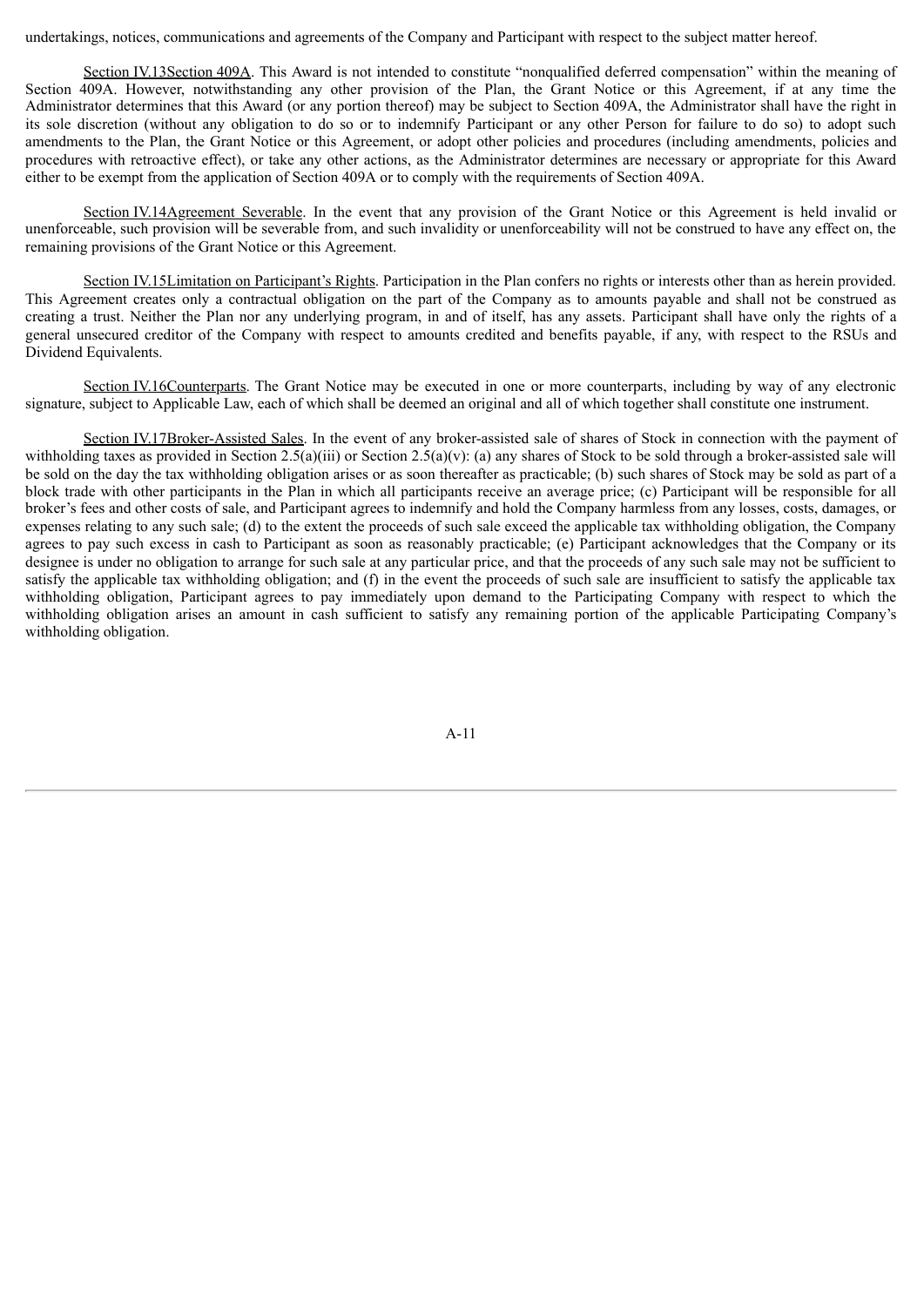undertakings, notices, communications and agreements of the Company and Participant with respect to the subject matter hereof.

Section IV.13Section 409A. This Award is not intended to constitute "nonqualified deferred compensation" within the meaning of Section 409A. However, notwithstanding any other provision of the Plan, the Grant Notice or this Agreement, if at any time the Administrator determines that this Award (or any portion thereof) may be subject to Section 409A, the Administrator shall have the right in its sole discretion (without any obligation to do so or to indemnify Participant or any other Person for failure to do so) to adopt such amendments to the Plan, the Grant Notice or this Agreement, or adopt other policies and procedures (including amendments, policies and procedures with retroactive effect), or take any other actions, as the Administrator determines are necessary or appropriate for this Award either to be exempt from the application of Section 409A or to comply with the requirements of Section 409A.

Section IV.14Agreement Severable. In the event that any provision of the Grant Notice or this Agreement is held invalid or unenforceable, such provision will be severable from, and such invalidity or unenforceability will not be construed to have any effect on, the remaining provisions of the Grant Notice or this Agreement.

Section IV.15Limitation on Participant's Rights. Participation in the Plan confers no rights or interests other than as herein provided. This Agreement creates only a contractual obligation on the part of the Company as to amounts payable and shall not be construed as creating a trust. Neither the Plan nor any underlying program, in and of itself, has any assets. Participant shall have only the rights of a general unsecured creditor of the Company with respect to amounts credited and benefits payable, if any, with respect to the RSUs and Dividend Equivalents.

Section IV.16Counterparts. The Grant Notice may be executed in one or more counterparts, including by way of any electronic signature, subject to Applicable Law, each of which shall be deemed an original and all of which together shall constitute one instrument.

Section IV.17Broker-Assisted Sales. In the event of any broker-assisted sale of shares of Stock in connection with the payment of withholding taxes as provided in Section 2.5(a)(iii) or Section 2.5(a)(v): (a) any shares of Stock to be sold through a broker-assisted sale will be sold on the day the tax withholding obligation arises or as soon thereafter as practicable; (b) such shares of Stock may be sold as part of a block trade with other participants in the Plan in which all participants receive an average price; (c) Participant will be responsible for all broker's fees and other costs of sale, and Participant agrees to indemnify and hold the Company harmless from any losses, costs, damages, or expenses relating to any such sale; (d) to the extent the proceeds of such sale exceed the applicable tax withholding obligation, the Company agrees to pay such excess in cash to Participant as soon as reasonably practicable; (e) Participant acknowledges that the Company or its designee is under no obligation to arrange for such sale at any particular price, and that the proceeds of any such sale may not be sufficient to satisfy the applicable tax withholding obligation; and (f) in the event the proceeds of such sale are insufficient to satisfy the applicable tax withholding obligation, Participant agrees to pay immediately upon demand to the Participating Company with respect to which the withholding obligation arises an amount in cash sufficient to satisfy any remaining portion of the applicable Participating Company's withholding obligation.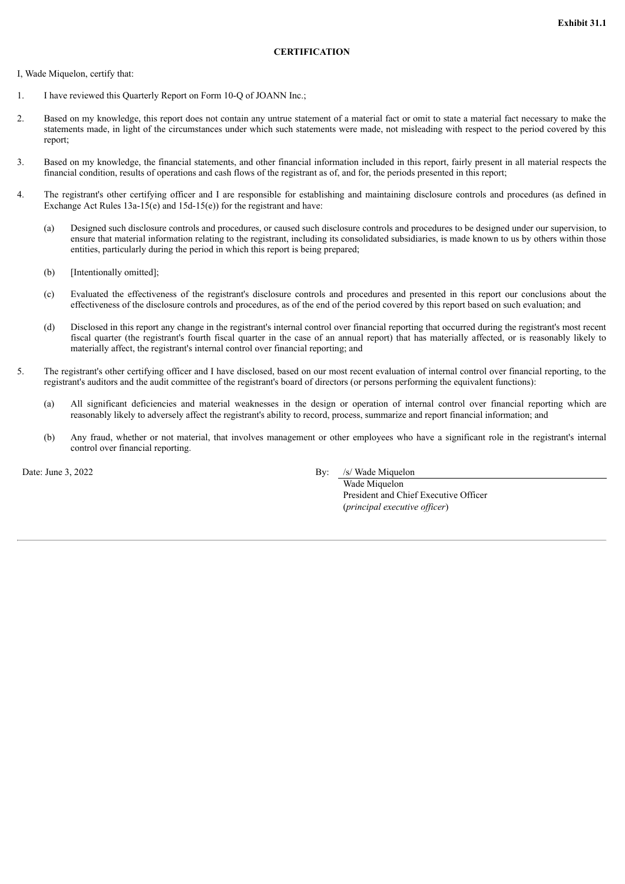**Exhibit 31.1**

**CERTIFICATION**

I, Wade Miquelon, certify that:

1. I have reviewed this Quarterly Report on Form 10-Q of JOANN Inc.;

2. Based on my knowledge, this report does not contain any untrue statement of a material fact or omit to state a material fact necessary to make the statements made, in light of the circumstances under which such statements were made, not misleading with respect to the period covered by this report;

3. Based on my knowledge, the financial statements, and other financial information included in this report, fairly present in all material respects the financial condition, results of operations and cash flows of the registrant as of, and for, the periods presented in this report;

4. The registrant's other certifying officer and I are responsible for establishing and maintaining disclosure controls and procedures (as defined in Exchange Act Rules 13a-15(e) and 15d-15(e)) for the registrant and have:

   (a) Designed such disclosure controls and procedures, or caused such disclosure controls and procedures to be designed under our supervision, to ensure that material information relating to the registrant, including its consolidated subsidiaries, is made known to us by others within those entities, particularly during the period in which this report is being prepared;

   (b) [Intentionally omitted];

   (c) Evaluated the effectiveness of the registrant's disclosure controls and procedures and presented in this report our conclusions about the effectiveness of the disclosure controls and procedures, as of the end of the period covered by this report based on such evaluation; and

   (d) Disclosed in this report any change in the registrant's internal control over financial reporting that occurred during the registrant's most recent fiscal quarter (the registrant's fourth fiscal quarter in the case of an annual report) that has materially affected, or is reasonably likely to materially affect, the registrant's internal control over financial reporting; and

5. The registrant's other certifying officer and I have disclosed, based on our most recent evaluation of internal control over financial reporting, to the registrant's auditors and the audit committee of the registrant's board of directors (or persons performing the equivalent functions):

   (a) All significant deficiencies and material weaknesses in the design or operation of internal control over financial reporting which are reasonably likely to adversely affect the registrant's ability to record, process, summarize and report financial information; and

   (b) Any fraud, whether or not material, that involves management or other employees who have a significant role in the registrant's internal control over financial reporting.

Date: June 3, 2022

By: /s/ Wade Miquelon
Wade Miquelon
President and Chief Executive Officer
(*principal executive officer*)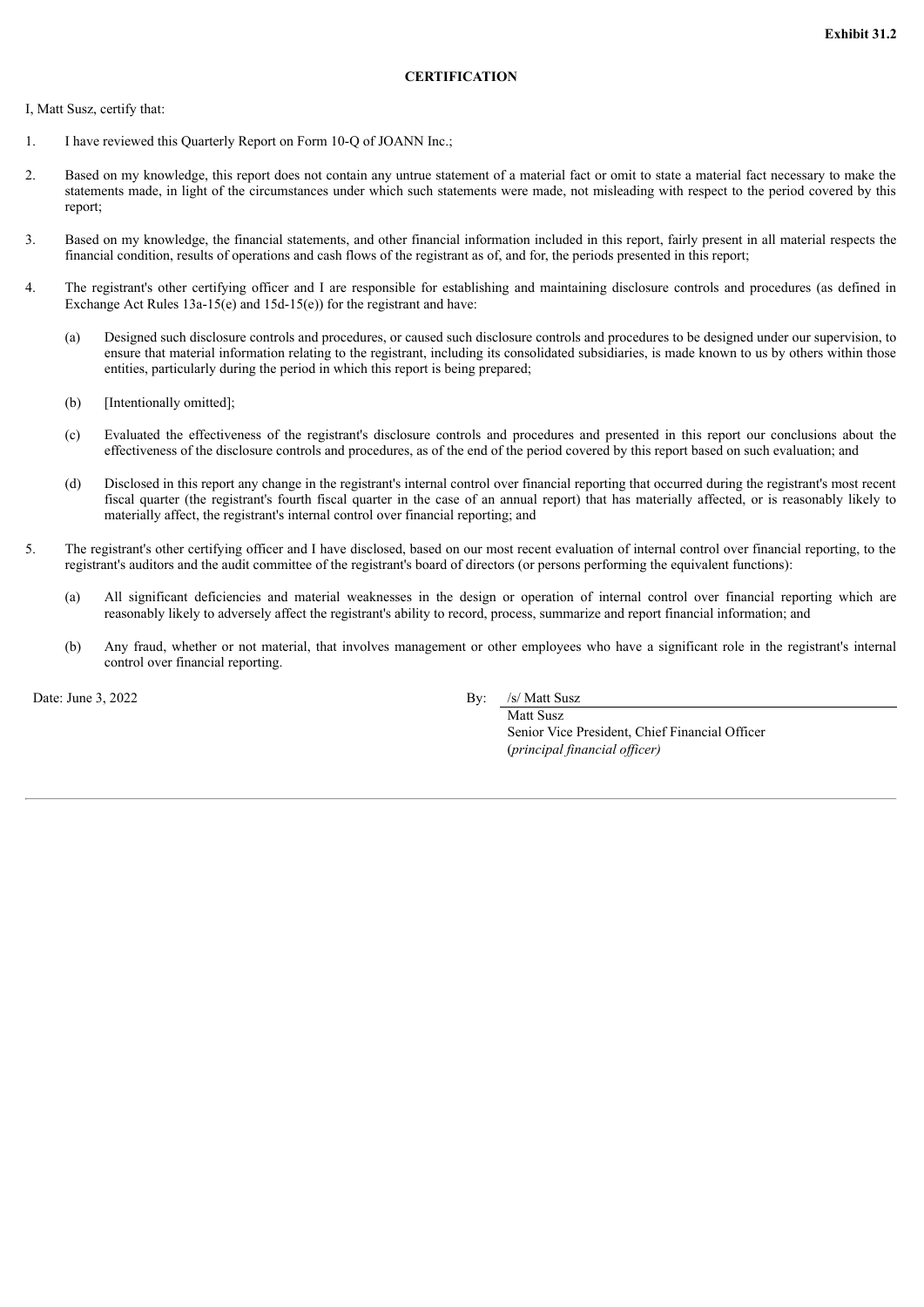**Exhibit 31.2**

**CERTIFICATION**

I, Matt Susz, certify that:

1. I have reviewed this Quarterly Report on Form 10-Q of JOANN Inc.;

2. Based on my knowledge, this report does not contain any untrue statement of a material fact or omit to state a material fact necessary to make the statements made, in light of the circumstances under which such statements were made, not misleading with respect to the period covered by this report;

3. Based on my knowledge, the financial statements, and other financial information included in this report, fairly present in all material respects the financial condition, results of operations and cash flows of the registrant as of, and for, the periods presented in this report;

4. The registrant's other certifying officer and I are responsible for establishing and maintaining disclosure controls and procedures (as defined in Exchange Act Rules 13a-15(e) and 15d-15(e)) for the registrant and have:

   (a) Designed such disclosure controls and procedures, or caused such disclosure controls and procedures to be designed under our supervision, to ensure that material information relating to the registrant, including its consolidated subsidiaries, is made known to us by others within those entities, particularly during the period in which this report is being prepared;

   (b) [Intentionally omitted];

   (c) Evaluated the effectiveness of the registrant's disclosure controls and procedures and presented in this report our conclusions about the effectiveness of the disclosure controls and procedures, as of the end of the period covered by this report based on such evaluation; and

   (d) Disclosed in this report any change in the registrant's internal control over financial reporting that occurred during the registrant's most recent fiscal quarter (the registrant's fourth fiscal quarter in the case of an annual report) that has materially affected, or is reasonably likely to materially affect, the registrant's internal control over financial reporting; and

5. The registrant's other certifying officer and I have disclosed, based on our most recent evaluation of internal control over financial reporting, to the registrant's auditors and the audit committee of the registrant's board of directors (or persons performing the equivalent functions):

   (a) All significant deficiencies and material weaknesses in the design or operation of internal control over financial reporting which are reasonably likely to adversely affect the registrant's ability to record, process, summarize and report financial information; and

   (b) Any fraud, whether or not material, that involves management or other employees who have a significant role in the registrant's internal control over financial reporting.

Date: June 3, 2022

By: /s/ Matt Susz
Matt Susz
Senior Vice President, Chief Financial Officer
(*principal financial officer)*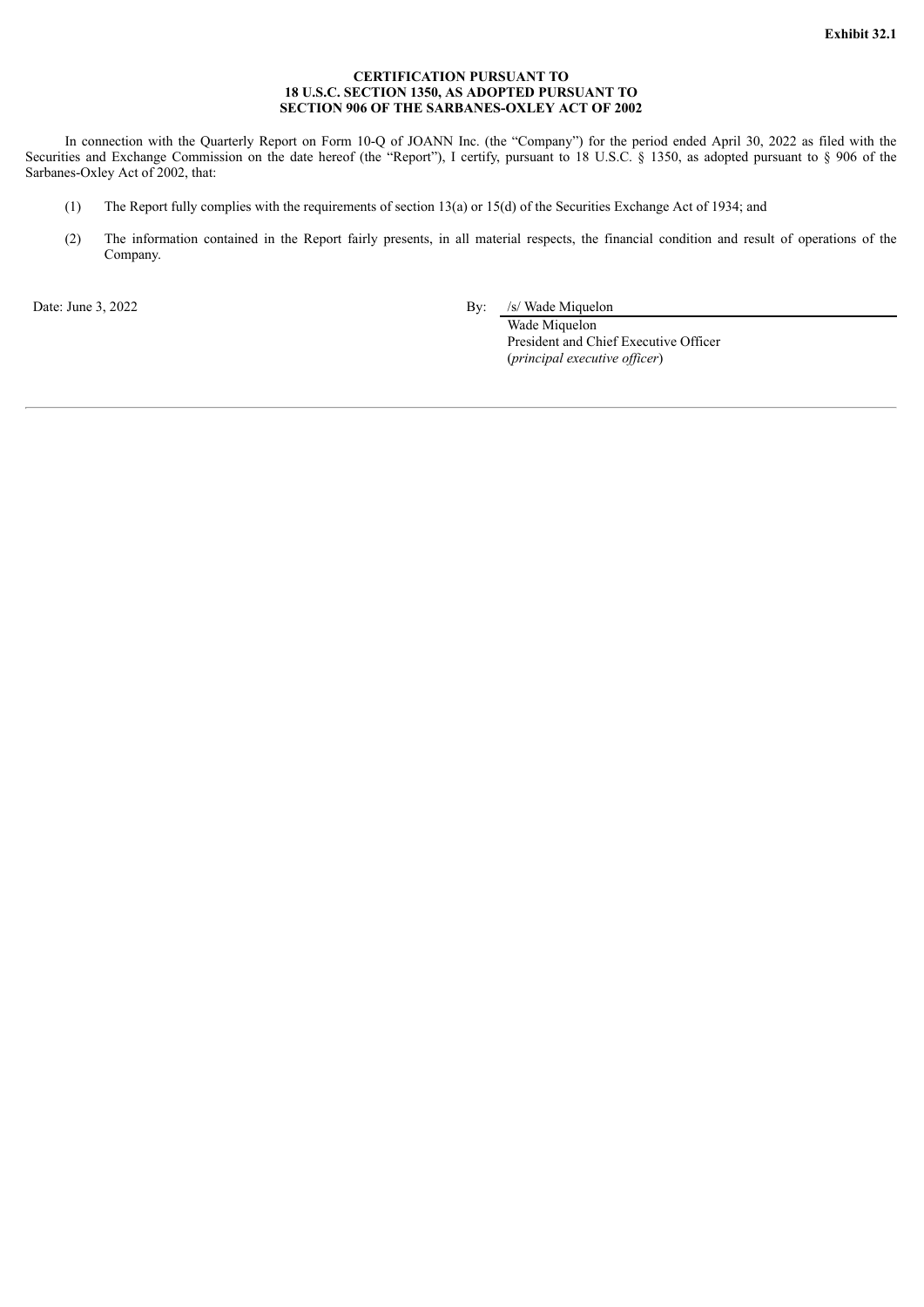**Exhibit 32.1**

**CERTIFICATION PURSUANT TO**
**18 U.S.C. SECTION 1350, AS ADOPTED PURSUANT TO**
**SECTION 906 OF THE SARBANES-OXLEY ACT OF 2002**

In connection with the Quarterly Report on Form 10-Q of JOANN Inc. (the “Company”) for the period ended April 30, 2022 as filed with the Securities and Exchange Commission on the date hereof (the “Report”), I certify, pursuant to 18 U.S.C. § 1350, as adopted pursuant to § 906 of the Sarbanes-Oxley Act of 2002, that:

(1) The Report fully complies with the requirements of section 13(a) or 15(d) of the Securities Exchange Act of 1934; and

(2) The information contained in the Report fairly presents, in all material respects, the financial condition and result of operations of the Company.

Date: June 3, 2022

By: /s/ Wade Miquelon
Wade Miquelon
President and Chief Executive Officer
(*principal executive officer*)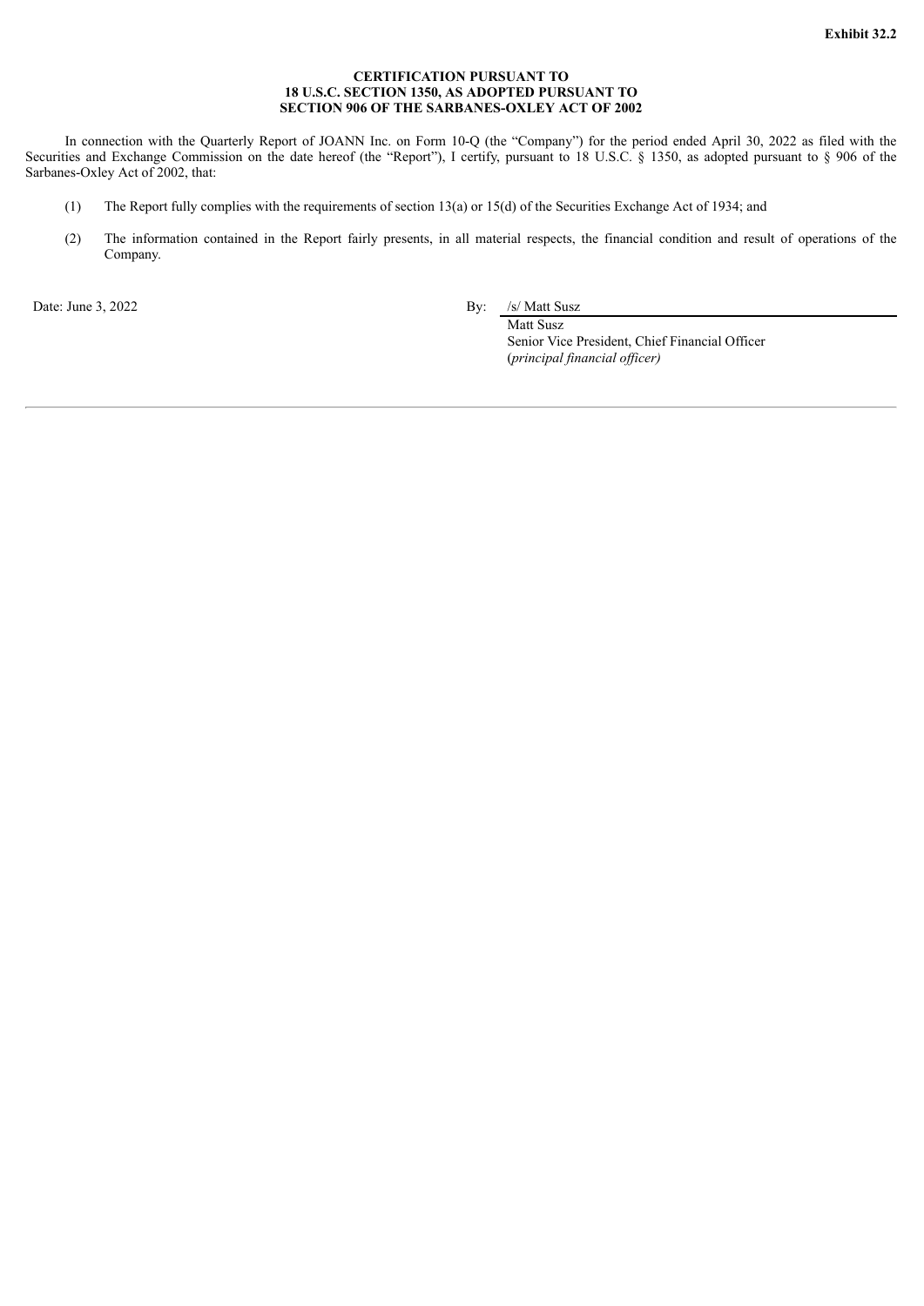**Exhibit 32.2**

**CERTIFICATION PURSUANT TO 18 U.S.C. SECTION 1350, AS ADOPTED PURSUANT TO SECTION 906 OF THE SARBANES-OXLEY ACT OF 2002**

In connection with the Quarterly Report of JOANN Inc. on Form 10-Q (the "Company") for the period ended April 30, 2022 as filed with the Securities and Exchange Commission on the date hereof (the "Report"), I certify, pursuant to 18 U.S.C. § 1350, as adopted pursuant to § 906 of the Sarbanes-Oxley Act of 2002, that:

(1) The Report fully complies with the requirements of section 13(a) or 15(d) of the Securities Exchange Act of 1934; and

(2) The information contained in the Report fairly presents, in all material respects, the financial condition and result of operations of the Company.

Date: June 3, 2022

By: /s/ Matt Susz
Matt Susz
Senior Vice President, Chief Financial Officer
(*principal financial officer)*